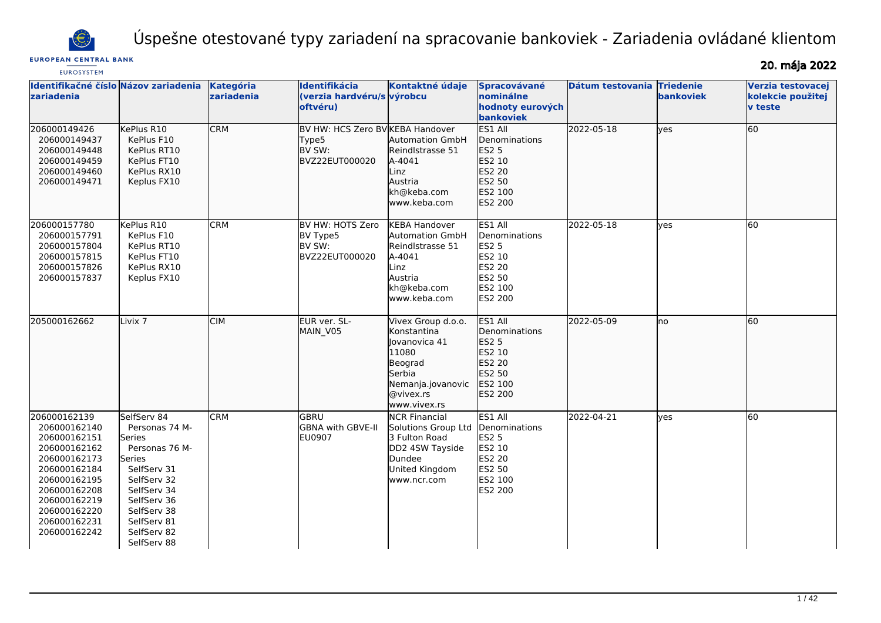# Úspešne otestované typy zariadení na spracovanie bankoviek - Zariadenia ovládané klientom

**20. mája 2022**

| Identifikačné číslo zariadenia | Názov zariadenia | Kategória zariadenia | Identifikácia (verzia hardvéru/softvéru) | Kontaktné údaje výrobcu | Spracovávané nominálne hodnoty eurových bankoviek | Dátum testovania | Triedenie bankoviek | Verzia testovacej kolekcie použitej v teste |
|---|---|---|---|---|---|---|---|---|
| 206000149426<br>206000149437<br>206000149448<br>206000149459<br>206000149460<br>206000149471 | KePlus R10<br>KePlus F10<br>KePlus RT10<br>KePlus FT10<br>KePlus RX10<br>Keplus FX10 | CRM | BV HW: HCS Zero BV Type5<br>BV SW: BVZ22EUT000020 | KEBA Handover Automation GmbH<br>Reindlstrasse 51<br>A-4041<br>Linz<br>Austria<br>kh@keba.com<br>www.keba.com | ES1 All Denominations<br>ES2 5<br>ES2 10<br>ES2 20<br>ES2 50<br>ES2 100<br>ES2 200 | 2022-05-18 | yes | 60 |
| 206000157780<br>206000157791<br>206000157804<br>206000157815<br>206000157826<br>206000157837 | KePlus R10<br>KePlus F10<br>KePlus RT10<br>KePlus FT10<br>KePlus RX10<br>Keplus FX10 | CRM | BV HW: HOTS Zero BV Type5<br>BV SW: BVZ22EUT000020 | KEBA Handover Automation GmbH<br>Reindlstrasse 51<br>A-4041<br>Linz<br>Austria<br>kh@keba.com<br>www.keba.com | ES1 All Denominations<br>ES2 5<br>ES2 10<br>ES2 20<br>ES2 50<br>ES2 100<br>ES2 200 | 2022-05-18 | yes | 60 |
| 205000162662 | Livix 7 | CIM | EUR ver. SL-MAIN_V05 | Vivex Group d.o.o.<br>Konstantina Jovanovica 41<br>11080<br>Beograd<br>Serbia<br>Nemanja.jovanovic@vivex.rs<br>www.vivex.rs | ES1 All Denominations<br>ES2 5<br>ES2 10<br>ES2 20<br>ES2 50<br>ES2 100<br>ES2 200 | 2022-05-09 | no | 60 |
| 206000162139<br>206000162140<br>206000162151<br>206000162162<br>206000162173<br>206000162184<br>206000162195<br>206000162208<br>206000162219<br>206000162220<br>206000162231<br>206000162242 | SelfServ 84<br>Personas 74 M-Series<br>Personas 76 M-Series<br>SelfServ 31<br>SelfServ 32<br>SelfServ 34<br>SelfServ 36<br>SelfServ 38<br>SelfServ 81<br>SelfServ 82<br>SelfServ 88 | CRM | GBRU<br>GBNA with GBVE-II EU0907 | NCR Financial Solutions Group Ltd<br>3 Fulton Road<br>DD2 4SW Tayside<br>Dundee<br>United Kingdom<br>www.ncr.com | ES1 All Denominations<br>ES2 5<br>ES2 10<br>ES2 20<br>ES2 50<br>ES2 100<br>ES2 200 | 2022-04-21 | yes | 60 |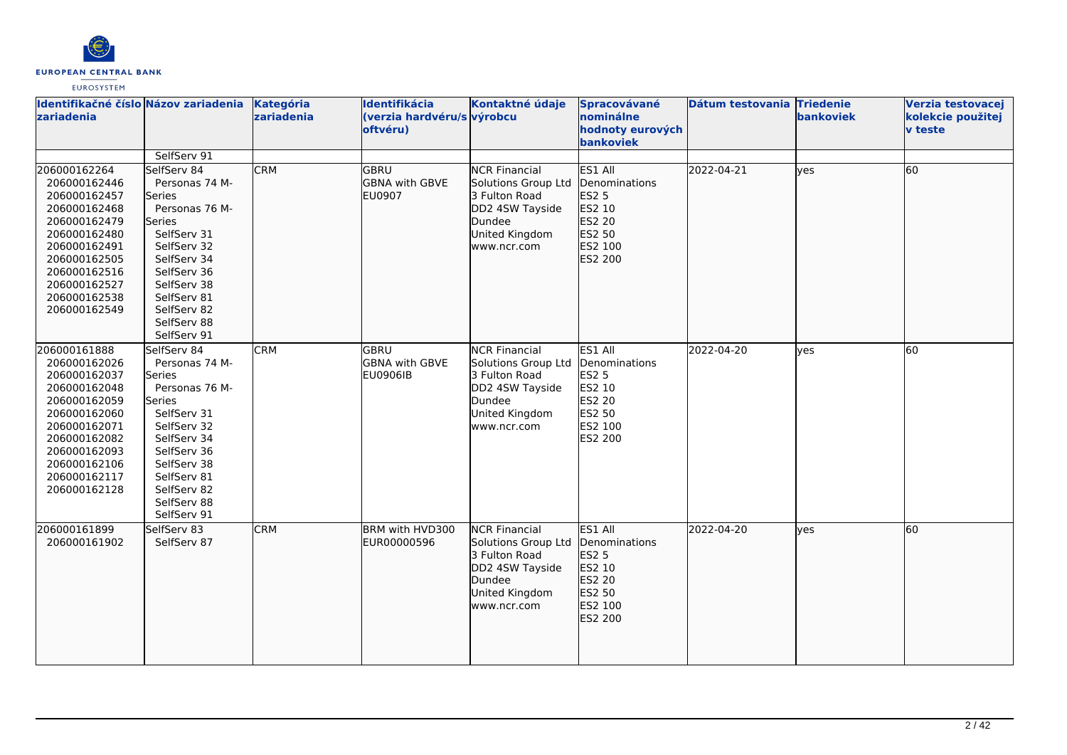| Identifikačné číslo zariadenia | Názov zariadenia | Kategória zariadenia | Identifikácia (verzia hardvéru/softvéru) | Kontaktné údaje výrobcu | Spracovávané nominálne hodnoty eurových bankoviek | Dátum testovania | Triedenie bankoviek | Verzia testovacej kolekcie použitej v teste |
|---|---|---|---|---|---|---|---|---|
| | SelfServ 91 | | | | | | | |
| 206000162264<br>206000162446<br>206000162457<br>206000162468<br>206000162479<br>206000162480<br>206000162491<br>206000162505<br>206000162516<br>206000162527<br>206000162538<br>206000162549 | SelfServ 84<br>Personas 74 M-Series<br>Personas 76 M-Series<br>SelfServ 31<br>SelfServ 32<br>SelfServ 34<br>SelfServ 36<br>SelfServ 38<br>SelfServ 81<br>SelfServ 82<br>SelfServ 88<br>SelfServ 91 | CRM | GBRU<br>GBNA with GBVE<br>EU0907 | NCR Financial Solutions Group Ltd<br>3 Fulton Road<br>DD2 4SW Tayside<br>Dundee<br>United Kingdom<br>www.ncr.com | ES1 All Denominations<br>ES2 5<br>ES2 10<br>ES2 20<br>ES2 50<br>ES2 100<br>ES2 200 | 2022-04-21 | yes | 60 |
| 206000161888<br>206000162026<br>206000162037<br>206000162048<br>206000162059<br>206000162060<br>206000162071<br>206000162082<br>206000162093<br>206000162106<br>206000162117<br>206000162128 | SelfServ 84<br>Personas 74 M-Series<br>Personas 76 M-Series<br>SelfServ 31<br>SelfServ 32<br>SelfServ 34<br>SelfServ 36<br>SelfServ 38<br>SelfServ 81<br>SelfServ 82<br>SelfServ 88<br>SelfServ 91 | CRM | GBRU<br>GBNA with GBVE<br>EU0906IB | NCR Financial Solutions Group Ltd<br>3 Fulton Road<br>DD2 4SW Tayside<br>Dundee<br>United Kingdom<br>www.ncr.com | ES1 All Denominations<br>ES2 5<br>ES2 10<br>ES2 20<br>ES2 50<br>ES2 100<br>ES2 200 | 2022-04-20 | yes | 60 |
| 206000161899<br>206000161902 | SelfServ 83<br>SelfServ 87 | CRM | BRM with HVD300<br>EUR00000596 | NCR Financial Solutions Group Ltd<br>3 Fulton Road<br>DD2 4SW Tayside<br>Dundee<br>United Kingdom<br>www.ncr.com | ES1 All Denominations<br>ES2 5<br>ES2 10<br>ES2 20<br>ES2 50<br>ES2 100<br>ES2 200 | 2022-04-20 | yes | 60 |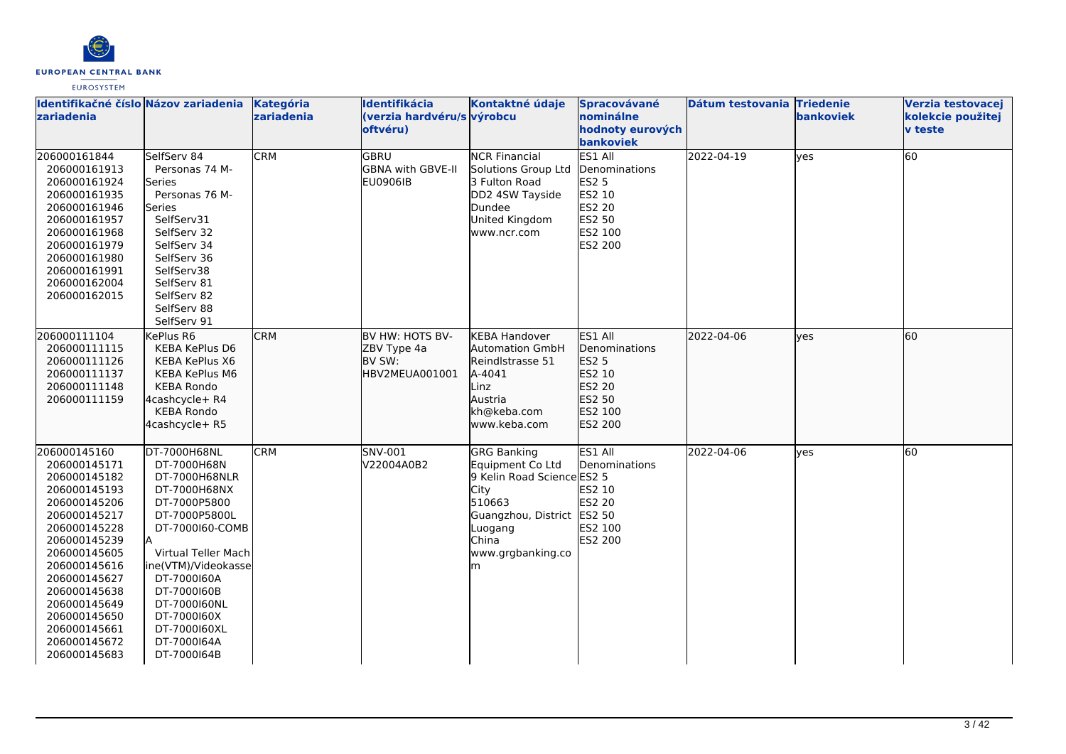| Identifikačné číslo zariadenia | Názov zariadenia | Kategória zariadenia | Identifikácia (verzia hardvéru/softvéru) | Kontaktné údaje výrobcu | Spracovávané nominálne hodnoty eurových bankoviek | Dátum testovania | Triedenie bankoviek | Verzia testovacej kolekcie použitej v teste |
|---|---|---|---|---|---|---|---|---|
| 206000161844<br>206000161913<br>206000161924<br>206000161935<br>206000161946<br>206000161957<br>206000161968<br>206000161979<br>206000161980<br>206000161991<br>206000162004<br>206000162015 | SelfServ 84<br>Personas 74 M-Series<br>Personas 76 M-Series<br>SelfServ31<br>SelfServ 32<br>SelfServ 34<br>SelfServ 36<br>SelfServ38<br>SelfServ 81<br>SelfServ 82<br>SelfServ 88<br>SelfServ 91 | CRM | GBRU<br>GBNA with GBVE-II<br>EU0906IB | NCR Financial Solutions Group Ltd<br>3 Fulton Road<br>DD2 4SW Tayside<br>Dundee<br>United Kingdom<br>www.ncr.com | ES1 All Denominations<br>ES2 5<br>ES2 10<br>ES2 20<br>ES2 50<br>ES2 100<br>ES2 200 | 2022-04-19 | yes | 60 |
| 206000111104<br>206000111115<br>206000111126<br>206000111137<br>206000111148<br>206000111159 | KePlus R6<br>KEBA KePlus D6<br>KEBA KePlus X6<br>KEBA KePlus M6<br>KEBA Rondo 4cashcycle+ R4<br>KEBA Rondo 4cashcycle+ R5 | CRM | BV HW: HOTS BV-ZBV Type 4a<br>BV SW: HBV2MEUA001001 | KEBA Handover Automation GmbH<br>Reindlstrasse 51<br>A-4041<br>Linz<br>Austria<br>kh@keba.com<br>www.keba.com | ES1 All Denominations<br>ES2 5<br>ES2 10<br>ES2 20<br>ES2 50<br>ES2 100<br>ES2 200 | 2022-04-06 | yes | 60 |
| 206000145160<br>206000145171<br>206000145182<br>206000145193<br>206000145206<br>206000145217<br>206000145228<br>206000145239<br>206000145605<br>206000145616<br>206000145627<br>206000145638<br>206000145649<br>206000145650<br>206000145661<br>206000145672<br>206000145683 | DT-7000H68NL<br>DT-7000H68N<br>DT-7000H68NLR<br>DT-7000H68NX<br>DT-7000P5800<br>DT-7000P5800L<br>DT-7000I60-COMBA<br>Virtual Teller Machine(VTM)/Videokasse<br>DT-7000I60A<br>DT-7000I60B<br>DT-7000I60NL<br>DT-7000I60X<br>DT-7000I60XL<br>DT-7000I64A<br>DT-7000I64B | CRM | SNV-001<br>V22004A0B2 | GRG Banking Equipment Co Ltd<br>9 Kelin Road Science City<br>510663<br>Guangzhou, District Luogang<br>China<br>www.grgbanking.com | ES1 All Denominations<br>ES2 5<br>ES2 10<br>ES2 20<br>ES2 50<br>ES2 100<br>ES2 200 | 2022-04-06 | yes | 60 |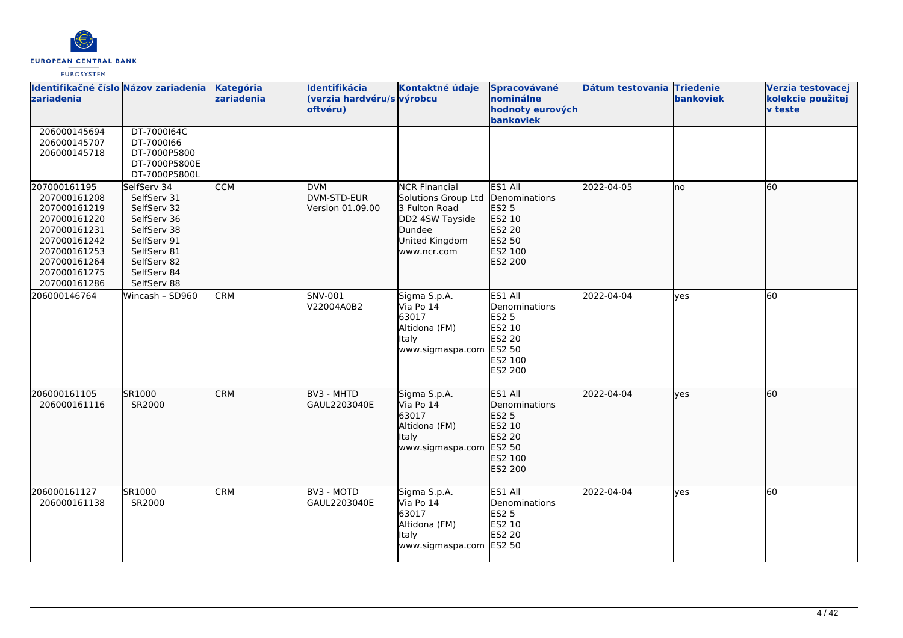| Identifikačné číslo zariadenia | Názov zariadenia | Kategória zariadenia | Identifikácia (verzia hardvéru/softvéru) | Kontaktné údaje výrobcu | Spracovávané nominálne hodnoty eurových bankoviek | Dátum testovania | Triedenie bankoviek | Verzia testovacej kolekcie použitej v teste |
|---|---|---|---|---|---|---|---|---|
| 206000145694<br>206000145707<br>206000145718 | DT-7000I64C<br>DT-7000I66<br>DT-7000P5800<br>DT-7000P5800E<br>DT-7000P5800L | | | | | | | |
| 207000161195<br>207000161208<br>207000161219<br>207000161220<br>207000161231<br>207000161242<br>207000161253<br>207000161264<br>207000161275<br>207000161286 | SelfServ 34<br>SelfServ 31<br>SelfServ 32<br>SelfServ 36<br>SelfServ 38<br>SelfServ 91<br>SelfServ 81<br>SelfServ 82<br>SelfServ 84<br>SelfServ 88 | CCM | DVM<br>DVM-STD-EUR<br>Version 01.09.00 | NCR Financial Solutions Group Ltd<br>3 Fulton Road<br>DD2 4SW Tayside<br>Dundee<br>United Kingdom<br>www.ncr.com | ES1 All Denominations<br>ES2 5<br>ES2 10<br>ES2 20<br>ES2 50<br>ES2 100<br>ES2 200 | 2022-04-05 | no | 60 |
| 206000146764 | Wincash – SD960 | CRM | SNV-001<br>V22004A0B2 | Sigma S.p.A.<br>Via Po 14<br>63017<br>Altidona (FM)<br>Italy<br>www.sigmaspa.com | ES1 All Denominations<br>ES2 5<br>ES2 10<br>ES2 20<br>ES2 50<br>ES2 100<br>ES2 200 | 2022-04-04 | yes | 60 |
| 206000161105<br>206000161116 | SR1000<br>SR2000 | CRM | BV3 - MHTD<br>GAUL2203040E | Sigma S.p.A.<br>Via Po 14<br>63017<br>Altidona (FM)<br>Italy<br>www.sigmaspa.com | ES1 All Denominations<br>ES2 5<br>ES2 10<br>ES2 20<br>ES2 50<br>ES2 100<br>ES2 200 | 2022-04-04 | yes | 60 |
| 206000161127<br>206000161138 | SR1000<br>SR2000 | CRM | BV3 - MOTD<br>GAUL2203040E | Sigma S.p.A.<br>Via Po 14<br>63017<br>Altidona (FM)<br>Italy<br>www.sigmaspa.com | ES1 All Denominations<br>ES2 5<br>ES2 10<br>ES2 20<br>ES2 50 | 2022-04-04 | yes | 60 |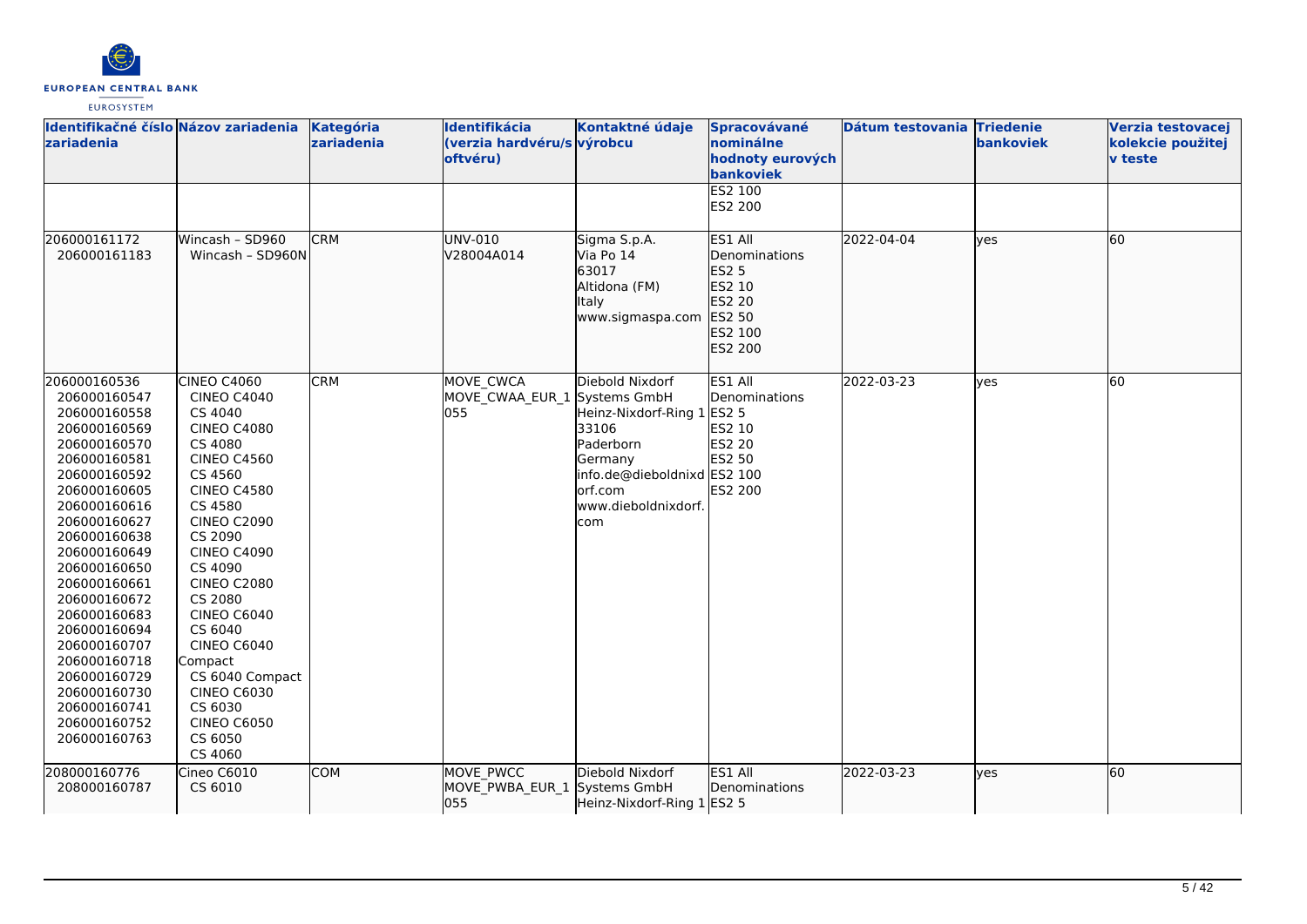| Identifikačné číslo zariadenia | Názov zariadenia | Kategória zariadenia | Identifikácia (verzia hardvéru/softvéru) | Kontaktné údaje výrobcu | Spracovávané nominálne hodnoty eurových bankoviek | Dátum testovania | Triedenie bankoviek | Verzia testovacej kolekcie použitej v teste |
|---|---|---|---|---|---|---|---|---|
| | | | | | ES2 100<br>ES2 200 | | | |
| 206000161172<br>206000161183 | Wincash – SD960<br>Wincash – SD960N | CRM | UNV-010<br>V28004A014 | Sigma S.p.A.<br>Via Po 14<br>63017<br>Altidona (FM)<br>Italy<br>www.sigmaspa.com | ES1 All Denominations<br>ES2 5<br>ES2 10<br>ES2 20<br>ES2 50<br>ES2 100<br>ES2 200 | 2022-04-04 | yes | 60 |
| 206000160536<br>206000160547<br>206000160558<br>206000160569<br>206000160570<br>206000160581<br>206000160592<br>206000160605<br>206000160616<br>206000160627<br>206000160638<br>206000160649<br>206000160650<br>206000160661<br>206000160672<br>206000160683<br>206000160694<br>206000160707<br>206000160718<br>206000160729<br>206000160730<br>206000160741<br>206000160752<br>206000160763 | CINEO C4060<br>CINEO C4040<br>CS 4040<br>CINEO C4080<br>CS 4080<br>CINEO C4560<br>CS 4560<br>CINEO C4580<br>CS 4580<br>CINEO C2090<br>CS 2090<br>CINEO C4090<br>CS 4090<br>CINEO C2080<br>CS 2080<br>CINEO C6040<br>CS 6040<br>CINEO C6040 Compact<br>CS 6040 Compact<br>CINEO C6030<br>CS 6030<br>CINEO C6050<br>CS 6050<br>CS 4060 | CRM | MOVE_CWCA<br>MOVE_CWAA_EUR_1055 | Diebold Nixdorf Systems GmbH<br>Heinz-Nixdorf-Ring 1<br>33106<br>Paderborn<br>Germany<br>info.de@dieboldnixdorf.com<br>www.dieboldnixdorf.com | ES1 All Denominations<br>ES2 5<br>ES2 10<br>ES2 20<br>ES2 50<br>ES2 100<br>ES2 200 | 2022-03-23 | yes | 60 |
| 208000160776<br>208000160787 | Cineo C6010<br>CS 6010 | COM | MOVE_PWCC<br>MOVE_PWBA_EUR_1055 | Diebold Nixdorf Systems GmbH<br>Heinz-Nixdorf-Ring 1 | ES1 All Denominations<br>ES2 5 | 2022-03-23 | yes | 60 |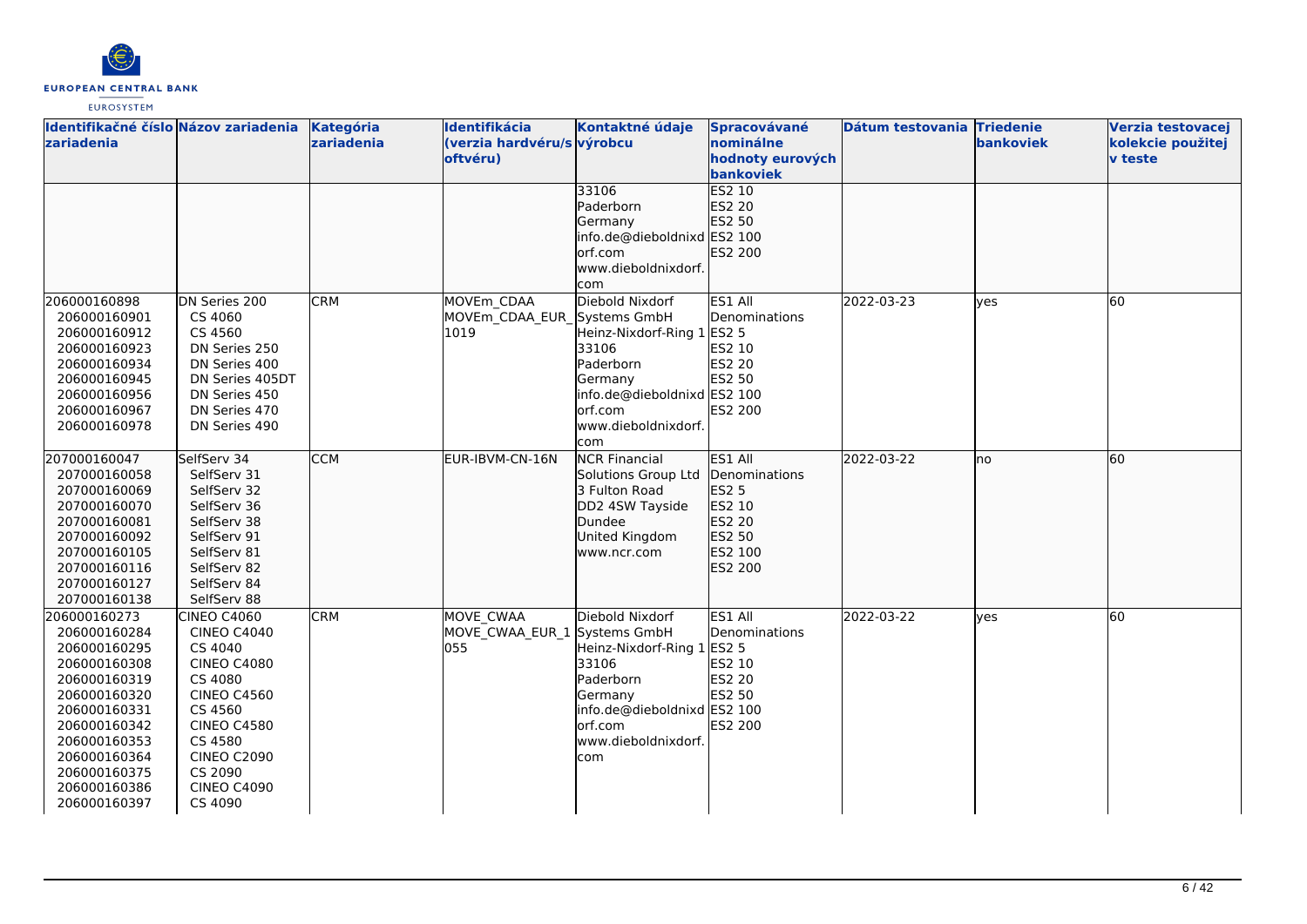| Identifikačné číslo zariadenia | Názov zariadenia | Kategória zariadenia | Identifikácia (verzia hardvéru/softvéru) | Kontaktné údaje výrobcu | Spracovávané nominálne hodnoty eurových bankoviek | Dátum testovania | Triedenie bankoviek | Verzia testovacej kolekcie použitej v teste |
|---|---|---|---|---|---|---|---|---|
| | | | | 33106<br>Paderborn<br>Germany<br>info.de@dieboldnixdorf.com<br>www.dieboldnixdorf.com | ES2 10<br>ES2 20<br>ES2 50<br>ES2 100<br>ES2 200 | | | |
| 206000160898<br>206000160901<br>206000160912<br>206000160923<br>206000160934<br>206000160945<br>206000160956<br>206000160967<br>206000160978 | DN Series 200<br>CS 4060<br>CS 4560<br>DN Series 250<br>DN Series 400<br>DN Series 405DT<br>DN Series 450<br>DN Series 470<br>DN Series 490 | CRM | MOVEm_CDAA<br>MOVEm_CDAA_EUR_1019 | Diebold Nixdorf Systems GmbH<br>Heinz-Nixdorf-Ring 1<br>33106<br>Paderborn<br>Germany<br>info.de@dieboldnixdorf.com<br>www.dieboldnixdorf.com | ES1 All Denominations<br>ES2 5<br>ES2 10<br>ES2 20<br>ES2 50<br>ES2 100<br>ES2 200 | 2022-03-23 | yes | 60 |
| 207000160047<br>207000160058<br>207000160069<br>207000160070<br>207000160081<br>207000160092<br>207000160105<br>207000160116<br>207000160127<br>207000160138 | SelfServ 34<br>SelfServ 31<br>SelfServ 32<br>SelfServ 36<br>SelfServ 38<br>SelfServ 91<br>SelfServ 81<br>SelfServ 82<br>SelfServ 84<br>SelfServ 88 | CCM | EUR-IBVM-CN-16N | NCR Financial Solutions Group Ltd<br>3 Fulton Road<br>DD2 4SW Tayside<br>Dundee<br>United Kingdom<br>www.ncr.com | ES1 All Denominations<br>ES2 5<br>ES2 10<br>ES2 20<br>ES2 50<br>ES2 100<br>ES2 200 | 2022-03-22 | no | 60 |
| 206000160273<br>206000160284<br>206000160295<br>206000160308<br>206000160319<br>206000160320<br>206000160331<br>206000160342<br>206000160353<br>206000160364<br>206000160375<br>206000160386<br>206000160397 | CINEO C4060<br>CINEO C4040<br>CS 4040<br>CINEO C4080<br>CS 4080<br>CINEO C4560<br>CS 4560<br>CINEO C4580<br>CS 4580<br>CINEO C2090<br>CS 2090<br>CINEO C4090<br>CS 4090 | CRM | MOVE_CWAA<br>MOVE_CWAA_EUR_1055 | Diebold Nixdorf Systems GmbH<br>Heinz-Nixdorf-Ring 1<br>33106<br>Paderborn<br>Germany<br>info.de@dieboldnixdorf.com<br>www.dieboldnixdorf.com | ES1 All Denominations<br>ES2 5<br>ES2 10<br>ES2 20<br>ES2 50<br>ES2 100<br>ES2 200 | 2022-03-22 | yes | 60 |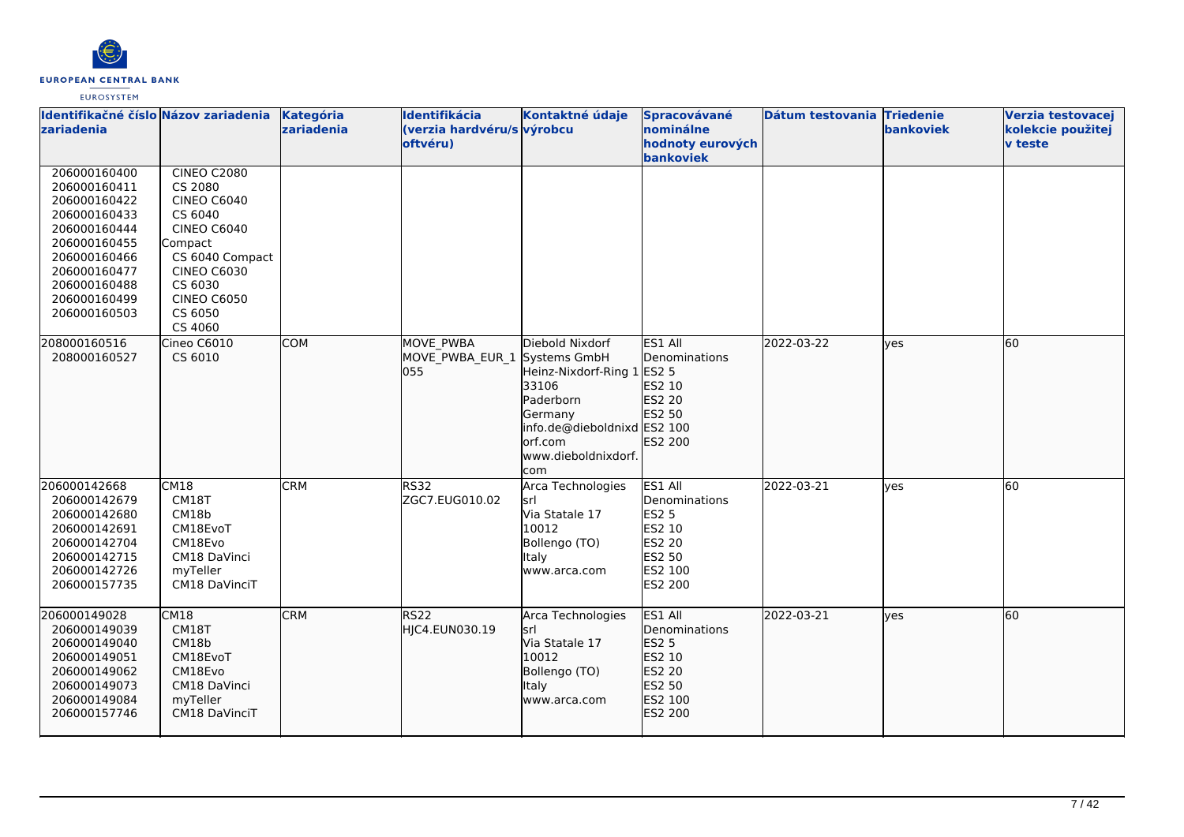| Identifikačné číslo zariadenia | Názov zariadenia | Kategória zariadenia | Identifikácia (verzia hardvéru/softvéru) | Kontaktné údaje výrobcu | Spracovávané nominálne hodnoty eurových bankoviek | Dátum testovania | Triedenie bankoviek | Verzia testovacej kolekcie použitej v teste |
|---|---|---|---|---|---|---|---|---|
| 206000160400<br>206000160411<br>206000160422<br>206000160433<br>206000160444<br>206000160455<br>206000160466<br>206000160477<br>206000160488<br>206000160499<br>206000160503 | CINEO C2080<br>CS 2080<br>CINEO C6040<br>CS 6040<br>CINEO C6040 Compact<br>CS 6040 Compact<br>CINEO C6030<br>CS 6030<br>CINEO C6050<br>CS 6050<br>CS 4060 | | | | | | | |
| 208000160516<br>208000160527 | Cineo C6010<br>CS 6010 | COM | MOVE_PWBA<br>MOVE_PWBA_EUR_1055 | Diebold Nixdorf Systems GmbH<br>Heinz-Nixdorf-Ring 1<br>33106<br>Paderborn<br>Germany<br>info.de@dieboldnixdorf.com<br>www.dieboldnixdorf.com | ES1 All Denominations<br>ES2 5<br>ES2 10<br>ES2 20<br>ES2 50<br>ES2 100<br>ES2 200 | 2022-03-22 | yes | 60 |
| 206000142668<br>206000142679<br>206000142680<br>206000142691<br>206000142704<br>206000142715<br>206000142726<br>206000157735 | CM18<br>CM18T<br>CM18b<br>CM18EvoT<br>CM18Evo<br>CM18 DaVinci<br>myTeller<br>CM18 DaVinciT | CRM | RS32<br>ZGC7.EUG010.02 | Arca Technologies srl<br>Via Statale 17<br>10012<br>Bollengo (TO)<br>Italy<br>www.arca.com | ES1 All Denominations<br>ES2 5<br>ES2 10<br>ES2 20<br>ES2 50<br>ES2 100<br>ES2 200 | 2022-03-21 | yes | 60 |
| 206000149028<br>206000149039<br>206000149040<br>206000149051<br>206000149062<br>206000149073<br>206000149084<br>206000157746 | CM18<br>CM18T<br>CM18b<br>CM18EvoT<br>CM18Evo<br>CM18 DaVinci<br>myTeller<br>CM18 DaVinciT | CRM | RS22<br>HJC4.EUN030.19 | Arca Technologies srl<br>Via Statale 17<br>10012<br>Bollengo (TO)<br>Italy<br>www.arca.com | ES1 All Denominations<br>ES2 5<br>ES2 10<br>ES2 20<br>ES2 50<br>ES2 100<br>ES2 200 | 2022-03-21 | yes | 60 |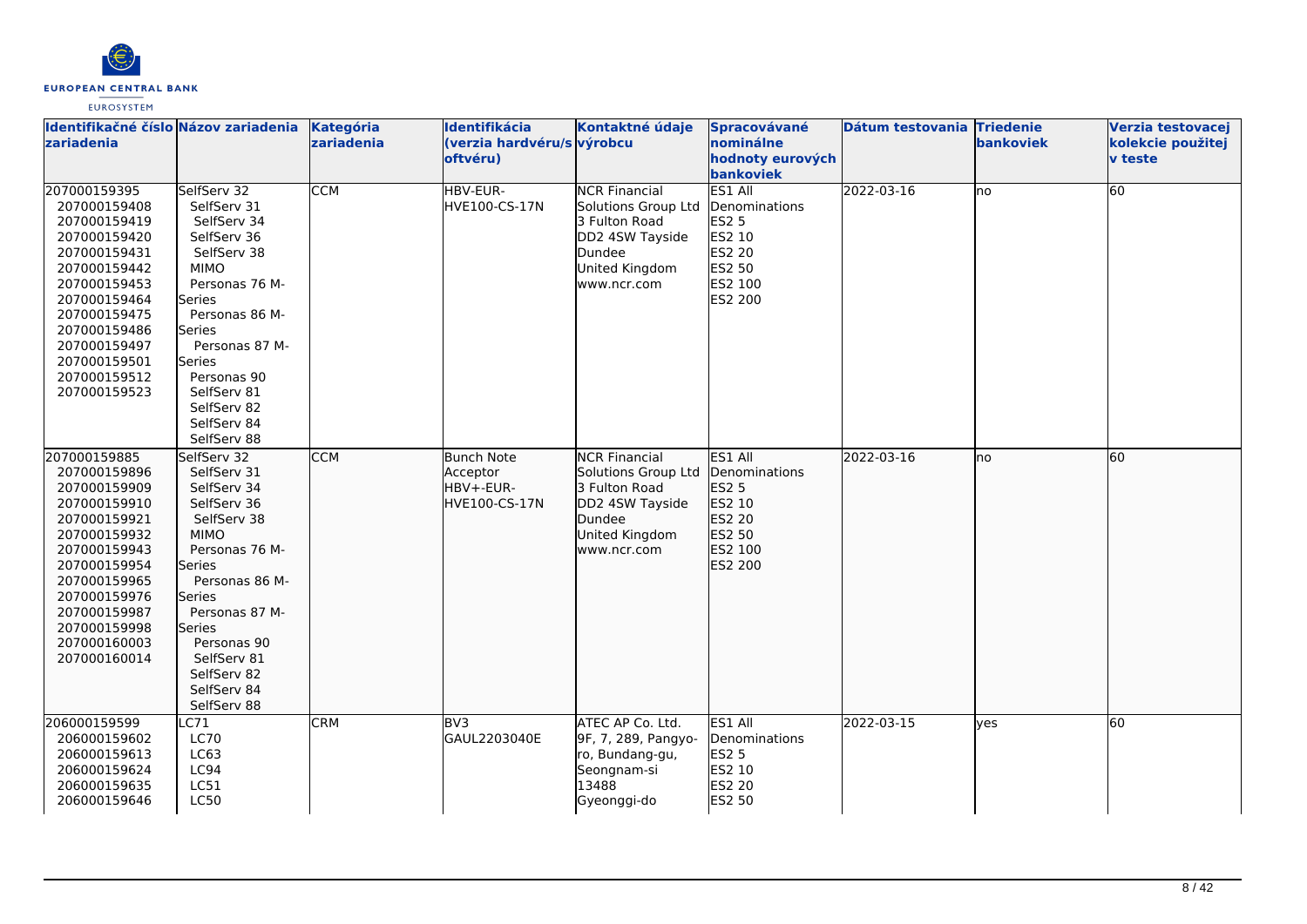| Identifikačné číslo zariadenia | Názov zariadenia | Kategória zariadenia | Identifikácia (verzia hardvéru/softvéru) | Kontaktné údaje výrobcu | Spracovávané nominálne hodnoty eurových bankoviek | Dátum testovania | Triedenie bankoviek | Verzia testovacej kolekcie použitej v teste |
|---|---|---|---|---|---|---|---|---|
| 207000159395<br>207000159408<br>207000159419<br>207000159420<br>207000159431<br>207000159442<br>207000159453<br>207000159464<br>207000159475<br>207000159486<br>207000159497<br>207000159501<br>207000159512<br>207000159523 | SelfServ 32<br>SelfServ 31<br>SelfServ 34<br>SelfServ 36<br>SelfServ 38<br>MIMO<br>Personas 76 M-Series<br>Personas 86 M-Series<br>Personas 87 M-Series<br>Personas 90<br>SelfServ 81<br>SelfServ 82<br>SelfServ 84<br>SelfServ 88 | CCM | HBV-EUR-HVE100-CS-17N | NCR Financial Solutions Group Ltd<br>3 Fulton Road<br>DD2 4SW Tayside<br>Dundee<br>United Kingdom<br>www.ncr.com | ES1 All Denominations<br>ES2 5<br>ES2 10<br>ES2 20<br>ES2 50<br>ES2 100<br>ES2 200 | 2022-03-16 | no | 60 |
| 207000159885<br>207000159896<br>207000159909<br>207000159910<br>207000159921<br>207000159932<br>207000159943<br>207000159954<br>207000159965<br>207000159976<br>207000159987<br>207000159998<br>207000160003<br>207000160014 | SelfServ 32<br>SelfServ 31<br>SelfServ 34<br>SelfServ 36<br>SelfServ 38<br>MIMO<br>Personas 76 M-Series<br>Personas 86 M-Series<br>Personas 87 M-Series<br>Personas 90<br>SelfServ 81<br>SelfServ 82<br>SelfServ 84<br>SelfServ 88 | CCM | Bunch Note Acceptor<br>HBV+-EUR-HVE100-CS-17N | NCR Financial Solutions Group Ltd<br>3 Fulton Road<br>DD2 4SW Tayside<br>Dundee<br>United Kingdom<br>www.ncr.com | ES1 All Denominations<br>ES2 5<br>ES2 10<br>ES2 20<br>ES2 50<br>ES2 100<br>ES2 200 | 2022-03-16 | no | 60 |
| 206000159599<br>206000159602<br>206000159613<br>206000159624<br>206000159635<br>206000159646 | LC71<br>LC70<br>LC63<br>LC94<br>LC51<br>LC50 | CRM | BV3<br>GAUL2203040E | ATEC AP Co. Ltd.<br>9F, 7, 289, Pangyo-ro, Bundang-gu,<br>Seongnam-si<br>13488<br>Gyeonggi-do | ES1 All Denominations<br>ES2 5<br>ES2 10<br>ES2 20<br>ES2 50 | 2022-03-15 | yes | 60 |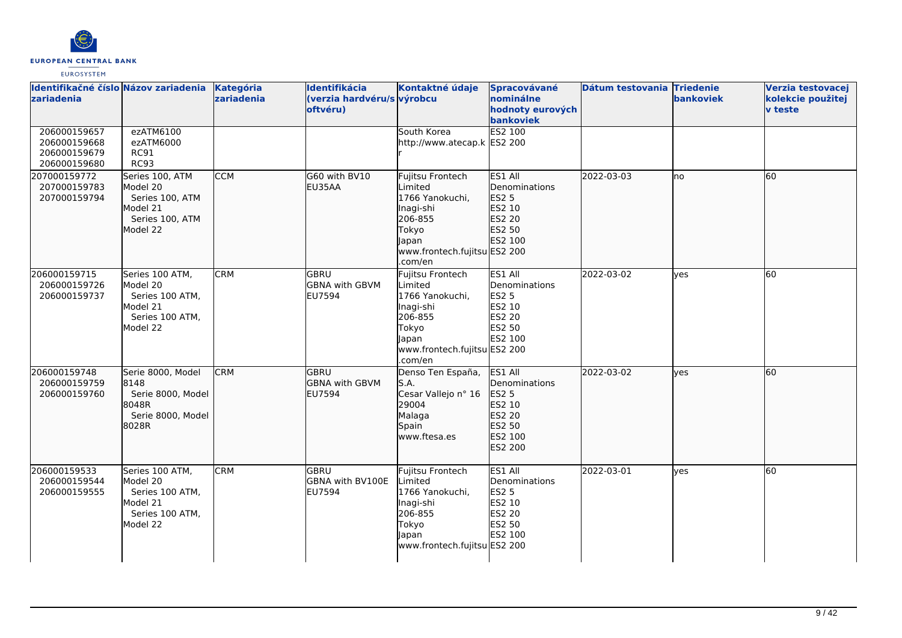| Identifikačné číslo zariadenia | Názov zariadenia | Kategória zariadenia | Identifikácia (verzia hardvéru/softvéru) | Kontaktné údaje výrobcu | Spracovávané nominálne hodnoty eurových bankoviek | Dátum testovania | Triedenie bankoviek | Verzia testovacej kolekcie použitej v teste |
|---|---|---|---|---|---|---|---|---|
| 206000159657<br>206000159668<br>206000159679<br>206000159680 | ezATM6100<br>ezATM6000<br>RC91<br>RC93 | | | South Korea<br>http://www.atecap.kr | ES2 100<br>ES2 200 | | | |
| 207000159772<br>207000159783<br>207000159794 | Series 100, ATM Model 20<br>Series 100, ATM Model 21<br>Series 100, ATM Model 22 | CCM | G60 with BV10 EU35AA | Fujitsu Frontech Limited<br>1766 Yanokuchi, Inagi-shi<br>206-855<br>Tokyo<br>Japan<br>www.frontech.fujitsu.com/en | ES1 All Denominations<br>ES2 5<br>ES2 10<br>ES2 20<br>ES2 50<br>ES2 100<br>ES2 200 | 2022-03-03 | no | 60 |
| 206000159715<br>206000159726<br>206000159737 | Series 100 ATM, Model 20<br>Series 100 ATM, Model 21<br>Series 100 ATM, Model 22 | CRM | GBRU<br>GBNA with GBVM EU7594 | Fujitsu Frontech Limited<br>1766 Yanokuchi, Inagi-shi<br>206-855<br>Tokyo<br>Japan<br>www.frontech.fujitsu.com/en | ES1 All Denominations<br>ES2 5<br>ES2 10<br>ES2 20<br>ES2 50<br>ES2 100<br>ES2 200 | 2022-03-02 | yes | 60 |
| 206000159748<br>206000159759<br>206000159760 | Serie 8000, Model 8148<br>Serie 8000, Model 8048R<br>Serie 8000, Model 8028R | CRM | GBRU<br>GBNA with GBVM EU7594 | Denso Ten España, S.A.<br>Cesar Vallejo n° 16<br>29004<br>Malaga<br>Spain<br>www.ftesa.es | ES1 All Denominations<br>ES2 5<br>ES2 10<br>ES2 20<br>ES2 50<br>ES2 100<br>ES2 200 | 2022-03-02 | yes | 60 |
| 206000159533<br>206000159544<br>206000159555 | Series 100 ATM, Model 20<br>Series 100 ATM, Model 21<br>Series 100 ATM, Model 22 | CRM | GBRU<br>GBNA with BV100E EU7594 | Fujitsu Frontech Limited<br>1766 Yanokuchi, Inagi-shi<br>206-855<br>Tokyo<br>Japan<br>www.frontech.fujitsu | ES1 All Denominations<br>ES2 5<br>ES2 10<br>ES2 20<br>ES2 50<br>ES2 100<br>ES2 200 | 2022-03-01 | yes | 60 |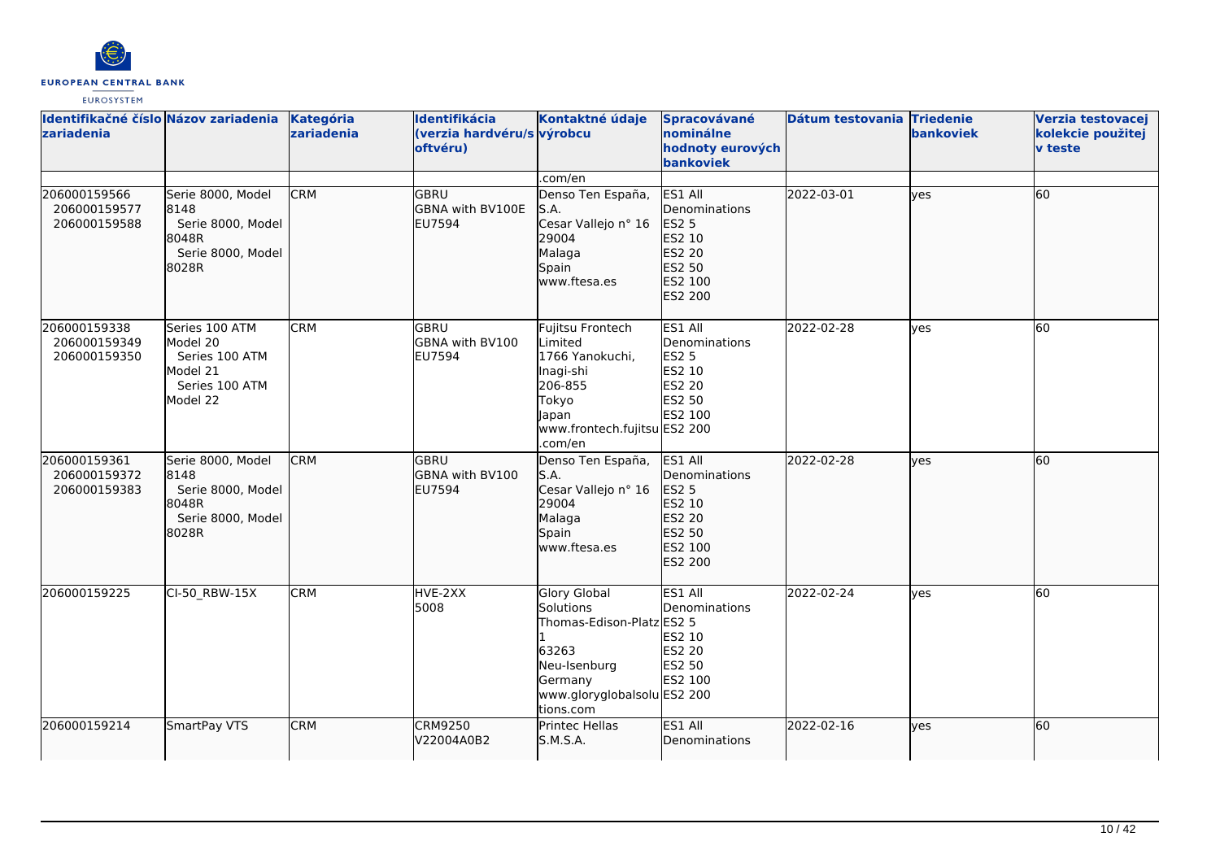| Identifikačné číslo zariadenia | Názov zariadenia | Kategória zariadenia | Identifikácia (verzia hardvéru/softvéru) | Kontaktné údaje výrobcu | Spracovávané nominálne hodnoty eurových bankoviek | Dátum testovania | Triedenie bankoviek | Verzia testovacej kolekcie použitej v teste |
|---|---|---|---|---|---|---|---|---|
| | | | | .com/en | | | | |
| 206000159566<br>206000159577<br>206000159588 | Serie 8000, Model 8148<br>Serie 8000, Model 8048R<br>Serie 8000, Model 8028R | CRM | GBRU<br>GBNA with BV100E<br>EU7594 | Denso Ten España, S.A.<br>Cesar Vallejo n° 16<br>29004<br>Malaga<br>Spain<br>www.ftesa.es | ES1 All Denominations<br>ES2 5<br>ES2 10<br>ES2 20<br>ES2 50<br>ES2 100<br>ES2 200 | 2022-03-01 | yes | 60 |
| 206000159338<br>206000159349<br>206000159350 | Series 100 ATM Model 20<br>Series 100 ATM Model 21<br>Series 100 ATM Model 22 | CRM | GBRU<br>GBNA with BV100<br>EU7594 | Fujitsu Frontech Limited<br>1766 Yanokuchi, Inagi-shi<br>206-855<br>Tokyo<br>Japan<br>www.frontech.fujitsu.com/en | ES1 All Denominations<br>ES2 5<br>ES2 10<br>ES2 20<br>ES2 50<br>ES2 100<br>ES2 200 | 2022-02-28 | yes | 60 |
| 206000159361<br>206000159372<br>206000159383 | Serie 8000, Model 8148<br>Serie 8000, Model 8048R<br>Serie 8000, Model 8028R | CRM | GBRU<br>GBNA with BV100<br>EU7594 | Denso Ten España, S.A.<br>Cesar Vallejo n° 16<br>29004<br>Malaga<br>Spain<br>www.ftesa.es | ES1 All Denominations<br>ES2 5<br>ES2 10<br>ES2 20<br>ES2 50<br>ES2 100<br>ES2 200 | 2022-02-28 | yes | 60 |
| 206000159225 | CI-50_RBW-15X | CRM | HVE-2XX<br>5008 | Glory Global Solutions<br>Thomas-Edison-Platz 1<br>63263<br>Neu-Isenburg<br>Germany<br>www.gloryglobalsolutions.com | ES1 All Denominations<br>ES2 5<br>ES2 10<br>ES2 20<br>ES2 50<br>ES2 100<br>ES2 200 | 2022-02-24 | yes | 60 |
| 206000159214 | SmartPay VTS | CRM | CRM9250<br>V22004A0B2 | Printec Hellas S.M.S.A. | ES1 All Denominations | 2022-02-16 | yes | 60 |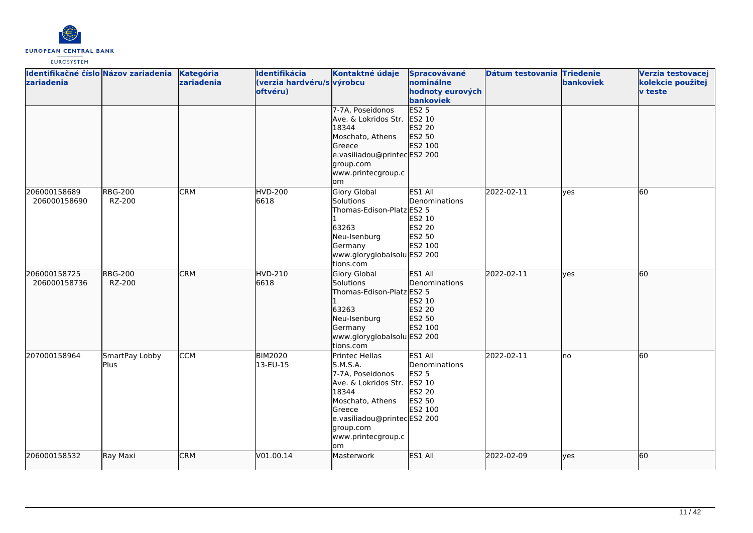| Identifikačné číslo zariadenia | Názov zariadenia | Kategória zariadenia | Identifikácia (verzia hardvéru/softvéru) | Kontaktné údaje výrobcu | Spracovávané nominálne hodnoty eurových bankoviek | Dátum testovania | Triedenie bankoviek | Verzia testovacej kolekcie použitej v teste |
|---|---|---|---|---|---|---|---|---|
| | | | | 7-7A, Poseidonos Ave. & Lokridos Str. 18344 Moschato, Athens Greece e.vasiliadou@printecgroup.com www.printecgroup.com | ES2 5 ES2 10 ES2 20 ES2 50 ES2 100 ES2 200 | | | |
| 206000158689 206000158690 | RBG-200 RZ-200 | CRM | HVD-200 6618 | Glory Global Solutions Thomas-Edison-Platz 1 63263 Neu-Isenburg Germany www.gloryglobalsolutions.com | ES1 All Denominations ES2 5 ES2 10 ES2 20 ES2 50 ES2 100 ES2 200 | 2022-02-11 | yes | 60 |
| 206000158725 206000158736 | RBG-200 RZ-200 | CRM | HVD-210 6618 | Glory Global Solutions Thomas-Edison-Platz 1 63263 Neu-Isenburg Germany www.gloryglobalsolutions.com | ES1 All Denominations ES2 5 ES2 10 ES2 20 ES2 50 ES2 100 ES2 200 | 2022-02-11 | yes | 60 |
| 207000158964 | SmartPay Lobby Plus | CCM | BIM2020 13-EU-15 | Printec Hellas S.M.S.A. 7-7A, Poseidonos Ave. & Lokridos Str. 18344 Moschato, Athens Greece e.vasiliadou@printecgroup.com www.printecgroup.com | ES1 All Denominations ES2 5 ES2 10 ES2 20 ES2 50 ES2 100 ES2 200 | 2022-02-11 | no | 60 |
| 206000158532 | Ray Maxi | CRM | V01.00.14 | Masterwork | ES1 All | 2022-02-09 | yes | 60 |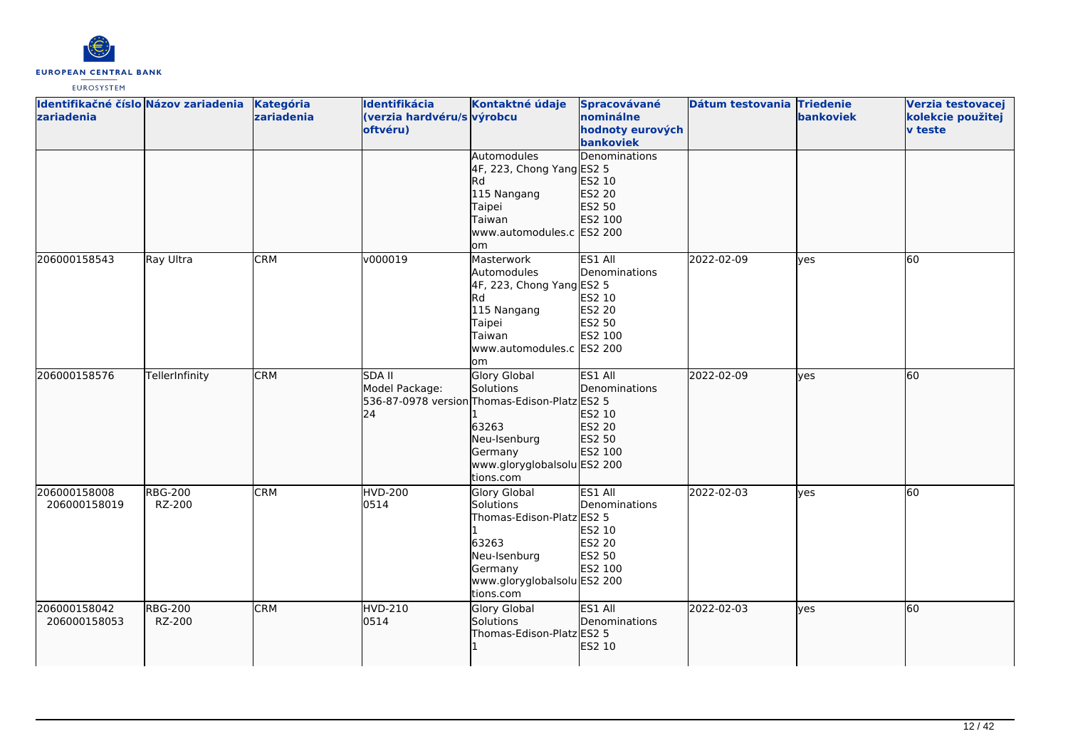| Identifikačné číslo zariadenia | Názov zariadenia | Kategória zariadenia | Identifikácia (verzia hardvéru/softvéru) | Kontaktné údaje výrobcu | Spracovávané nominálne hodnoty eurových bankoviek | Dátum testovania | Triedenie bankoviek | Verzia testovacej kolekcie použitej v teste |
|---|---|---|---|---|---|---|---|---|
| | | | | Automodules<br>4F, 223, Chong Yang Rd<br>115 Nangang<br>Taipei<br>Taiwan<br>www.automodules.com | Denominations<br>ES2 5<br>ES2 10<br>ES2 20<br>ES2 50<br>ES2 100<br>ES2 200 | | | |
| 206000158543 | Ray Ultra | CRM | v000019 | Masterwork Automodules<br>4F, 223, Chong Yang Rd<br>115 Nangang<br>Taipei<br>Taiwan<br>www.automodules.com | ES1 All Denominations<br>ES2 5<br>ES2 10<br>ES2 20<br>ES2 50<br>ES2 100<br>ES2 200 | 2022-02-09 | yes | 60 |
| 206000158576 | TellerInfinity | CRM | SDA II<br>Model Package:<br>536-87-0978 version 24 | Glory Global Solutions<br>Thomas-Edison-Platz 1<br>63263<br>Neu-Isenburg<br>Germany<br>www.gloryglobalsolutions.com | ES1 All Denominations<br>ES2 5<br>ES2 10<br>ES2 20<br>ES2 50<br>ES2 100<br>ES2 200 | 2022-02-09 | yes | 60 |
| 206000158008<br>206000158019 | RBG-200<br>RZ-200 | CRM | HVD-200<br>0514 | Glory Global Solutions<br>Thomas-Edison-Platz 1<br>63263<br>Neu-Isenburg<br>Germany<br>www.gloryglobalsolutions.com | ES1 All Denominations<br>ES2 5<br>ES2 10<br>ES2 20<br>ES2 50<br>ES2 100<br>ES2 200 | 2022-02-03 | yes | 60 |
| 206000158042<br>206000158053 | RBG-200<br>RZ-200 | CRM | HVD-210<br>0514 | Glory Global Solutions<br>Thomas-Edison-Platz 1 | ES1 All Denominations<br>ES2 5<br>ES2 10 | 2022-02-03 | yes | 60 |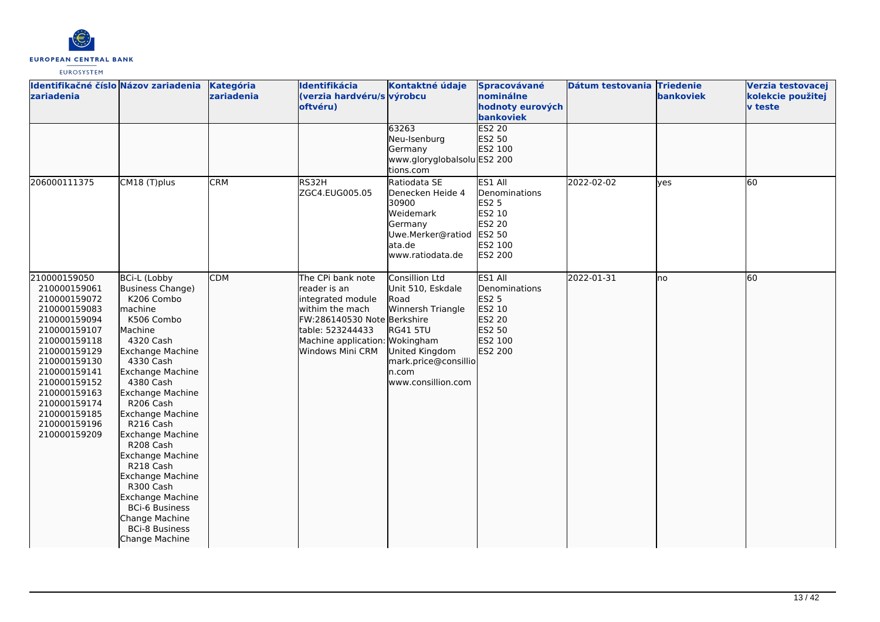| Identifikačné číslo zariadenia | Názov zariadenia | Kategória zariadenia | Identifikácia (verzia hardvéru/softvéru) | Kontaktné údaje výrobcu | Spracovávané nominálne hodnoty eurových bankoviek | Dátum testovania | Triedenie bankoviek | Verzia testovacej kolekcie použitej v teste |
|---|---|---|---|---|---|---|---|---|
| | | | | 63263 Neu-Isenburg Germany www.gloryglobalsolutions.com | ES2 20 ES2 50 ES2 100 ES2 200 | | | |
| 206000111375 | CM18 (T)plus | CRM | RS32H ZGC4.EUG005.05 | Ratiodata SE Denecken Heide 4 30900 Weidemark Germany Uwe.Merker@ratiodata.de www.ratiodata.de | ES1 All Denominations ES2 5 ES2 10 ES2 20 ES2 50 ES2 100 ES2 200 | 2022-02-02 | yes | 60 |
| 210000159050 210000159061 210000159072 210000159083 210000159094 210000159107 210000159118 210000159129 210000159130 210000159141 210000159152 210000159163 210000159174 210000159185 210000159196 210000159209 | BCi-L (Lobby Business Change) machine K206 Combo Machine K506 Combo Machine 4320 Cash Exchange Machine 4330 Cash Exchange Machine 4380 Cash Exchange Machine R206 Cash Exchange Machine R216 Cash Exchange Machine R208 Cash Exchange Machine R218 Cash Exchange Machine R300 Cash Exchange Machine BCi-6 Business Change Machine BCi-8 Business Change Machine | CDM | The CPi bank note reader is an integrated module withim the mach FW:286140530 Note table: 523244433 Machine application: Windows Mini CRM | Consillion Ltd Unit 510, Eskdale Road Winnersh Triangle Berkshire RG41 5TU Wokingham United Kingdom mark.price@consillion.com www.consillion.com | ES1 All Denominations ES2 5 ES2 10 ES2 20 ES2 50 ES2 100 ES2 200 | 2022-01-31 | no | 60 |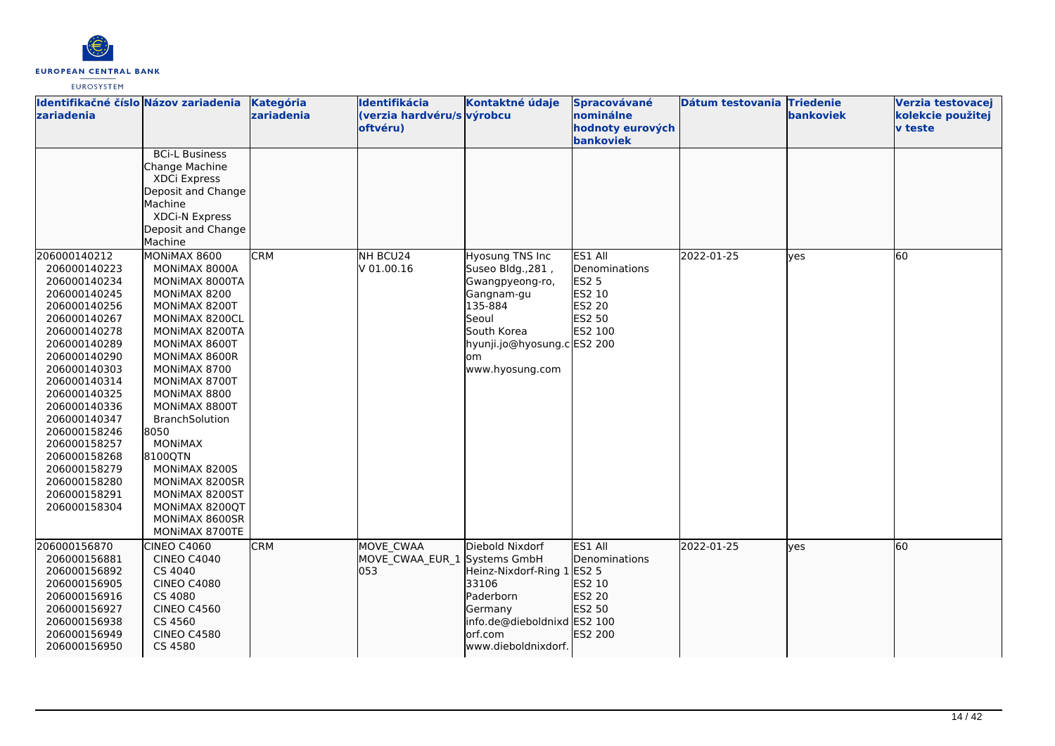| Identifikačné číslo zariadenia | Názov zariadenia | Kategória zariadenia | Identifikácia (verzia hardvéru/softvéru) | Kontaktné údaje výrobcu | Spracovávané nominálne hodnoty eurových bankoviek | Dátum testovania | Triedenie bankoviek | Verzia testovacej kolekcie použitej v teste |
|---|---|---|---|---|---|---|---|---|
| | BCi-L Business Change Machine<br>XDCi Express Deposit and Change Machine<br>XDCi-N Express Deposit and Change Machine | | | | | | | |
| 206000140212<br>206000140223<br>206000140234<br>206000140245<br>206000140256<br>206000140267<br>206000140278<br>206000140289<br>206000140290<br>206000140303<br>206000140314<br>206000140325<br>206000140336<br>206000140347<br>206000158246<br>206000158257<br>206000158268<br>206000158279<br>206000158280<br>206000158291<br>206000158304 | MONiMAX 8600<br>MONiMAX 8000A<br>MONiMAX 8000TA<br>MONiMAX 8200<br>MONiMAX 8200T<br>MONiMAX 8200CL<br>MONiMAX 8200TA<br>MONiMAX 8600T<br>MONiMAX 8600R<br>MONiMAX 8700<br>MONiMAX 8700T<br>MONiMAX 8800<br>MONiMAX 8800T<br>BranchSolution 8050<br>MONiMAX 8100QTN<br>MONiMAX 8200S<br>MONiMAX 8200SR<br>MONiMAX 8200ST<br>MONiMAX 8200QT<br>MONiMAX 8600SR<br>MONiMAX 8700TE | CRM | NH BCU24<br>V 01.00.16 | Hyosung TNS Inc<br>Suseo Bldg.,281 , Gwangpyeong-ro, Gangnam-gu<br>135-884<br>Seoul<br>South Korea<br>hyunji.jo@hyosung.com<br>www.hyosung.com | ES1 All Denominations<br>ES2 5<br>ES2 10<br>ES2 20<br>ES2 50<br>ES2 100<br>ES2 200 | 2022-01-25 | yes | 60 |
| 206000156870<br>206000156881<br>206000156892<br>206000156905<br>206000156916<br>206000156927<br>206000156938<br>206000156949<br>206000156950 | CINEO C4060<br>CINEO C4040<br>CS 4040<br>CINEO C4080<br>CS 4080<br>CINEO C4560<br>CS 4560<br>CINEO C4580<br>CS 4580 | CRM | MOVE_CWAA<br>MOVE_CWAA_EUR_1053 | Diebold Nixdorf Systems GmbH<br>Heinz-Nixdorf-Ring 1<br>33106<br>Paderborn<br>Germany<br>info.de@dieboldnixdorf.com<br>www.dieboldnixdorf. | ES1 All Denominations<br>ES2 5<br>ES2 10<br>ES2 20<br>ES2 50<br>ES2 100<br>ES2 200 | 2022-01-25 | yes | 60 |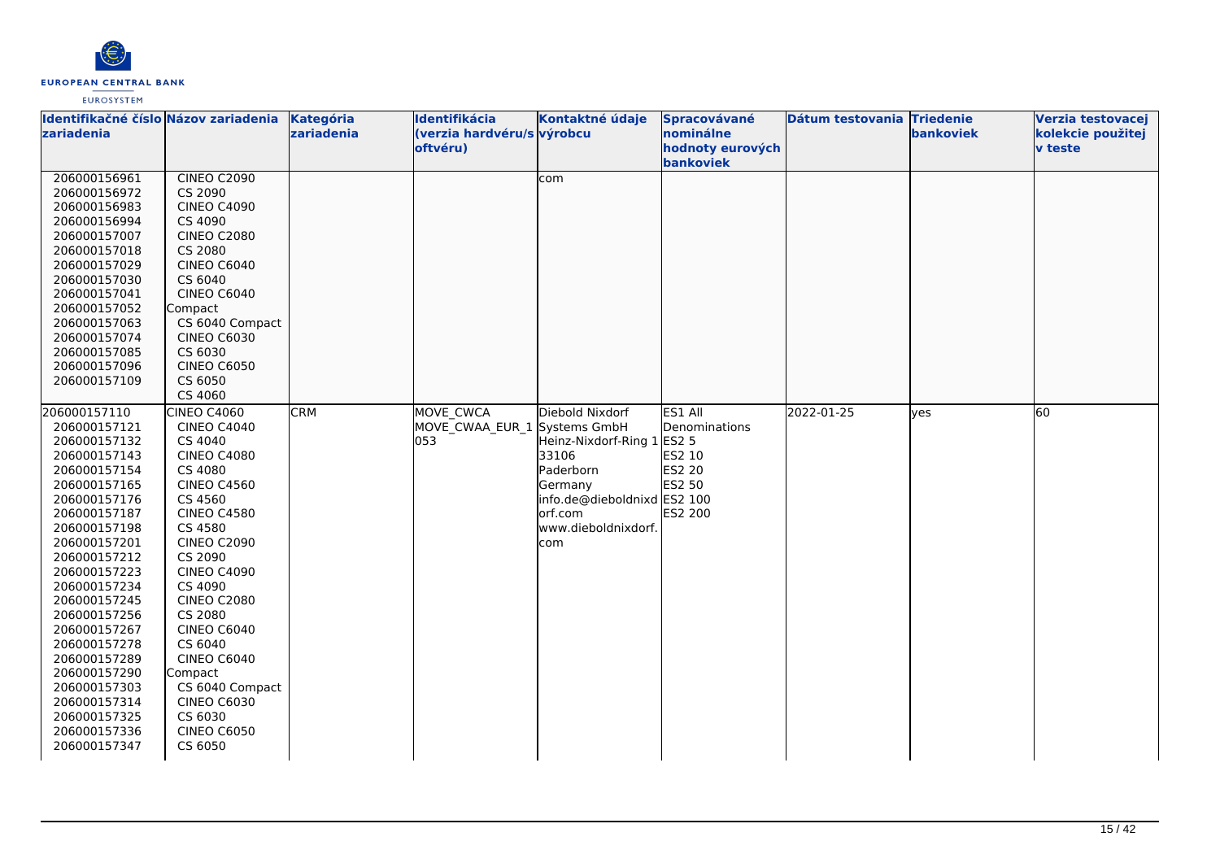| Identifikačné číslo zariadenia | Názov zariadenia | Kategória zariadenia | Identifikácia (verzia hardvéru/softvéru) | Kontaktné údaje výrobcu | Spracovávané nominálne hodnoty eurových bankoviek | Dátum testovania | Triedenie bankoviek | Verzia testovacej kolekcie použitej v teste |
|---|---|---|---|---|---|---|---|---|
| 206000156961<br>206000156972<br>206000156983<br>206000156994<br>206000157007<br>206000157018<br>206000157029<br>206000157030<br>206000157041<br>206000157052<br>206000157063<br>206000157074<br>206000157085<br>206000157096<br>206000157109 | CINEO C2090<br>CS 2090<br>CINEO C4090<br>CS 4090<br>CINEO C2080<br>CS 2080<br>CINEO C6040<br>CS 6040<br>CINEO C6040 Compact<br>CS 6040 Compact<br>CINEO C6030<br>CS 6030<br>CINEO C6050<br>CS 6050<br>CS 4060 | | | com | | | | |
| 206000157110<br>206000157121<br>206000157132<br>206000157143<br>206000157154<br>206000157165<br>206000157176<br>206000157187<br>206000157198<br>206000157201<br>206000157212<br>206000157223<br>206000157234<br>206000157245<br>206000157256<br>206000157267<br>206000157278<br>206000157289<br>206000157290<br>206000157303<br>206000157314<br>206000157325<br>206000157336<br>206000157347 | CINEO C4060<br>CINEO C4040<br>CS 4040<br>CINEO C4080<br>CS 4080<br>CINEO C4560<br>CS 4560<br>CINEO C4580<br>CS 4580<br>CINEO C2090<br>CS 2090<br>CINEO C4090<br>CS 4090<br>CINEO C2080<br>CS 2080<br>CINEO C6040<br>CS 6040<br>CINEO C6040 Compact<br>CS 6040 Compact<br>CINEO C6030<br>CS 6030<br>CINEO C6050<br>CS 6050 | CRM | MOVE_CWCA<br>MOVE_CWAA_EUR_1053 | Diebold Nixdorf Systems GmbH<br>Heinz-Nixdorf-Ring 1<br>33106<br>Paderborn<br>Germany<br>info.de@dieboldnixdorf.com<br>www.dieboldnixdorf.com | ES1 All Denominations<br>ES2 5<br>ES2 10<br>ES2 20<br>ES2 50<br>ES2 100<br>ES2 200 | 2022-01-25 | yes | 60 |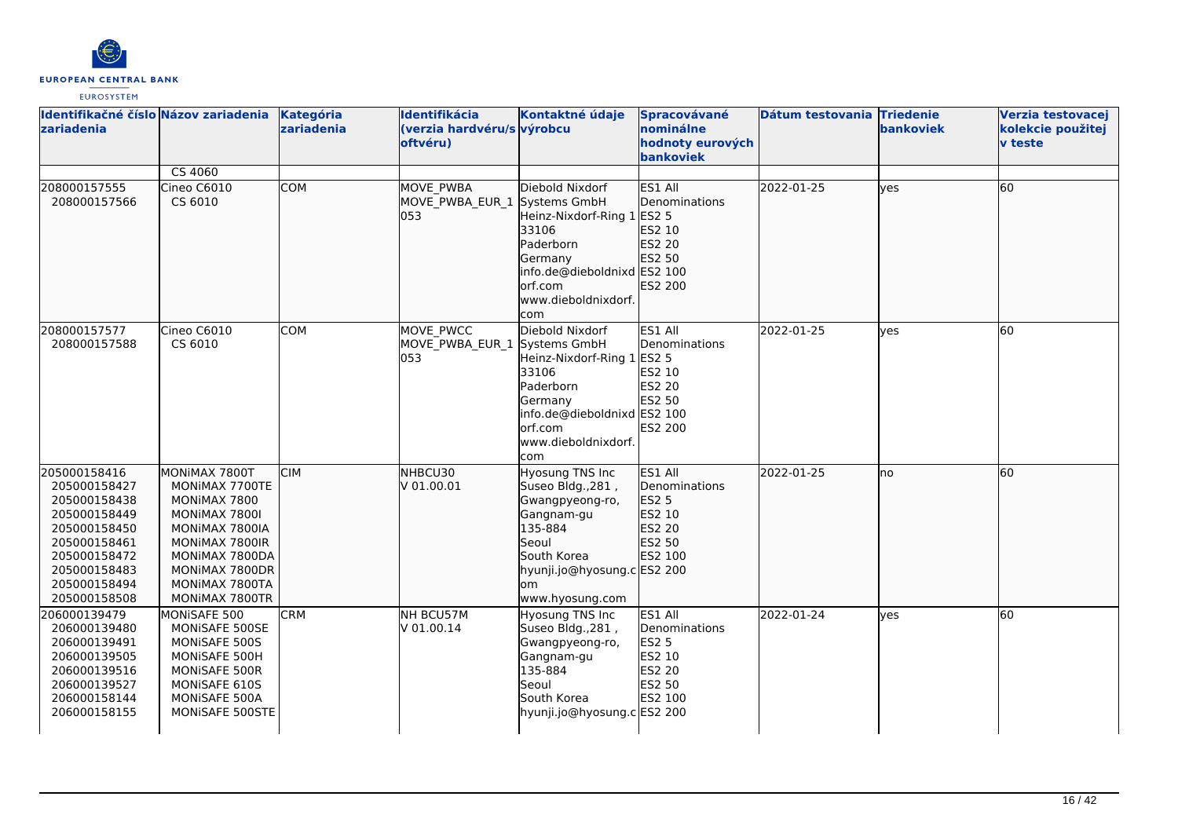| Identifikačné číslo zariadenia | Názov zariadenia | Kategória zariadenia | Identifikácia (verzia hardvéru/softvéru) | Kontaktné údaje výrobcu | Spracovávané nominálne hodnoty eurových bankoviek | Dátum testovania | Triedenie bankoviek | Verzia testovacej kolekcie použitej v teste |
|---|---|---|---|---|---|---|---|---|
| | CS 4060 | | | | | | | |
| 208000157555<br>208000157566 | Cineo C6010<br>CS 6010 | COM | MOVE_PWBA<br>MOVE_PWBA_EUR_1 053 | Diebold Nixdorf Systems GmbH<br>Heinz-Nixdorf-Ring 1<br>33106<br>Paderborn<br>Germany<br>info.de@dieboldnixdorf.com<br>www.dieboldnixdorf.com | ES1 All Denominations<br>ES2 5<br>ES2 10<br>ES2 20<br>ES2 50<br>ES2 100<br>ES2 200 | 2022-01-25 | yes | 60 |
| 208000157577<br>208000157588 | Cineo C6010<br>CS 6010 | COM | MOVE_PWCC<br>MOVE_PWBA_EUR_1 053 | Diebold Nixdorf Systems GmbH<br>Heinz-Nixdorf-Ring 1<br>33106<br>Paderborn<br>Germany<br>info.de@dieboldnixdorf.com<br>www.dieboldnixdorf.com | ES1 All Denominations<br>ES2 5<br>ES2 10<br>ES2 20<br>ES2 50<br>ES2 100<br>ES2 200 | 2022-01-25 | yes | 60 |
| 205000158416<br>205000158427<br>205000158438<br>205000158449<br>205000158450<br>205000158461<br>205000158472<br>205000158483<br>205000158494<br>205000158508 | MONiMAX 7800T<br>MONiMAX 7700TE<br>MONiMAX 7800<br>MONiMAX 7800I<br>MONiMAX 7800IA<br>MONiMAX 7800IR<br>MONiMAX 7800DA<br>MONiMAX 7800DR<br>MONiMAX 7800TA<br>MONiMAX 7800TR | CIM | NHBCU30<br>V 01.00.01 | Hyosung TNS Inc<br>Suseo Bldg.,281 ,<br>Gwangpyeong-ro,<br>Gangnam-gu<br>135-884<br>Seoul<br>South Korea<br>hyunji.jo@hyosung.com<br>www.hyosung.com | ES1 All Denominations<br>ES2 5<br>ES2 10<br>ES2 20<br>ES2 50<br>ES2 100<br>ES2 200 | 2022-01-25 | no | 60 |
| 206000139479<br>206000139480<br>206000139491<br>206000139505<br>206000139516<br>206000139527<br>206000158144<br>206000158155 | MONiSAFE 500<br>MONiSAFE 500SE<br>MONiSAFE 500S<br>MONiSAFE 500H<br>MONiSAFE 500R<br>MONiSAFE 610S<br>MONiSAFE 500A<br>MONiSAFE 500STE | CRM | NH BCU57M<br>V 01.00.14 | Hyosung TNS Inc<br>Suseo Bldg.,281 ,<br>Gwangpyeong-ro,<br>Gangnam-gu<br>135-884<br>Seoul<br>South Korea<br>hyunji.jo@hyosung.c | ES1 All Denominations<br>ES2 5<br>ES2 10<br>ES2 20<br>ES2 50<br>ES2 100<br>ES2 200 | 2022-01-24 | yes | 60 |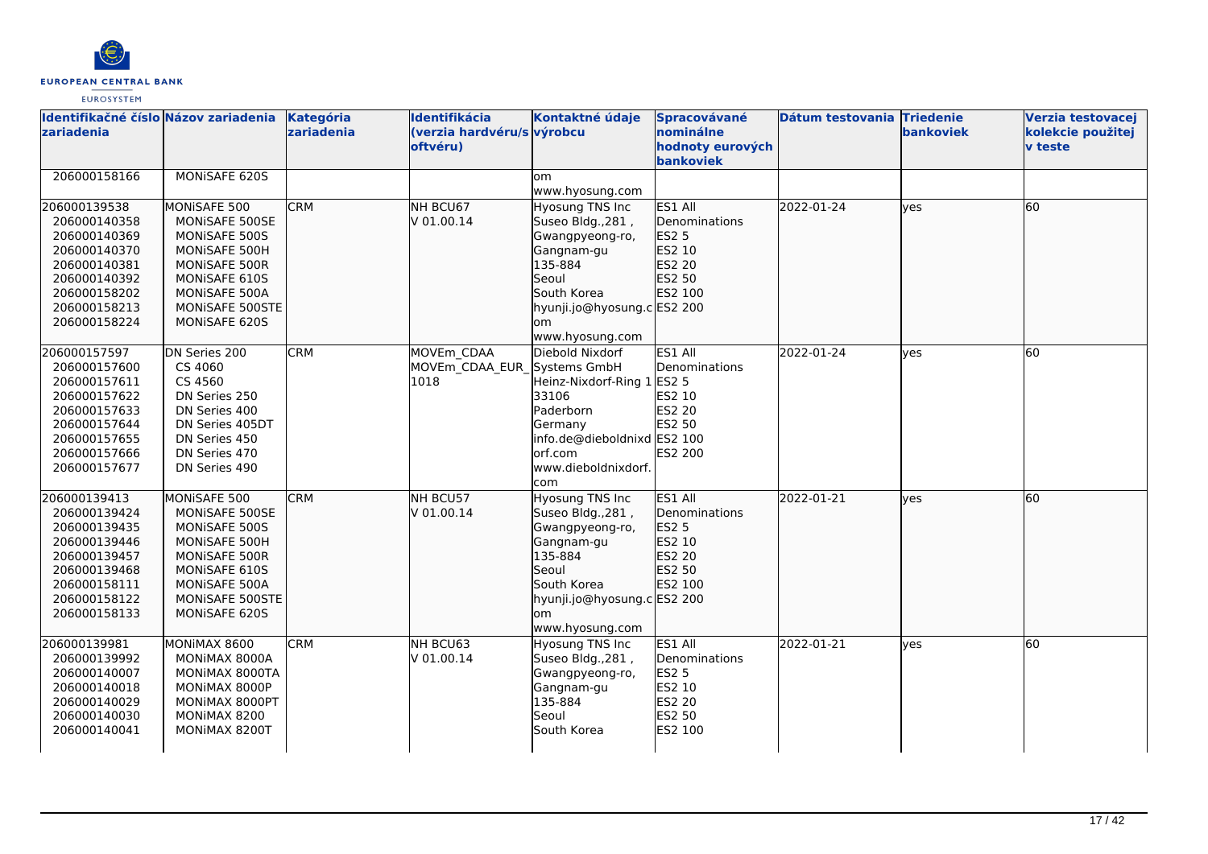| Identifikačné číslo zariadenia | Názov zariadenia | Kategória zariadenia | Identifikácia (verzia hardvéru/softvéru) | Kontaktné údaje výrobcu | Spracovávané nominálne hodnoty eurových bankoviek | Dátum testovania | Triedenie bankoviek | Verzia testovacej kolekcie použitej v teste |
|---|---|---|---|---|---|---|---|---|
| 206000158166 | MONiSAFE 620S | | | om<br>www.hyosung.com | | | | |
| 206000139538<br>206000140358<br>206000140369<br>206000140370<br>206000140381<br>206000140392<br>206000158202<br>206000158213<br>206000158224 | MONiSAFE 500<br>MONiSAFE 500SE<br>MONiSAFE 500S<br>MONiSAFE 500H<br>MONiSAFE 500R<br>MONiSAFE 610S<br>MONiSAFE 500A<br>MONiSAFE 500STE<br>MONiSAFE 620S | CRM | NH BCU67<br>V 01.00.14 | Hyosung TNS Inc<br>Suseo Bldg.,281 ,<br>Gwangpyeong-ro,<br>Gangnam-gu<br>135-884<br>Seoul<br>South Korea<br>hyunji.jo@hyosung.com<br>www.hyosung.com | ES1 All Denominations<br>ES2 5<br>ES2 10<br>ES2 20<br>ES2 50<br>ES2 100<br>ES2 200 | 2022-01-24 | yes | 60 |
| 206000157597<br>206000157600<br>206000157611<br>206000157622<br>206000157633<br>206000157644<br>206000157655<br>206000157666<br>206000157677 | DN Series 200<br>CS 4060<br>CS 4560<br>DN Series 250<br>DN Series 400<br>DN Series 405DT<br>DN Series 450<br>DN Series 470<br>DN Series 490 | CRM | MOVEm_CDAA<br>MOVEm_CDAA_EUR_1018 | Diebold Nixdorf Systems GmbH<br>Heinz-Nixdorf-Ring 1<br>33106<br>Paderborn<br>Germany<br>info.de@dieboldnixdorf.com<br>www.dieboldnixdorf.com | ES1 All Denominations<br>ES2 5<br>ES2 10<br>ES2 20<br>ES2 50<br>ES2 100<br>ES2 200 | 2022-01-24 | yes | 60 |
| 206000139413<br>206000139424<br>206000139435<br>206000139446<br>206000139457<br>206000139468<br>206000158111<br>206000158122<br>206000158133 | MONiSAFE 500<br>MONiSAFE 500SE<br>MONiSAFE 500S<br>MONiSAFE 500H<br>MONiSAFE 500R<br>MONiSAFE 610S<br>MONiSAFE 500A<br>MONiSAFE 500STE<br>MONiSAFE 620S | CRM | NH BCU57<br>V 01.00.14 | Hyosung TNS Inc<br>Suseo Bldg.,281 ,<br>Gwangpyeong-ro,<br>Gangnam-gu<br>135-884<br>Seoul<br>South Korea<br>hyunji.jo@hyosung.com<br>www.hyosung.com | ES1 All Denominations<br>ES2 5<br>ES2 10<br>ES2 20<br>ES2 50<br>ES2 100<br>ES2 200 | 2022-01-21 | yes | 60 |
| 206000139981<br>206000139992<br>206000140007<br>206000140018<br>206000140029<br>206000140030<br>206000140041 | MONiMAX 8600<br>MONiMAX 8000A<br>MONiMAX 8000TA<br>MONiMAX 8000P<br>MONiMAX 8000PT<br>MONiMAX 8200<br>MONiMAX 8200T | CRM | NH BCU63<br>V 01.00.14 | Hyosung TNS Inc<br>Suseo Bldg.,281 ,<br>Gwangpyeong-ro,<br>Gangnam-gu<br>135-884<br>Seoul<br>South Korea | ES1 All Denominations<br>ES2 5<br>ES2 10<br>ES2 20<br>ES2 50<br>ES2 100 | 2022-01-21 | yes | 60 |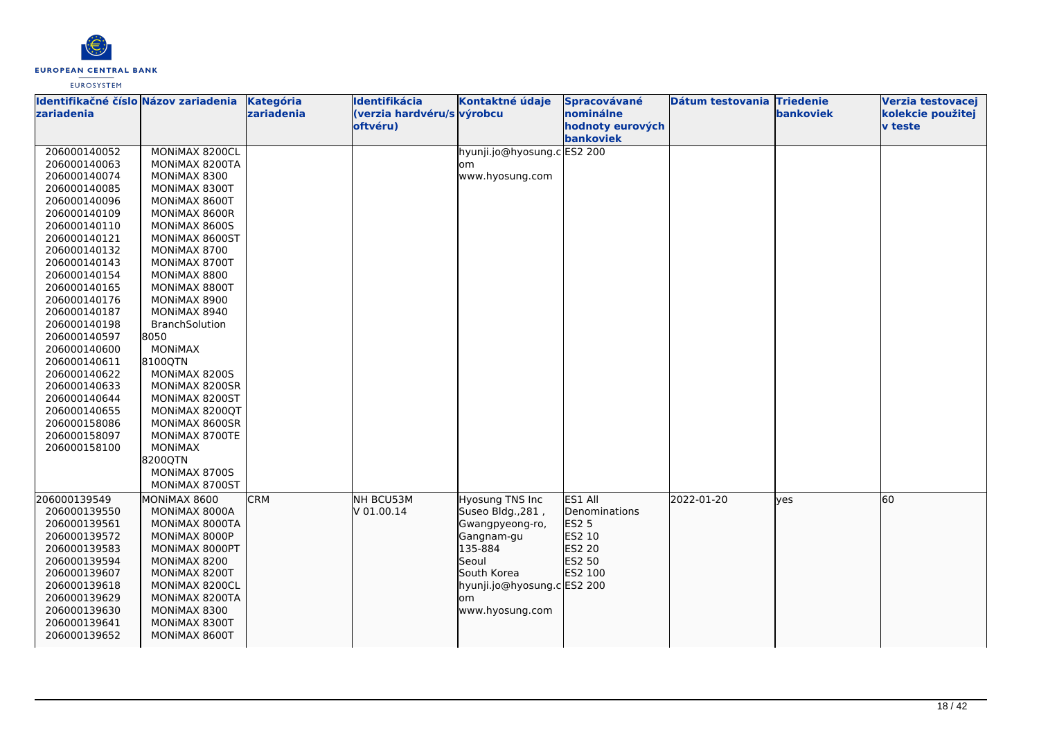| Identifikačné číslo zariadenia | Názov zariadenia | Kategória zariadenia | Identifikácia (verzia hardvéru/softvéru) | Kontaktné údaje výrobcu | Spracovávané nominálne hodnoty eurových bankoviek | Dátum testovania | Triedenie bankoviek | Verzia testovacej kolekcie použitej v teste |
|---|---|---|---|---|---|---|---|---|
| 206000140052<br>206000140063<br>206000140074<br>206000140085<br>206000140096<br>206000140109<br>206000140110<br>206000140121<br>206000140132<br>206000140143<br>206000140154<br>206000140165<br>206000140176<br>206000140187<br>206000140198<br>206000140597<br>206000140600<br>206000140611<br>206000140622<br>206000140633<br>206000140644<br>206000140655<br>206000158086<br>206000158097<br>206000158100 | MONiMAX 8200CL<br>MONiMAX 8200TA<br>MONiMAX 8300<br>MONiMAX 8300T<br>MONiMAX 8600T<br>MONiMAX 8600R<br>MONiMAX 8600S<br>MONiMAX 8600ST<br>MONiMAX 8700<br>MONiMAX 8700T<br>MONiMAX 8800<br>MONiMAX 8800T<br>MONiMAX 8900<br>MONiMAX 8940<br>BranchSolution 8050<br>MONiMAX 8100QTN<br>MONiMAX 8200S<br>MONiMAX 8200SR<br>MONiMAX 8200ST<br>MONiMAX 8200QT<br>MONiMAX 8600SR<br>MONiMAX 8700TE<br>MONiMAX 8200QTN<br>MONiMAX 8700S<br>MONiMAX 8700ST | | | hyunji.jo@hyosung.com<br>www.hyosung.com | ES2 200 | | | |
| 206000139549<br>206000139550<br>206000139561<br>206000139572<br>206000139583<br>206000139594<br>206000139607<br>206000139618<br>206000139629<br>206000139630<br>206000139641<br>206000139652 | MONiMAX 8600<br>MONiMAX 8000A<br>MONiMAX 8000TA<br>MONiMAX 8000P<br>MONiMAX 8000PT<br>MONiMAX 8200<br>MONiMAX 8200T<br>MONiMAX 8200CL<br>MONiMAX 8200TA<br>MONiMAX 8300<br>MONiMAX 8300T<br>MONiMAX 8600T | CRM | NH BCU53M<br>V 01.00.14 | Hyosung TNS Inc<br>Suseo Bldg.,281 ,<br>Gwangpyeong-ro,<br>Gangnam-gu<br>135-884<br>Seoul<br>South Korea<br>hyunji.jo@hyosung.com<br>www.hyosung.com | ES1 All Denominations<br>ES2 5<br>ES2 10<br>ES2 20<br>ES2 50<br>ES2 100<br>ES2 200 | 2022-01-20 | yes | 60 |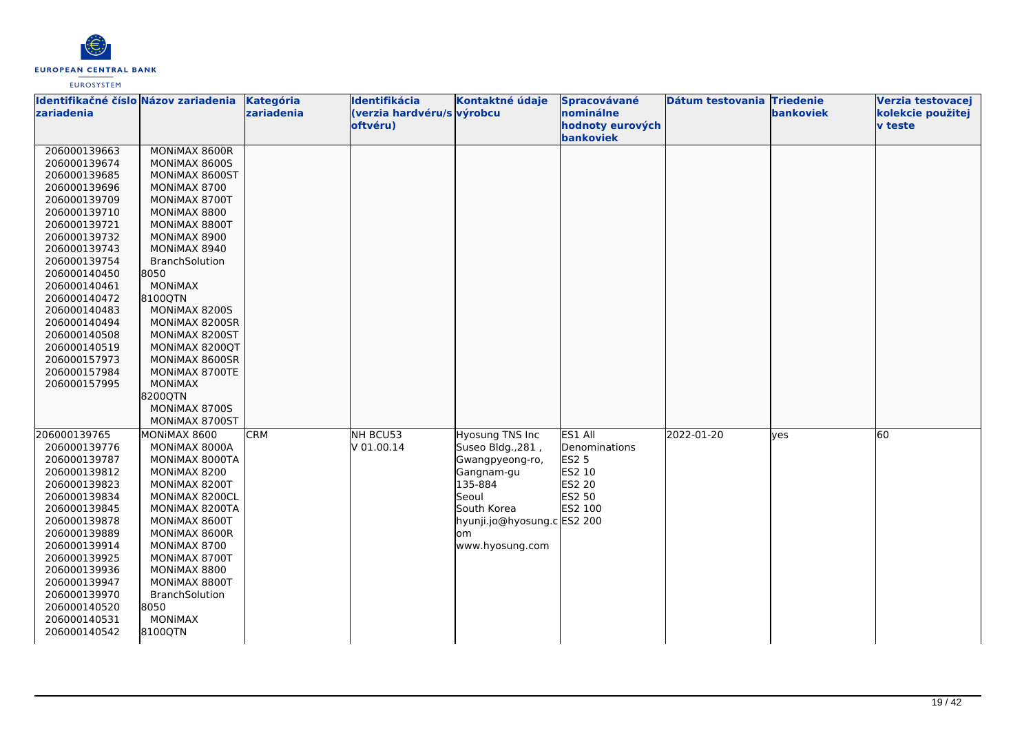| Identifikačné číslo zariadenia | Názov zariadenia | Kategória zariadenia | Identifikácia (verzia hardvéru/softvéru) | Kontaktné údaje výrobcu | Spracovávané nominálne hodnoty eurových bankoviek | Dátum testovania | Triedenie bankoviek | Verzia testovacej kolekcie použitej v teste |
|---|---|---|---|---|---|---|---|---|
| 206000139663<br>206000139674<br>206000139685<br>206000139696<br>206000139709<br>206000139710<br>206000139721<br>206000139732<br>206000139743<br>206000139754<br>206000140450<br>206000140461<br>206000140472<br>206000140483<br>206000140494<br>206000140508<br>206000140519<br>206000157973<br>206000157984<br>206000157995 | MONiMAX 8600R<br>MONiMAX 8600S<br>MONiMAX 8600ST<br>MONiMAX 8700<br>MONiMAX 8700T<br>MONiMAX 8800<br>MONiMAX 8800T<br>MONiMAX 8900<br>MONiMAX 8940<br>BranchSolution 8050<br>MONiMAX 8100QTN<br>MONiMAX 8200S<br>MONiMAX 8200SR<br>MONiMAX 8200ST<br>MONiMAX 8200QT<br>MONiMAX 8600SR<br>MONiMAX 8700TE<br>MONiMAX 8200QTN<br>MONiMAX 8700S<br>MONiMAX 8700ST | | | | | | | |
| 206000139765<br>206000139776<br>206000139787<br>206000139812<br>206000139823<br>206000139834<br>206000139845<br>206000139878<br>206000139889<br>206000139914<br>206000139925<br>206000139936<br>206000139947<br>206000139970<br>206000140520<br>206000140531<br>206000140542 | MONiMAX 8600<br>MONiMAX 8000A<br>MONiMAX 8000TA<br>MONiMAX 8200<br>MONiMAX 8200T<br>MONiMAX 8200CL<br>MONiMAX 8200TA<br>MONiMAX 8600T<br>MONiMAX 8600R<br>MONiMAX 8700<br>MONiMAX 8700T<br>MONiMAX 8800<br>MONiMAX 8800T<br>BranchSolution 8050<br>MONiMAX 8100QTN | CRM | NH BCU53<br>V 01.00.14 | Hyosung TNS Inc<br>Suseo Bldg.,281 ,<br>Gwangpyeong-ro,<br>Gangnam-gu<br>135-884<br>Seoul<br>South Korea<br>hyunji.jo@hyosung.com<br>www.hyosung.com | ES1 All Denominations<br>ES2 5<br>ES2 10<br>ES2 20<br>ES2 50<br>ES2 100<br>ES2 200 | 2022-01-20 | yes | 60 |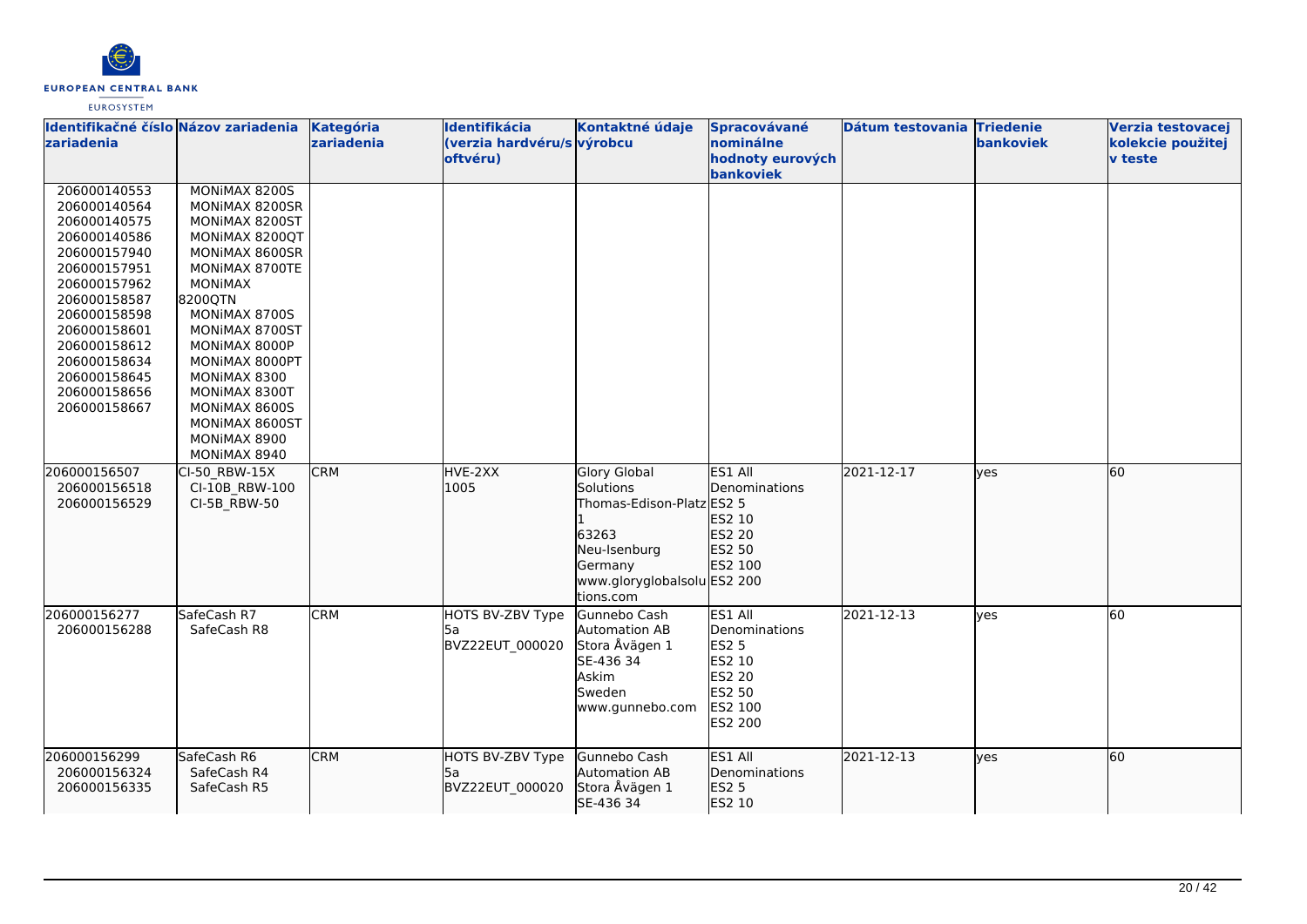| Identifikačné číslo zariadenia | Názov zariadenia | Kategória zariadenia | Identifikácia (verzia hardvéru/softvéru) | Kontaktné údaje výrobcu | Spracovávané nominálne hodnoty eurových bankoviek | Dátum testovania | Triedenie bankoviek | Verzia testovacej kolekcie použitej v teste |
|---|---|---|---|---|---|---|---|---|
| 206000140553<br>206000140564<br>206000140575<br>206000140586<br>206000157940<br>206000157951<br>206000157962<br>206000158587<br>206000158598<br>206000158601<br>206000158612<br>206000158634<br>206000158645<br>206000158656<br>206000158667 | MONiMAX 8200S<br>MONiMAX 8200SR<br>MONiMAX 8200ST<br>MONiMAX 8200QT<br>MONiMAX 8600SR<br>MONiMAX 8700TE<br>MONiMAX 8200QTN<br>MONiMAX 8700S<br>MONiMAX 8700ST<br>MONiMAX 8000P<br>MONiMAX 8000PT<br>MONiMAX 8300<br>MONiMAX 8300T<br>MONiMAX 8600S<br>MONiMAX 8600ST<br>MONiMAX 8900<br>MONiMAX 8940 | | | | | | | |
| 206000156507<br>206000156518<br>206000156529 | CI-50_RBW-15X<br>CI-10B_RBW-100<br>CI-5B_RBW-50 | CRM | HVE-2XX<br>1005 | Glory Global Solutions<br>Thomas-Edison-Platz 1<br>63263<br>Neu-Isenburg<br>Germany<br>www.gloryglobalsolutions.com | ES1 All Denominations<br>ES2 5<br>ES2 10<br>ES2 20<br>ES2 50<br>ES2 100<br>ES2 200 | 2021-12-17 | yes | 60 |
| 206000156277<br>206000156288 | SafeCash R7<br>SafeCash R8 | CRM | HOTS BV-ZBV Type 5a<br>BVZ22EUT_000020 | Gunnebo Cash Automation AB<br>Stora Åvägen 1<br>SE-436 34<br>Askim<br>Sweden<br>www.gunnebo.com | ES1 All Denominations<br>ES2 5<br>ES2 10<br>ES2 20<br>ES2 50<br>ES2 100<br>ES2 200 | 2021-12-13 | yes | 60 |
| 206000156299<br>206000156324<br>206000156335 | SafeCash R6<br>SafeCash R4<br>SafeCash R5 | CRM | HOTS BV-ZBV Type 5a<br>BVZ22EUT_000020 | Gunnebo Cash Automation AB<br>Stora Åvägen 1<br>SE-436 34 | ES1 All Denominations<br>ES2 5<br>ES2 10 | 2021-12-13 | yes | 60 |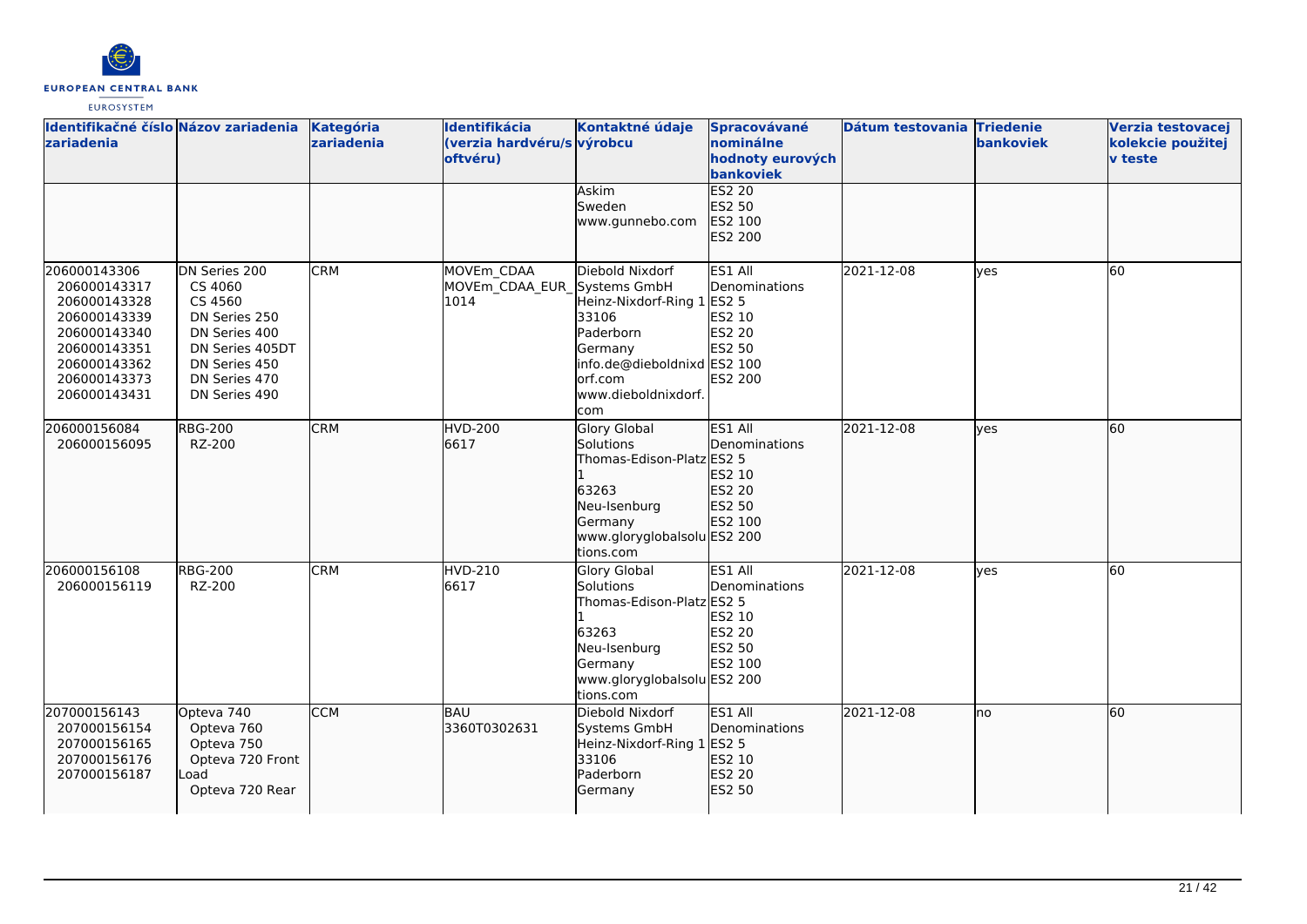| Identifikačné číslo zariadenia | Názov zariadenia | Kategória zariadenia | Identifikácia (verzia hardvéru/softvéru) | Kontaktné údaje výrobcu | Spracovávané nominálne hodnoty eurových bankoviek | Dátum testovania | Triedenie bankoviek | Verzia testovacej kolekcie použitej v teste |
|---|---|---|---|---|---|---|---|---|
| | | | | Askim<br>Sweden<br>www.gunnebo.com | ES2 20<br>ES2 50<br>ES2 100<br>ES2 200 | | | |
| 206000143306<br>206000143317<br>206000143328<br>206000143339<br>206000143340<br>206000143351<br>206000143362<br>206000143373<br>206000143431 | DN Series 200<br>CS 4060<br>CS 4560<br>DN Series 250<br>DN Series 400<br>DN Series 405DT<br>DN Series 450<br>DN Series 470<br>DN Series 490 | CRM | MOVEm_CDAA<br>MOVEm_CDAA_EUR_1014 | Diebold Nixdorf Systems GmbH<br>Heinz-Nixdorf-Ring 1<br>33106<br>Paderborn<br>Germany<br>info.de@dieboldnixdorf.com<br>www.dieboldnixdorf.com | ES1 All Denominations<br>ES2 5<br>ES2 10<br>ES2 20<br>ES2 50<br>ES2 100<br>ES2 200 | 2021-12-08 | yes | 60 |
| 206000156084<br>206000156095 | RBG-200<br>RZ-200 | CRM | HVD-200<br>6617 | Glory Global Solutions<br>Thomas-Edison-Platz 1<br>63263<br>Neu-Isenburg<br>Germany<br>www.gloryglobalsolutions.com | ES1 All Denominations<br>ES2 5<br>ES2 10<br>ES2 20<br>ES2 50<br>ES2 100<br>ES2 200 | 2021-12-08 | yes | 60 |
| 206000156108<br>206000156119 | RBG-200<br>RZ-200 | CRM | HVD-210<br>6617 | Glory Global Solutions<br>Thomas-Edison-Platz 1<br>63263<br>Neu-Isenburg<br>Germany<br>www.gloryglobalsolutions.com | ES1 All Denominations<br>ES2 5<br>ES2 10<br>ES2 20<br>ES2 50<br>ES2 100<br>ES2 200 | 2021-12-08 | yes | 60 |
| 207000156143<br>207000156154<br>207000156165<br>207000156176<br>207000156187 | Opteva 740<br>Opteva 760<br>Opteva 750<br>Opteva 720 Front Load<br>Opteva 720 Rear | CCM | BAU<br>3360T0302631 | Diebold Nixdorf Systems GmbH<br>Heinz-Nixdorf-Ring 1<br>33106<br>Paderborn<br>Germany | ES1 All Denominations<br>ES2 5<br>ES2 10<br>ES2 20<br>ES2 50 | 2021-12-08 | no | 60 |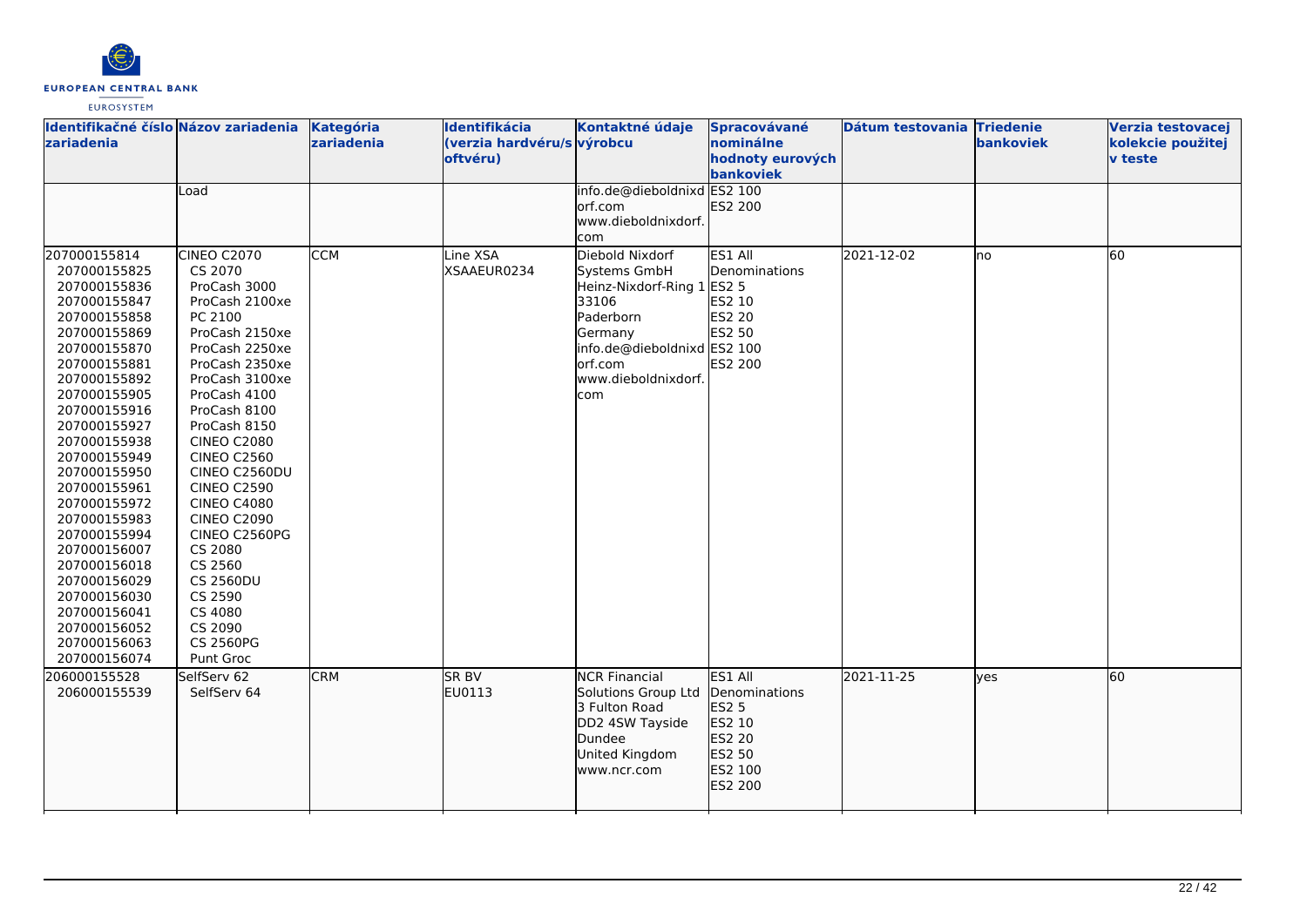| Identifikačné číslo zariadenia | Názov zariadenia | Kategória zariadenia | Identifikácia (verzia hardvéru/softvéru) | Kontaktné údaje výrobcu | Spracovávané nominálne hodnoty eurových bankoviek | Dátum testovania | Triedenie bankoviek | Verzia testovacej kolekcie použitej v teste |
|---|---|---|---|---|---|---|---|---|
| | Load | | | info.de@dieboldnixdorf.com www.dieboldnixdorf.com | ES2 100 ES2 200 | | | |
| 207000155814 207000155825 207000155836 207000155847 207000155858 207000155869 207000155870 207000155881 207000155892 207000155905 207000155916 207000155927 207000155938 207000155949 207000155950 207000155961 207000155972 207000155983 207000155994 207000156007 207000156018 207000156029 207000156030 207000156041 207000156052 207000156063 207000156074 | CINEO C2070 CS 2070 ProCash 3000 ProCash 2100xe PC 2100 ProCash 2150xe ProCash 2250xe ProCash 2350xe ProCash 3100xe ProCash 4100 ProCash 8100 ProCash 8150 CINEO C2080 CINEO C2560 CINEO C2560DU CINEO C2590 CINEO C4080 CINEO C2090 CINEO C2560PG CS 2080 CS 2560 CS 2560DU CS 2590 CS 4080 CS 2090 CS 2560PG Punt Groc | CCM | Line XSA XSAAEUR0234 | Diebold Nixdorf Systems GmbH Heinz-Nixdorf-Ring 1 33106 Paderborn Germany info.de@dieboldnixdorf.com www.dieboldnixdorf.com | ES1 All Denominations ES2 5 ES2 10 ES2 20 ES2 50 ES2 100 ES2 200 | 2021-12-02 | no | 60 |
| 206000155528 206000155539 | SelfServ 62 SelfServ 64 | CRM | SR BV EU0113 | NCR Financial Solutions Group Ltd 3 Fulton Road DD2 4SW Tayside Dundee United Kingdom www.ncr.com | ES1 All Denominations ES2 5 ES2 10 ES2 20 ES2 50 ES2 100 ES2 200 | 2021-11-25 | yes | 60 |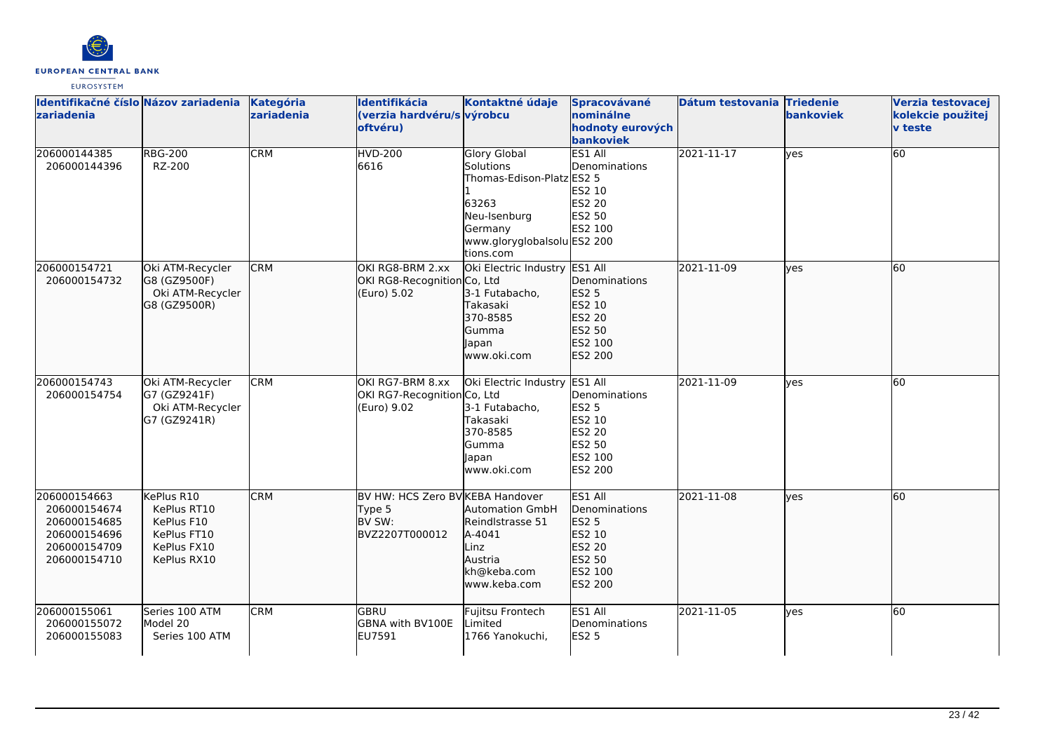| Identifikačné číslo zariadenia | Názov zariadenia | Kategória zariadenia | Identifikácia (verzia hardvéru/softvéru) | Kontaktné údaje výrobcu | Spracovávané nominálne hodnoty eurových bankoviek | Dátum testovania | Triedenie bankoviek | Verzia testovacej kolekcie použitej v teste |
|---|---|---|---|---|---|---|---|---|
| 206000144385<br>206000144396 | RBG-200<br>RZ-200 | CRM | HVD-200<br>6616 | Glory Global Solutions<br>Thomas-Edison-Platz 1<br>63263<br>Neu-Isenburg<br>Germany<br>www.gloryglobalsolutions.com | ES1 All Denominations<br>ES2 5<br>ES2 10<br>ES2 20<br>ES2 50<br>ES2 100<br>ES2 200 | 2021-11-17 | yes | 60 |
| 206000154721<br>206000154732 | Oki ATM-Recycler G8 (GZ9500F)<br>Oki ATM-Recycler G8 (GZ9500R) | CRM | OKI RG8-BRM 2.xx<br>OKI RG8-Recognition (Euro) 5.02 | Oki Electric Industry Co, Ltd<br>3-1 Futabacho, Takasaki<br>370-8585<br>Gumma<br>Japan<br>www.oki.com | ES1 All Denominations<br>ES2 5<br>ES2 10<br>ES2 20<br>ES2 50<br>ES2 100<br>ES2 200 | 2021-11-09 | yes | 60 |
| 206000154743<br>206000154754 | Oki ATM-Recycler G7 (GZ9241F)<br>Oki ATM-Recycler G7 (GZ9241R) | CRM | OKI RG7-BRM 8.xx<br>OKI RG7-Recognition (Euro) 9.02 | Oki Electric Industry Co, Ltd<br>3-1 Futabacho, Takasaki<br>370-8585<br>Gumma<br>Japan<br>www.oki.com | ES1 All Denominations<br>ES2 5<br>ES2 10<br>ES2 20<br>ES2 50<br>ES2 100<br>ES2 200 | 2021-11-09 | yes | 60 |
| 206000154663<br>206000154674<br>206000154685<br>206000154696<br>206000154709<br>206000154710 | KePlus R10<br>KePlus RT10<br>KePlus F10<br>KePlus FT10<br>KePlus FX10<br>KePlus RX10 | CRM | BV HW: HCS Zero BV Type 5<br>BV SW: BVZ2207T000012 | KEBA Handover Automation GmbH<br>Reindlstrasse 51<br>A-4041<br>Linz<br>Austria<br>kh@keba.com<br>www.keba.com | ES1 All Denominations<br>ES2 5<br>ES2 10<br>ES2 20<br>ES2 50<br>ES2 100<br>ES2 200 | 2021-11-08 | yes | 60 |
| 206000155061<br>206000155072<br>206000155083 | Series 100 ATM Model 20<br>Series 100 ATM | CRM | GBRU<br>GBNA with BV100E EU7591 | Fujitsu Frontech Limited<br>1766 Yanokuchi, | ES1 All Denominations<br>ES2 5 | 2021-11-05 | yes | 60 |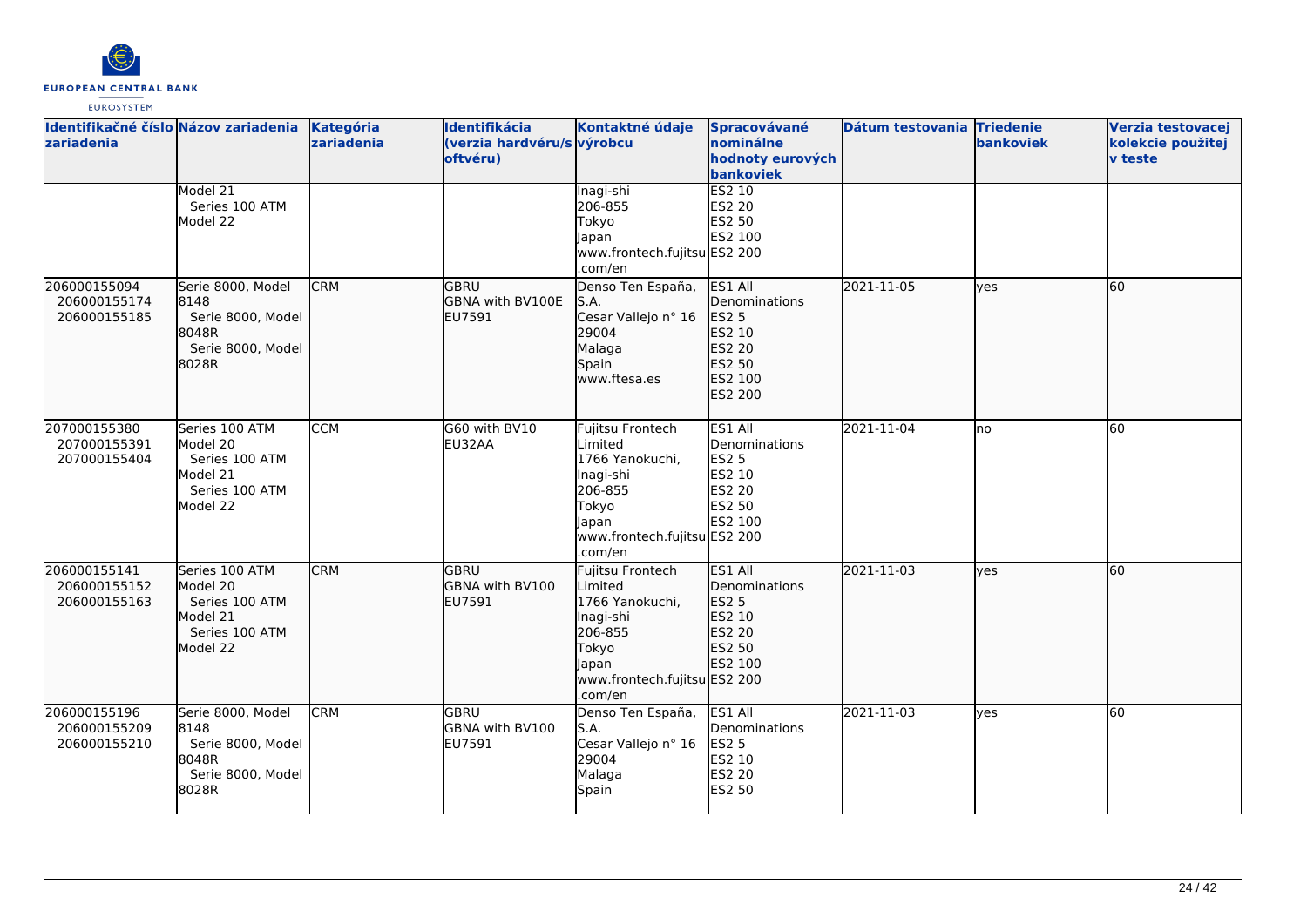| Identifikačné číslo zariadenia | Názov zariadenia | Kategória zariadenia | Identifikácia (verzia hardvéru/softvéru) | Kontaktné údaje výrobcu | Spracovávané nominálne hodnoty eurových bankoviek | Dátum testovania | Triedenie bankoviek | Verzia testovacej kolekcie použitej v teste |
|---|---|---|---|---|---|---|---|---|
| | Model 21<br>Series 100 ATM Model 22 | | | Inagi-shi<br>206-855<br>Tokyo<br>Japan<br>www.frontech.fujitsu.com/en | ES2 10<br>ES2 20<br>ES2 50<br>ES2 100<br>ES2 200 | | | |
| 206000155094<br>206000155174<br>206000155185 | Serie 8000, Model 8148<br>Serie 8000, Model 8048R<br>Serie 8000, Model 8028R | CRM | GBRU<br>GBNA with BV100E<br>EU7591 | Denso Ten España, S.A.<br>Cesar Vallejo n° 16<br>29004<br>Malaga<br>Spain<br>www.ftesa.es | ES1 All Denominations<br>ES2 5<br>ES2 10<br>ES2 20<br>ES2 50<br>ES2 100<br>ES2 200 | 2021-11-05 | yes | 60 |
| 207000155380<br>207000155391<br>207000155404 | Series 100 ATM Model 20<br>Series 100 ATM Model 21<br>Series 100 ATM Model 22 | CCM | G60 with BV10<br>EU32AA | Fujitsu Frontech Limited<br>1766 Yanokuchi, Inagi-shi<br>206-855<br>Tokyo<br>Japan<br>www.frontech.fujitsu.com/en | ES1 All Denominations<br>ES2 5<br>ES2 10<br>ES2 20<br>ES2 50<br>ES2 100<br>ES2 200 | 2021-11-04 | no | 60 |
| 206000155141<br>206000155152<br>206000155163 | Series 100 ATM Model 20<br>Series 100 ATM Model 21<br>Series 100 ATM Model 22 | CRM | GBRU<br>GBNA with BV100<br>EU7591 | Fujitsu Frontech Limited<br>1766 Yanokuchi, Inagi-shi<br>206-855<br>Tokyo<br>Japan<br>www.frontech.fujitsu.com/en | ES1 All Denominations<br>ES2 5<br>ES2 10<br>ES2 20<br>ES2 50<br>ES2 100<br>ES2 200 | 2021-11-03 | yes | 60 |
| 206000155196<br>206000155209<br>206000155210 | Serie 8000, Model 8148<br>Serie 8000, Model 8048R<br>Serie 8000, Model 8028R | CRM | GBRU<br>GBNA with BV100<br>EU7591 | Denso Ten España, S.A.<br>Cesar Vallejo n° 16<br>29004<br>Malaga<br>Spain | ES1 All Denominations<br>ES2 5<br>ES2 10<br>ES2 20<br>ES2 50 | 2021-11-03 | yes | 60 |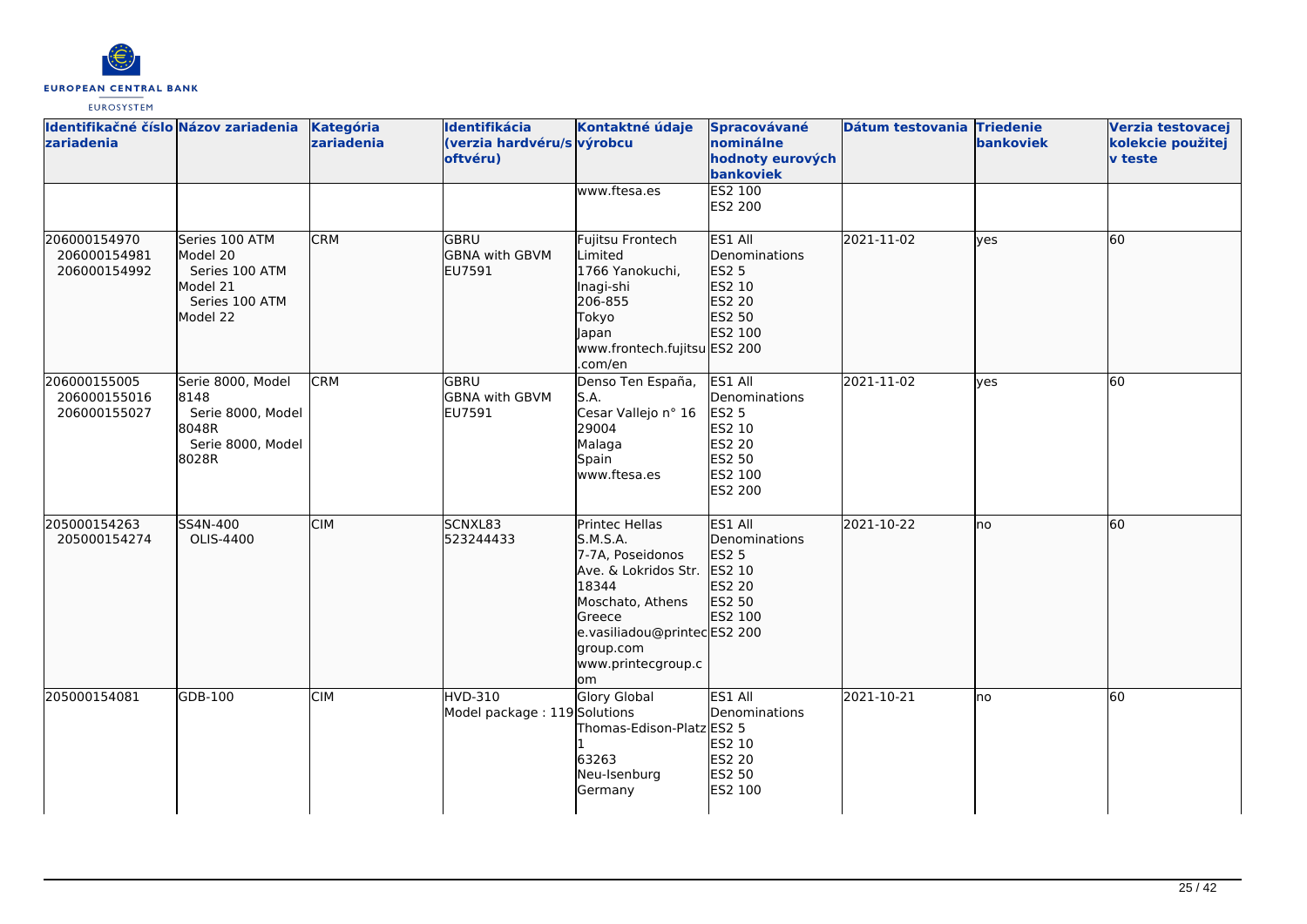| Identifikačné číslo zariadenia | Názov zariadenia | Kategória zariadenia | Identifikácia (verzia hardvéru/softvéru) | Kontaktné údaje výrobcu | Spracovávané nominálne hodnoty eurových bankoviek | Dátum testovania | Triedenie bankoviek | Verzia testovacej kolekcie použitej v teste |
|---|---|---|---|---|---|---|---|---|
| | | | | www.ftesa.es | ES2 100<br>ES2 200 | | | |
| 206000154970<br>206000154981<br>206000154992 | Series 100 ATM Model 20<br>Series 100 ATM Model 21<br>Series 100 ATM Model 22 | CRM | GBRU<br>GBNA with GBVM<br>EU7591 | Fujitsu Frontech Limited<br>1766 Yanokuchi, Inagi-shi<br>206-855<br>Tokyo<br>Japan<br>www.frontech.fujitsu.com/en | ES1 All Denominations<br>ES2 5<br>ES2 10<br>ES2 20<br>ES2 50<br>ES2 100<br>ES2 200 | 2021-11-02 | yes | 60 |
| 206000155005<br>206000155016<br>206000155027 | Serie 8000, Model 8148<br>Serie 8000, Model 8048R<br>Serie 8000, Model 8028R | CRM | GBRU<br>GBNA with GBVM<br>EU7591 | Denso Ten España, S.A.<br>Cesar Vallejo n° 16<br>29004<br>Malaga<br>Spain<br>www.ftesa.es | ES1 All Denominations<br>ES2 5<br>ES2 10<br>ES2 20<br>ES2 50<br>ES2 100<br>ES2 200 | 2021-11-02 | yes | 60 |
| 205000154263<br>205000154274 | SS4N-400<br>OLIS-4400 | CIM | SCNXL83<br>523244433 | Printec Hellas S.M.S.A.<br>7-7A, Poseidonos Ave. & Lokridos Str.<br>18344<br>Moschato, Athens<br>Greece<br>e.vasiliadou@printecgroup.com<br>www.printecgroup.com | ES1 All Denominations<br>ES2 5<br>ES2 10<br>ES2 20<br>ES2 50<br>ES2 100<br>ES2 200 | 2021-10-22 | no | 60 |
| 205000154081 | GDB-100 | CIM | HVD-310<br>Model package : 119 | Glory Global Solutions<br>Thomas-Edison-Platz 1<br>63263<br>Neu-Isenburg<br>Germany | ES1 All Denominations<br>ES2 5<br>ES2 10<br>ES2 20<br>ES2 50<br>ES2 100 | 2021-10-21 | no | 60 |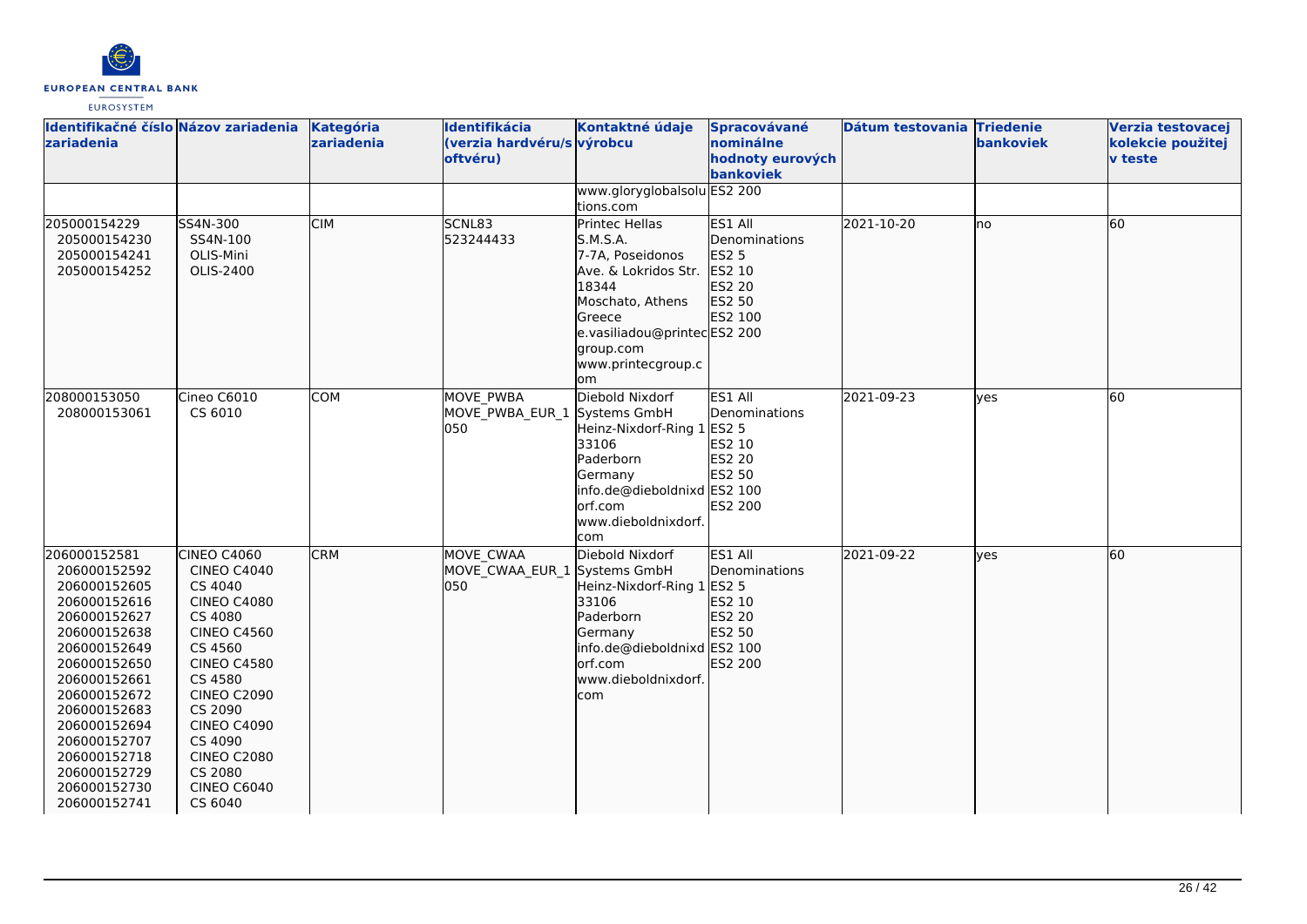| Identifikačné číslo zariadenia | Názov zariadenia | Kategória zariadenia | Identifikácia (verzia hardvéru/softvéru) | Kontaktné údaje výrobcu | Spracovávané nominálne hodnoty eurových bankoviek | Dátum testovania | Triedenie bankoviek | Verzia testovacej kolekcie použitej v teste |
|---|---|---|---|---|---|---|---|---|
| | | | | www.gloryglobalsolutions.com | ES2 200 | | | |
| 205000154229<br>205000154230<br>205000154241<br>205000154252 | SS4N-300<br>SS4N-100<br>OLIS-Mini<br>OLIS-2400 | CIM | SCNL83<br>523244433 | Printec Hellas S.M.S.A.<br>7-7A, Poseidonos Ave. & Lokridos Str.<br>18344<br>Moschato, Athens<br>Greece<br>e.vasiliadou@printecgroup.com<br>www.printecgroup.com | ES1 All Denominations<br>ES2 5<br>ES2 10<br>ES2 20<br>ES2 50<br>ES2 100<br>ES2 200 | 2021-10-20 | no | 60 |
| 208000153050<br>208000153061 | Cineo C6010<br>CS 6010 | COM | MOVE_PWBA<br>MOVE_PWBA_EUR_1050 | Diebold Nixdorf Systems GmbH<br>Heinz-Nixdorf-Ring 1<br>33106<br>Paderborn<br>Germany<br>info.de@dieboldnixdorf.com<br>www.dieboldnixdorf.com | ES1 All Denominations<br>ES2 5<br>ES2 10<br>ES2 20<br>ES2 50<br>ES2 100<br>ES2 200 | 2021-09-23 | yes | 60 |
| 206000152581<br>206000152592<br>206000152605<br>206000152616<br>206000152627<br>206000152638<br>206000152649<br>206000152650<br>206000152661<br>206000152672<br>206000152683<br>206000152694<br>206000152707<br>206000152718<br>206000152729<br>206000152730<br>206000152741 | CINEO C4060<br>CINEO C4040<br>CS 4040<br>CINEO C4080<br>CS 4080<br>CINEO C4560<br>CS 4560<br>CINEO C4580<br>CS 4580<br>CINEO C2090<br>CS 2090<br>CINEO C4090<br>CS 4090<br>CINEO C2080<br>CS 2080<br>CINEO C6040<br>CS 6040 | CRM | MOVE_CWAA<br>MOVE_CWAA_EUR_1050 | Diebold Nixdorf Systems GmbH<br>Heinz-Nixdorf-Ring 1<br>33106<br>Paderborn<br>Germany<br>info.de@dieboldnixdorf.com<br>www.dieboldnixdorf.com | ES1 All Denominations<br>ES2 5<br>ES2 10<br>ES2 20<br>ES2 50<br>ES2 100<br>ES2 200 | 2021-09-22 | yes | 60 |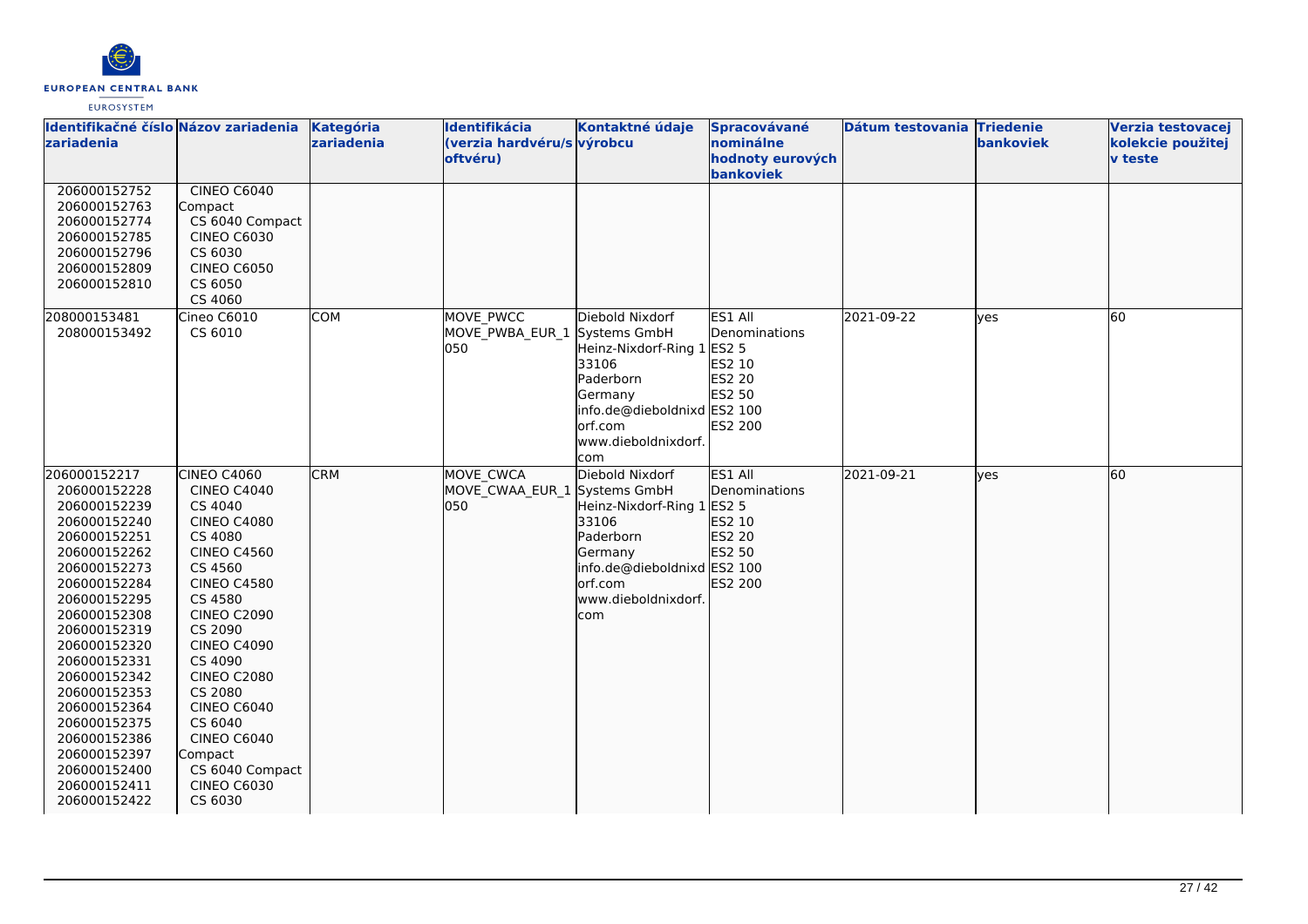| Identifikačné číslo zariadenia | Názov zariadenia | Kategória zariadenia | Identifikácia (verzia hardvéru/softvéru) | Kontaktné údaje výrobcu | Spracovávané nominálne hodnoty eurových bankoviek | Dátum testovania | Triedenie bankoviek | Verzia testovacej kolekcie použitej v teste |
|---|---|---|---|---|---|---|---|---|
| 206000152752<br>206000152763<br>206000152774<br>206000152785<br>206000152796<br>206000152809<br>206000152810 | CINEO C6040 Compact<br>CS 6040 Compact<br>CINEO C6030<br>CS 6030<br>CINEO C6050<br>CS 6050<br>CS 4060 | | | | | | | |
| 208000153481<br>208000153492 | Cineo C6010<br>CS 6010 | COM | MOVE_PWCC<br>MOVE_PWBA_EUR_1 050 | Diebold Nixdorf Systems GmbH<br>Heinz-Nixdorf-Ring 1<br>33106<br>Paderborn<br>Germany<br>info.de@dieboldnixdorf.com<br>www.dieboldnixdorf.com | ES1 All Denominations<br>ES2 5<br>ES2 10<br>ES2 20<br>ES2 50<br>ES2 100<br>ES2 200 | 2021-09-22 | yes | 60 |
| 206000152217<br>206000152228<br>206000152239<br>206000152240<br>206000152251<br>206000152262<br>206000152273<br>206000152284<br>206000152295<br>206000152308<br>206000152319<br>206000152320<br>206000152331<br>206000152342<br>206000152353<br>206000152364<br>206000152375<br>206000152386<br>206000152397<br>206000152400<br>206000152411<br>206000152422 | CINEO C4060<br>CINEO C4040<br>CS 4040<br>CINEO C4080<br>CS 4080<br>CINEO C4560<br>CS 4560<br>CINEO C4580<br>CS 4580<br>CINEO C2090<br>CS 2090<br>CINEO C4090<br>CS 4090<br>CINEO C2080<br>CS 2080<br>CINEO C6040<br>CS 6040<br>CINEO C6040 Compact<br>CS 6040 Compact<br>CINEO C6030<br>CS 6030 | CRM | MOVE_CWCA<br>MOVE_CWAA_EUR_1 050 | Diebold Nixdorf Systems GmbH<br>Heinz-Nixdorf-Ring 1<br>33106<br>Paderborn<br>Germany<br>info.de@dieboldnixdorf.com<br>www.dieboldnixdorf.com | ES1 All Denominations<br>ES2 5<br>ES2 10<br>ES2 20<br>ES2 50<br>ES2 100<br>ES2 200 | 2021-09-21 | yes | 60 |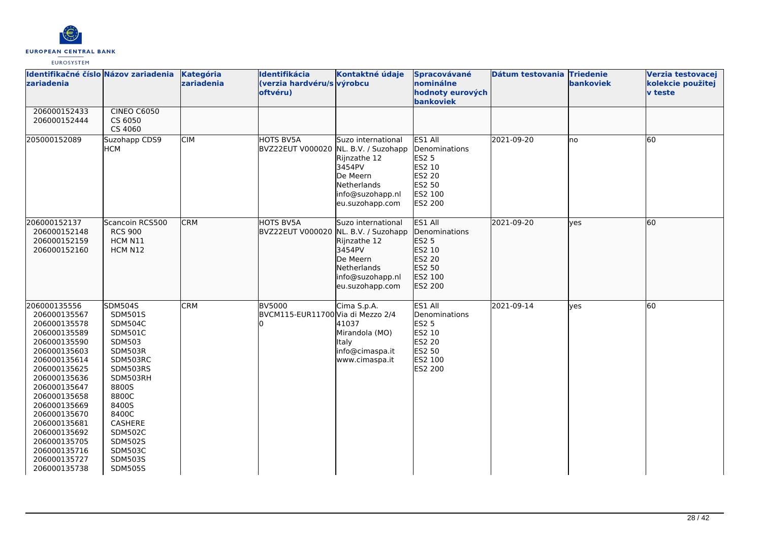| Identifikačné číslo zariadenia | Názov zariadenia | Kategória zariadenia | Identifikácia (verzia hardvéru/softvéru) | Kontaktné údaje výrobcu | Spracovávané nominálne hodnoty eurových bankoviek | Dátum testovania | Triedenie bankoviek | Verzia testovacej kolekcie použitej v teste |
|---|---|---|---|---|---|---|---|---|
| 206000152433<br>206000152444 | CINEO C6050<br>CS 6050<br>CS 4060 | | | | | | | |
| 205000152089 | Suzohapp CDS9 HCM | CIM | HOTS BV5A BVZ22EUT V000020 | Suzo international NL. B.V. / Suzohapp<br>Rijnzathe 12<br>3454PV<br>De Meern<br>Netherlands<br>info@suzohapp.nl<br>eu.suzohapp.com | ES1 All Denominations<br>ES2 5<br>ES2 10<br>ES2 20<br>ES2 50<br>ES2 100<br>ES2 200 | 2021-09-20 | no | 60 |
| 206000152137<br>206000152148<br>206000152159<br>206000152160 | Scancoin RCS500<br>RCS 900<br>HCM N11<br>HCM N12 | CRM | HOTS BV5A BVZ22EUT V000020 | Suzo international NL. B.V. / Suzohapp<br>Rijnzathe 12<br>3454PV<br>De Meern<br>Netherlands<br>info@suzohapp.nl<br>eu.suzohapp.com | ES1 All Denominations<br>ES2 5<br>ES2 10<br>ES2 20<br>ES2 50<br>ES2 100<br>ES2 200 | 2021-09-20 | yes | 60 |
| 206000135556<br>206000135567<br>206000135578<br>206000135589<br>206000135590<br>206000135603<br>206000135614<br>206000135625<br>206000135636<br>206000135647<br>206000135658<br>206000135669<br>206000135670<br>206000135681<br>206000135692<br>206000135705<br>206000135716<br>206000135727<br>206000135738 | SDM504S<br>SDM501S<br>SDM504C<br>SDM501C<br>SDM503<br>SDM503R<br>SDM503RC<br>SDM503RS<br>SDM503RH<br>8800S<br>8800C<br>8400S<br>8400C<br>CASHERE<br>SDM502C<br>SDM502S<br>SDM503C<br>SDM503S<br>SDM505S | CRM | BV5000 BVCM115-EUR11700 | Cima S.p.A.<br>Via di Mezzo 2/4<br>41037<br>Mirandola (MO)<br>Italy<br>info@cimaspa.it<br>www.cimaspa.it | ES1 All Denominations<br>ES2 5<br>ES2 10<br>ES2 20<br>ES2 50<br>ES2 100<br>ES2 200 | 2021-09-14 | yes | 60 |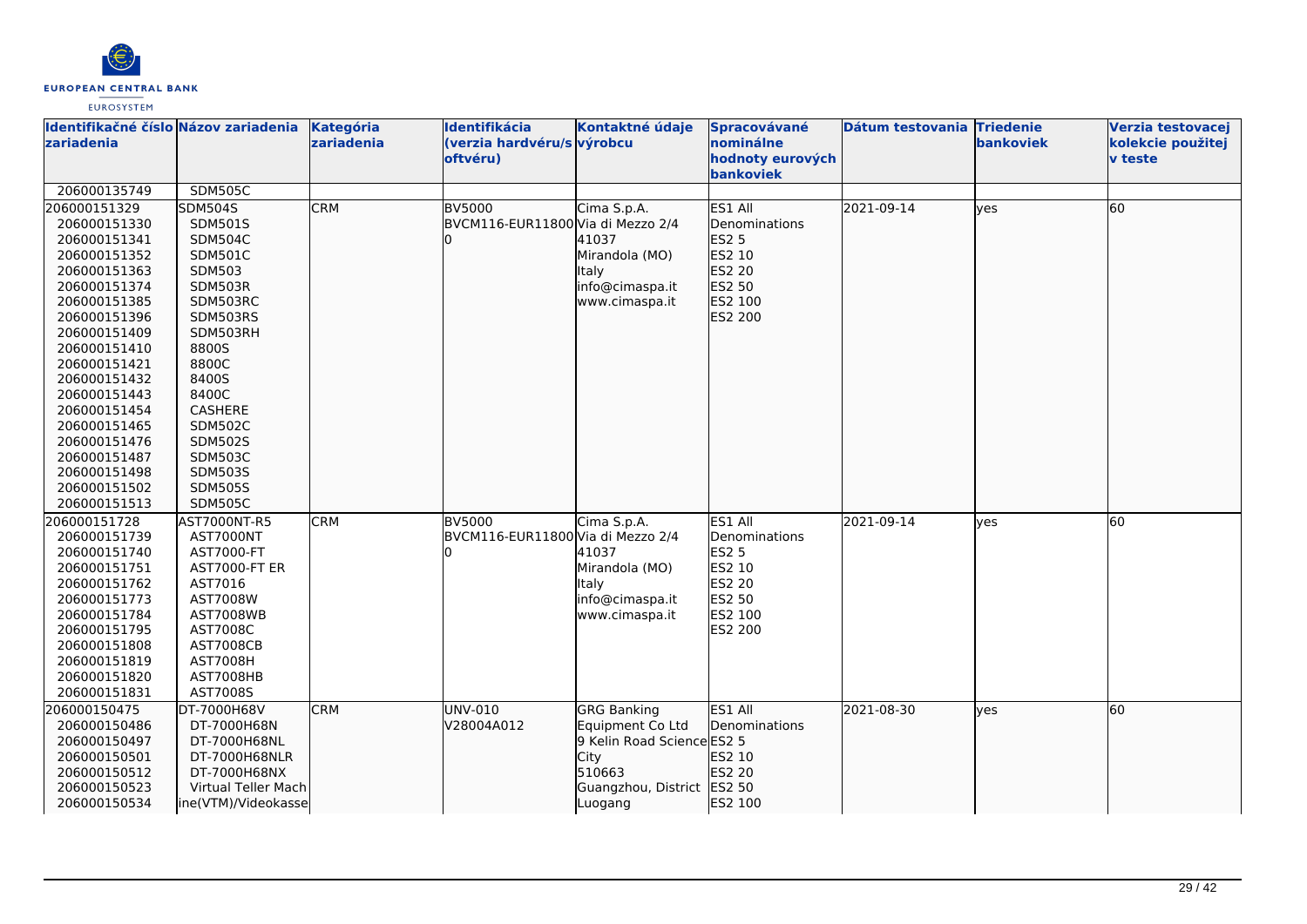| Identifikačné číslo zariadenia | Názov zariadenia | Kategória zariadenia | Identifikácia (verzia hardvéru/softvéru) | Kontaktné údaje výrobcu | Spracovávané nominálne hodnoty eurových bankoviek | Dátum testovania | Triedenie bankoviek | Verzia testovacej kolekcie použitej v teste |
|---|---|---|---|---|---|---|---|---|
| 206000135749 | SDM505C | | | | | | | |
| 206000151329<br>206000151330<br>206000151341<br>206000151352<br>206000151363<br>206000151374<br>206000151385<br>206000151396<br>206000151409<br>206000151410<br>206000151421<br>206000151432<br>206000151443<br>206000151454<br>206000151465<br>206000151476<br>206000151487<br>206000151498<br>206000151502<br>206000151513 | SDM504S<br>SDM501S<br>SDM504C<br>SDM501C<br>SDM503<br>SDM503R<br>SDM503RC<br>SDM503RS<br>SDM503RH<br>8800S<br>8800C<br>8400S<br>8400C<br>CASHERE<br>SDM502C<br>SDM502S<br>SDM503C<br>SDM503S<br>SDM505S<br>SDM505C | CRM | BV5000<br>BVCM116-EUR11800 | Cima S.p.A.<br>Via di Mezzo 2/4<br>41037<br>Mirandola (MO)<br>Italy<br>info@cimaspa.it<br>www.cimaspa.it | ES1 All Denominations<br>ES2 5<br>ES2 10<br>ES2 20<br>ES2 50<br>ES2 100<br>ES2 200 | 2021-09-14 | yes | 60 |
| 206000151728<br>206000151739<br>206000151740<br>206000151751<br>206000151762<br>206000151773<br>206000151784<br>206000151795<br>206000151808<br>206000151819<br>206000151820<br>206000151831 | AST7000NT-R5<br>AST7000NT<br>AST7000-FT<br>AST7000-FT ER<br>AST7016<br>AST7008W<br>AST7008WB<br>AST7008C<br>AST7008CB<br>AST7008H<br>AST7008HB<br>AST7008S | CRM | BV5000<br>BVCM116-EUR11800 | Cima S.p.A.<br>Via di Mezzo 2/4<br>41037<br>Mirandola (MO)<br>Italy<br>info@cimaspa.it<br>www.cimaspa.it | ES1 All Denominations<br>ES2 5<br>ES2 10<br>ES2 20<br>ES2 50<br>ES2 100<br>ES2 200 | 2021-09-14 | yes | 60 |
| 206000150475<br>206000150486<br>206000150497<br>206000150501<br>206000150512<br>206000150523<br>206000150534 | DT-7000H68V<br>DT-7000H68N<br>DT-7000H68NL<br>DT-7000H68NLR<br>DT-7000H68NX<br>Virtual Teller Machine(VTM)/Videokasse | CRM | UNV-010<br>V28004A012 | GRG Banking Equipment Co Ltd<br>9 Kelin Road Science City<br>510663<br>Guangzhou, District Luogang | ES1 All Denominations<br>ES2 5<br>ES2 10<br>ES2 20<br>ES2 50<br>ES2 100 | 2021-08-30 | yes | 60 |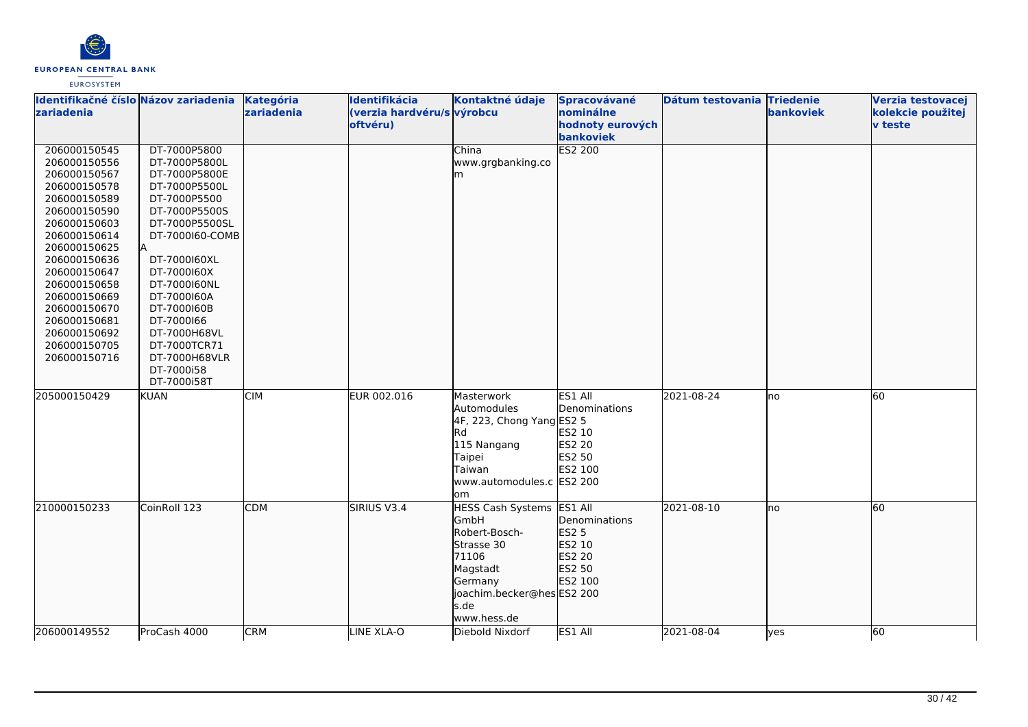| Identifikačné číslo zariadenia | Názov zariadenia | Kategória zariadenia | Identifikácia (verzia hardvéru/softvéru) | Kontaktné údaje výrobcu | Spracovávané nominálne hodnoty eurových bankoviek | Dátum testovania | Triedenie bankoviek | Verzia testovacej kolekcie použitej v teste |
|---|---|---|---|---|---|---|---|---|
| 206000150545<br>206000150556<br>206000150567<br>206000150578<br>206000150589<br>206000150590<br>206000150603<br>206000150614<br>206000150625<br>206000150636<br>206000150647<br>206000150658<br>206000150669<br>206000150670<br>206000150681<br>206000150692<br>206000150705<br>206000150716 | DT-7000P5800<br>DT-7000P5800L<br>DT-7000P5800E<br>DT-7000P5500L<br>DT-7000P5500<br>DT-7000P5500S<br>DT-7000P5500SL<br>DT-7000I60-COMBA<br>DT-7000I60XL<br>DT-7000I60X<br>DT-7000I60NL<br>DT-7000I60A<br>DT-7000I60B<br>DT-7000I66<br>DT-7000H68VL<br>DT-7000TCR71<br>DT-7000H68VLR<br>DT-7000i58<br>DT-7000i58T | | | China<br>www.grgbanking.com | ES2 200 | | | |
| 205000150429 | KUAN | CIM | EUR 002.016 | Masterwork Automodules<br>4F, 223, Chong Yang Rd<br>115 Nangang<br>Taipei<br>Taiwan<br>www.automodules.com | ES1 All Denominations<br>ES2 5<br>ES2 10<br>ES2 20<br>ES2 50<br>ES2 100<br>ES2 200 | 2021-08-24 | no | 60 |
| 210000150233 | CoinRoll 123 | CDM | SIRIUS V3.4 | HESS Cash Systems GmbH<br>Robert-Bosch-Strasse 30<br>71106<br>Magstadt<br>Germany<br>joachim.becker@hess.de<br>www.hess.de | ES1 All Denominations<br>ES2 5<br>ES2 10<br>ES2 20<br>ES2 50<br>ES2 100<br>ES2 200 | 2021-08-10 | no | 60 |
| 206000149552 | ProCash 4000 | CRM | LINE XLA-O | Diebold Nixdorf | ES1 All | 2021-08-04 | yes | 60 |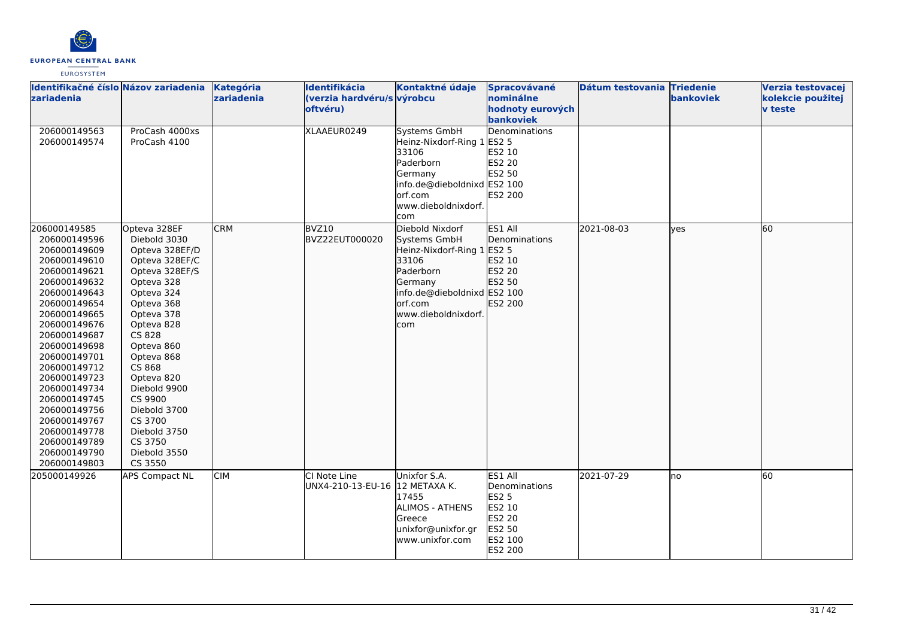| Identifikačné číslo zariadenia | Názov zariadenia | Kategória zariadenia | Identifikácia (verzia hardvéru/softvéru) | Kontaktné údaje výrobcu | Spracovávané nominálne hodnoty eurových bankoviek | Dátum testovania | Triedenie bankoviek | Verzia testovacej kolekcie použitej v teste |
|---|---|---|---|---|---|---|---|---|
| 206000149563<br>206000149574 | ProCash 4000xs<br>ProCash 4100 | | XLAAEUR0249 | Systems GmbH<br>Heinz-Nixdorf-Ring 1<br>33106<br>Paderborn<br>Germany<br>info.de@dieboldnixdorf.com<br>www.dieboldnixdorf.com | Denominations<br>ES2 5<br>ES2 10<br>ES2 20<br>ES2 50<br>ES2 100<br>ES2 200 | | | |
| 206000149585<br>206000149596<br>206000149609<br>206000149610<br>206000149621<br>206000149632<br>206000149643<br>206000149654<br>206000149665<br>206000149676<br>206000149687<br>206000149698<br>206000149701<br>206000149712<br>206000149723<br>206000149734<br>206000149745<br>206000149756<br>206000149767<br>206000149778<br>206000149789<br>206000149790<br>206000149803 | Opteva 328EF<br>Diebold 3030<br>Opteva 328EF/D<br>Opteva 328EF/C<br>Opteva 328EF/S<br>Opteva 328<br>Opteva 324<br>Opteva 368<br>Opteva 378<br>Opteva 828<br>CS 828<br>Opteva 860<br>Opteva 868<br>CS 868<br>Opteva 820<br>Diebold 9900<br>CS 9900<br>Diebold 3700<br>CS 3700<br>Diebold 3750<br>CS 3750<br>Diebold 3550<br>CS 3550 | CRM | BVZ10<br>BVZ22EUT000020 | Diebold Nixdorf Systems GmbH<br>Heinz-Nixdorf-Ring 1<br>33106<br>Paderborn<br>Germany<br>info.de@dieboldnixdorf.com<br>www.dieboldnixdorf.com | ES1 All Denominations<br>ES2 5<br>ES2 10<br>ES2 20<br>ES2 50<br>ES2 100<br>ES2 200 | 2021-08-03 | yes | 60 |
| 205000149926 | APS Compact NL | CIM | CI Note Line<br>UNX4-210-13-EU-16 | Unixfor S.A.<br>12 METAXA K.<br>17455<br>ALIMOS - ATHENS<br>Greece<br>unixfor@unixfor.gr<br>www.unixfor.com | ES1 All Denominations<br>ES2 5<br>ES2 10<br>ES2 20<br>ES2 50<br>ES2 100<br>ES2 200 | 2021-07-29 | no | 60 |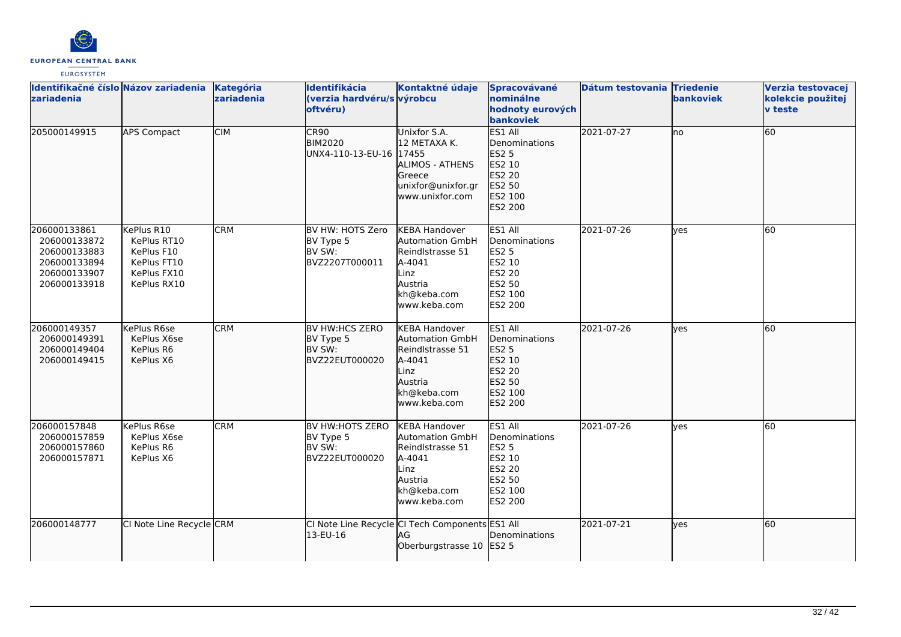| Identifikačné číslo zariadenia | Názov zariadenia | Kategória zariadenia | Identifikácia (verzia hardvéru/softvéru) | Kontaktné údaje výrobcu | Spracovávané nominálne hodnoty eurových bankoviek | Dátum testovania | Triedenie bankoviek | Verzia testovacej kolekcie použitej v teste |
|---|---|---|---|---|---|---|---|---|
| 205000149915 | APS Compact | CIM | CR90<br>BIM2020<br>UNX4-110-13-EU-16 | Unixfor S.A.<br>12 METAXA K.<br>17455<br>ALIMOS - ATHENS<br>Greece<br>unixfor@unixfor.gr<br>www.unixfor.com | ES1 All Denominations<br>ES2 5<br>ES2 10<br>ES2 20<br>ES2 50<br>ES2 100<br>ES2 200 | 2021-07-27 | no | 60 |
| 206000133861<br>206000133872<br>206000133883<br>206000133894<br>206000133907<br>206000133918 | KePlus R10<br>KePlus RT10<br>KePlus F10<br>KePlus FT10<br>KePlus FX10<br>KePlus RX10 | CRM | BV HW: HOTS Zero<br>BV Type 5<br>BV SW:<br>BVZ2207T000011 | KEBA Handover Automation GmbH<br>Reindlstrasse 51<br>A-4041<br>Linz<br>Austria<br>kh@keba.com<br>www.keba.com | ES1 All Denominations<br>ES2 5<br>ES2 10<br>ES2 20<br>ES2 50<br>ES2 100<br>ES2 200 | 2021-07-26 | yes | 60 |
| 206000149357<br>206000149391<br>206000149404<br>206000149415 | KePlus R6se<br>KePlus X6se<br>KePlus R6<br>KePlus X6 | CRM | BV HW:HCS ZERO<br>BV Type 5<br>BV SW:<br>BVZ22EUT000020 | KEBA Handover Automation GmbH<br>Reindlstrasse 51<br>A-4041<br>Linz<br>Austria<br>kh@keba.com<br>www.keba.com | ES1 All Denominations<br>ES2 5<br>ES2 10<br>ES2 20<br>ES2 50<br>ES2 100<br>ES2 200 | 2021-07-26 | yes | 60 |
| 206000157848<br>206000157859<br>206000157860<br>206000157871 | KePlus R6se<br>KePlus X6se<br>KePlus R6<br>KePlus X6 | CRM | BV HW:HOTS ZERO<br>BV Type 5<br>BV SW:<br>BVZ22EUT000020 | KEBA Handover Automation GmbH<br>Reindlstrasse 51<br>A-4041<br>Linz<br>Austria<br>kh@keba.com<br>www.keba.com | ES1 All Denominations<br>ES2 5<br>ES2 10<br>ES2 20<br>ES2 50<br>ES2 100<br>ES2 200 | 2021-07-26 | yes | 60 |
| 206000148777 | CI Note Line Recycle | CRM | CI Note Line Recycle 13-EU-16 | CI Tech Components AG<br>Oberburgstrasse 10 | ES1 All Denominations<br>ES2 5 | 2021-07-21 | yes | 60 |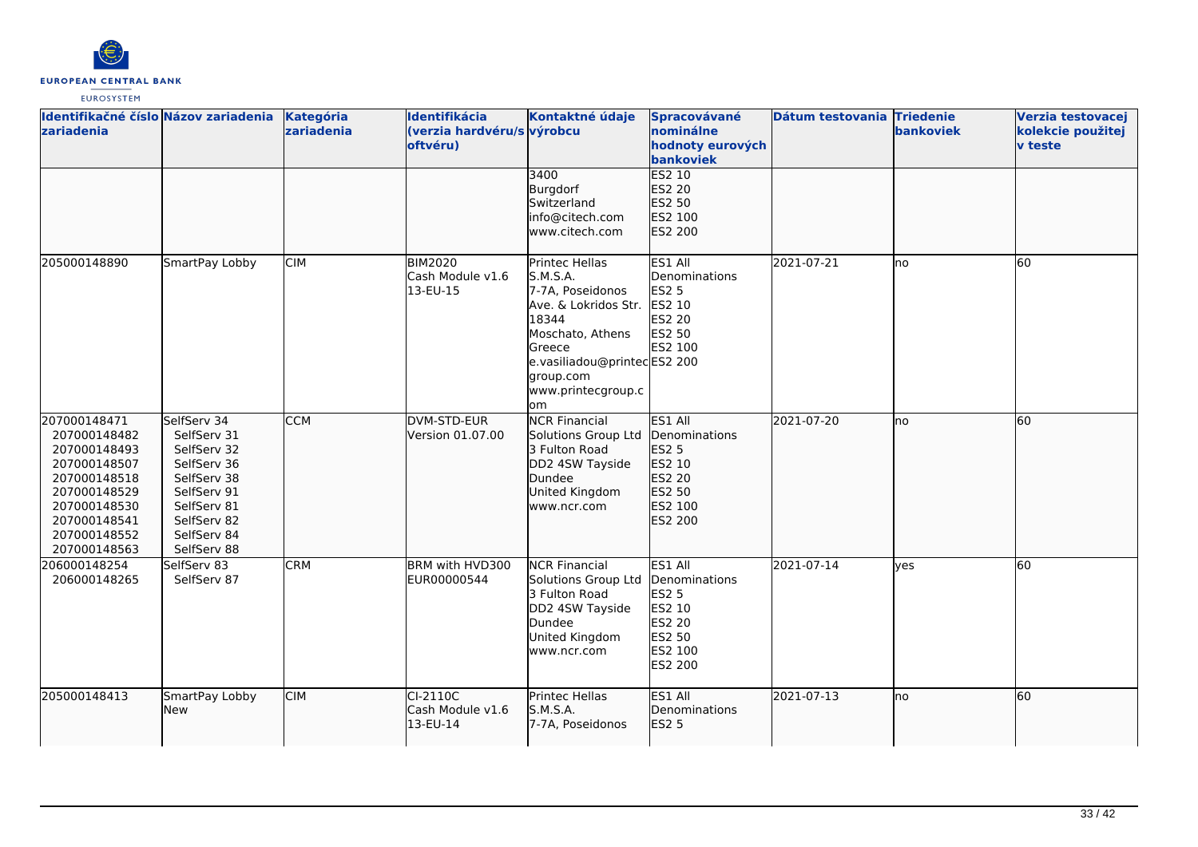| Identifikačné číslo zariadenia | Názov zariadenia | Kategória zariadenia | Identifikácia (verzia hardvéru/softvéru) | Kontaktné údaje výrobcu | Spracovávané nominálne hodnoty eurových bankoviek | Dátum testovania | Triedenie bankoviek | Verzia testovacej kolekcie použitej v teste |
|---|---|---|---|---|---|---|---|---|
| | | | | 3400<br>Burgdorf<br>Switzerland<br>info@citech.com<br>www.citech.com | ES2 10<br>ES2 20<br>ES2 50<br>ES2 100<br>ES2 200 | | | |
| 205000148890 | SmartPay Lobby | CIM | BIM2020<br>Cash Module v1.6<br>13-EU-15 | Printec Hellas S.M.S.A.<br>7-7A, Poseidonos Ave. & Lokridos Str.<br>18344<br>Moschato, Athens<br>Greece<br>e.vasiliadou@printecgroup.com<br>www.printecgroup.com | ES1 All Denominations<br>ES2 5<br>ES2 10<br>ES2 20<br>ES2 50<br>ES2 100<br>ES2 200 | 2021-07-21 | no | 60 |
| 207000148471<br>207000148482<br>207000148493<br>207000148507<br>207000148518<br>207000148529<br>207000148530<br>207000148541<br>207000148552<br>207000148563 | SelfServ 34<br>SelfServ 31<br>SelfServ 32<br>SelfServ 36<br>SelfServ 38<br>SelfServ 91<br>SelfServ 81<br>SelfServ 82<br>SelfServ 84<br>SelfServ 88 | CCM | DVM-STD-EUR<br>Version 01.07.00 | NCR Financial Solutions Group Ltd<br>3 Fulton Road<br>DD2 4SW Tayside<br>Dundee<br>United Kingdom<br>www.ncr.com | ES1 All Denominations<br>ES2 5<br>ES2 10<br>ES2 20<br>ES2 50<br>ES2 100<br>ES2 200 | 2021-07-20 | no | 60 |
| 206000148254<br>206000148265 | SelfServ 83<br>SelfServ 87 | CRM | BRM with HVD300<br>EUR00000544 | NCR Financial Solutions Group Ltd<br>3 Fulton Road<br>DD2 4SW Tayside<br>Dundee<br>United Kingdom<br>www.ncr.com | ES1 All Denominations<br>ES2 5<br>ES2 10<br>ES2 20<br>ES2 50<br>ES2 100<br>ES2 200 | 2021-07-14 | yes | 60 |
| 205000148413 | SmartPay Lobby New | CIM | CI-2110C<br>Cash Module v1.6<br>13-EU-14 | Printec Hellas S.M.S.A.<br>7-7A, Poseidonos | ES1 All Denominations<br>ES2 5 | 2021-07-13 | no | 60 |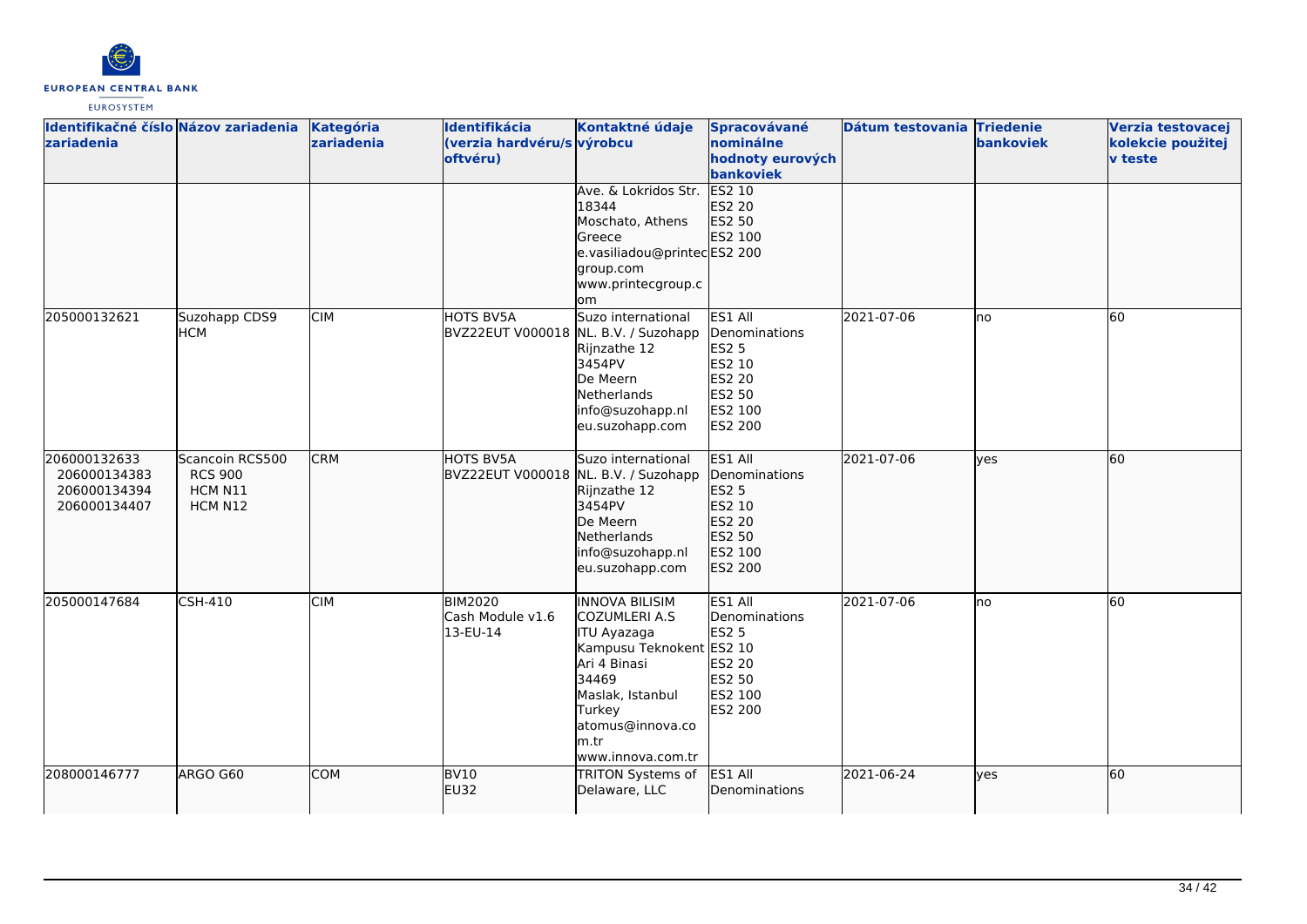| Identifikačné číslo zariadenia | Názov zariadenia | Kategória zariadenia | Identifikácia (verzia hardvéru/softvéru) | Kontaktné údaje výrobcu | Spracovávané nominálne hodnoty eurových bankoviek | Dátum testovania | Triedenie bankoviek | Verzia testovacej kolekcie použitej v teste |
|---|---|---|---|---|---|---|---|---|
| | | | | Ave. & Lokridos Str. 18344 Moschato, Athens Greece e.vasiliadou@printecgroup.com www.printecgroup.com | ES2 10 ES2 20 ES2 50 ES2 100 ES2 200 | | | |
| 205000132621 | Suzohapp CDS9 HCM | CIM | HOTS BV5A BVZ22EUT V000018 | Suzo international NL. B.V. / Suzohapp Rijnzathe 12 3454PV De Meern Netherlands info@suzohapp.nl eu.suzohapp.com | ES1 All Denominations ES2 5 ES2 10 ES2 20 ES2 50 ES2 100 ES2 200 | 2021-07-06 | no | 60 |
| 206000132633 206000134383 206000134394 206000134407 | Scancoin RCS500 RCS 900 HCM N11 HCM N12 | CRM | HOTS BV5A BVZ22EUT V000018 | Suzo international NL. B.V. / Suzohapp Rijnzathe 12 3454PV De Meern Netherlands info@suzohapp.nl eu.suzohapp.com | ES1 All Denominations ES2 5 ES2 10 ES2 20 ES2 50 ES2 100 ES2 200 | 2021-07-06 | yes | 60 |
| 205000147684 | CSH-410 | CIM | BIM2020 Cash Module v1.6 13-EU-14 | INNOVA BILISIM COZUMLERI A.S ITU Ayazaga Kampusu Teknokent Ari 4 Binasi 34469 Maslak, Istanbul Turkey atomus@innova.com.tr www.innova.com.tr | ES1 All Denominations ES2 5 ES2 10 ES2 20 ES2 50 ES2 100 ES2 200 | 2021-07-06 | no | 60 |
| 208000146777 | ARGO G60 | COM | BV10 EU32 | TRITON Systems of Delaware, LLC | ES1 All Denominations | 2021-06-24 | yes | 60 |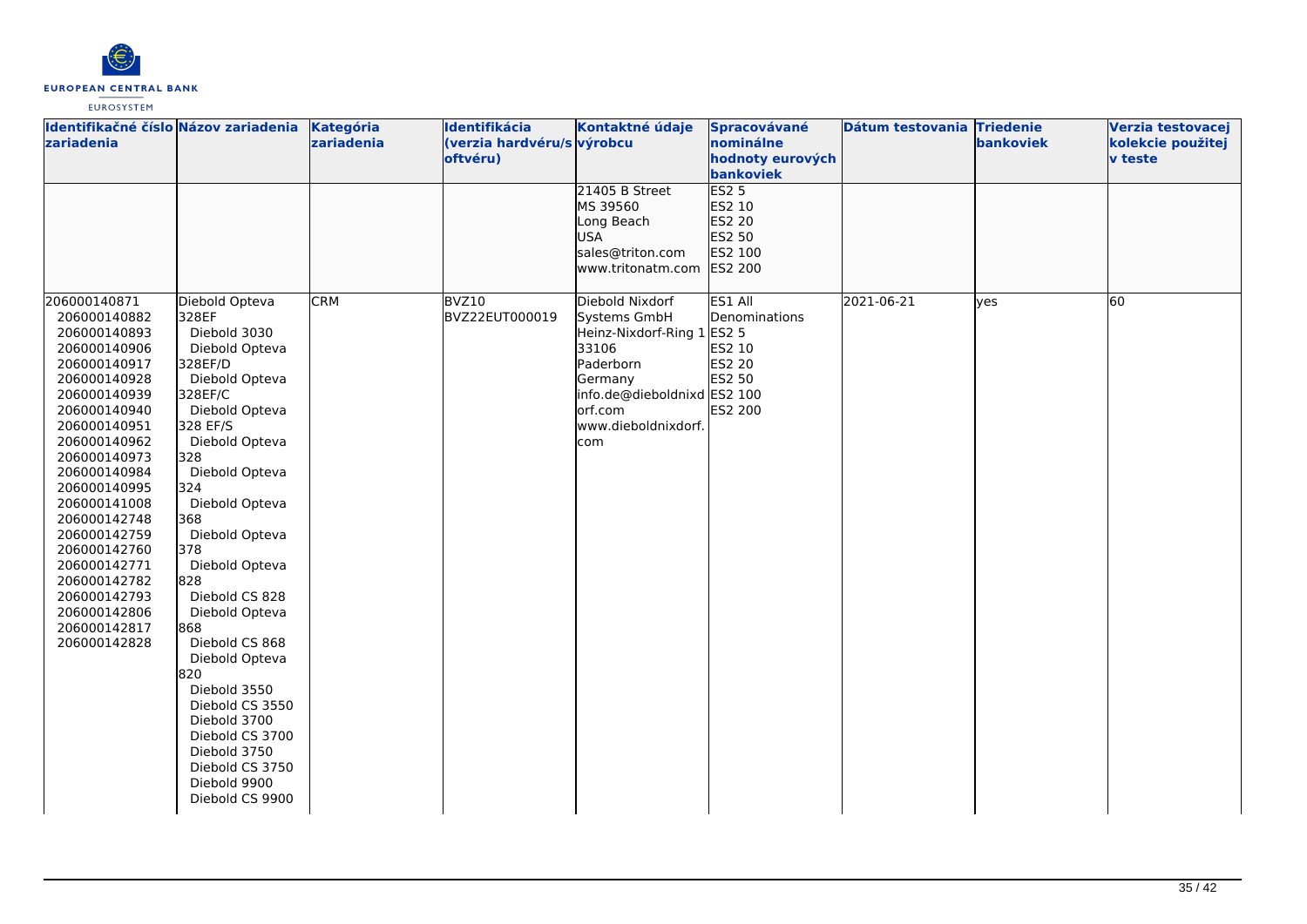| Identifikačné číslo zariadenia | Názov zariadenia | Kategória zariadenia | Identifikácia (verzia hardvéru/softvéru) | Kontaktné údaje výrobcu | Spracovávané nominálne hodnoty eurových bankoviek | Dátum testovania | Triedenie bankoviek | Verzia testovacej kolekcie použitej v teste |
|---|---|---|---|---|---|---|---|---|
| | | | | 21405 B Street<br>MS 39560<br>Long Beach<br>USA<br>sales@triton.com<br>www.tritonatm.com | ES2 5<br>ES2 10<br>ES2 20<br>ES2 50<br>ES2 100<br>ES2 200 | | | |
| 206000140871<br>206000140882<br>206000140893<br>206000140906<br>206000140917<br>206000140928<br>206000140939<br>206000140940<br>206000140951<br>206000140962<br>206000140973<br>206000140984<br>206000140995<br>206000141008<br>206000142748<br>206000142759<br>206000142760<br>206000142771<br>206000142782<br>206000142793<br>206000142806<br>206000142817<br>206000142828 | Diebold Opteva 328EF<br>Diebold 3030<br>Diebold Opteva 328EF/D<br>Diebold Opteva 328EF/C<br>Diebold Opteva 328 EF/S<br>Diebold Opteva 328<br>Diebold Opteva 324<br>Diebold Opteva 368<br>Diebold Opteva 378<br>Diebold Opteva 828<br>Diebold CS 828<br>Diebold Opteva 868<br>Diebold CS 868<br>Diebold Opteva 820<br>Diebold 3550<br>Diebold CS 3550<br>Diebold 3700<br>Diebold CS 3700<br>Diebold 3750<br>Diebold CS 3750<br>Diebold 9900<br>Diebold CS 9900 | CRM | BVZ10<br>BVZ22EUT000019 | Diebold Nixdorf Systems GmbH<br>Heinz-Nixdorf-Ring 1<br>33106<br>Paderborn<br>Germany<br>info.de@dieboldnixdorf.com<br>www.dieboldnixdorf.com | ES1 All Denominations<br>ES2 5<br>ES2 10<br>ES2 20<br>ES2 50<br>ES2 100<br>ES2 200 | 2021-06-21 | yes | 60 |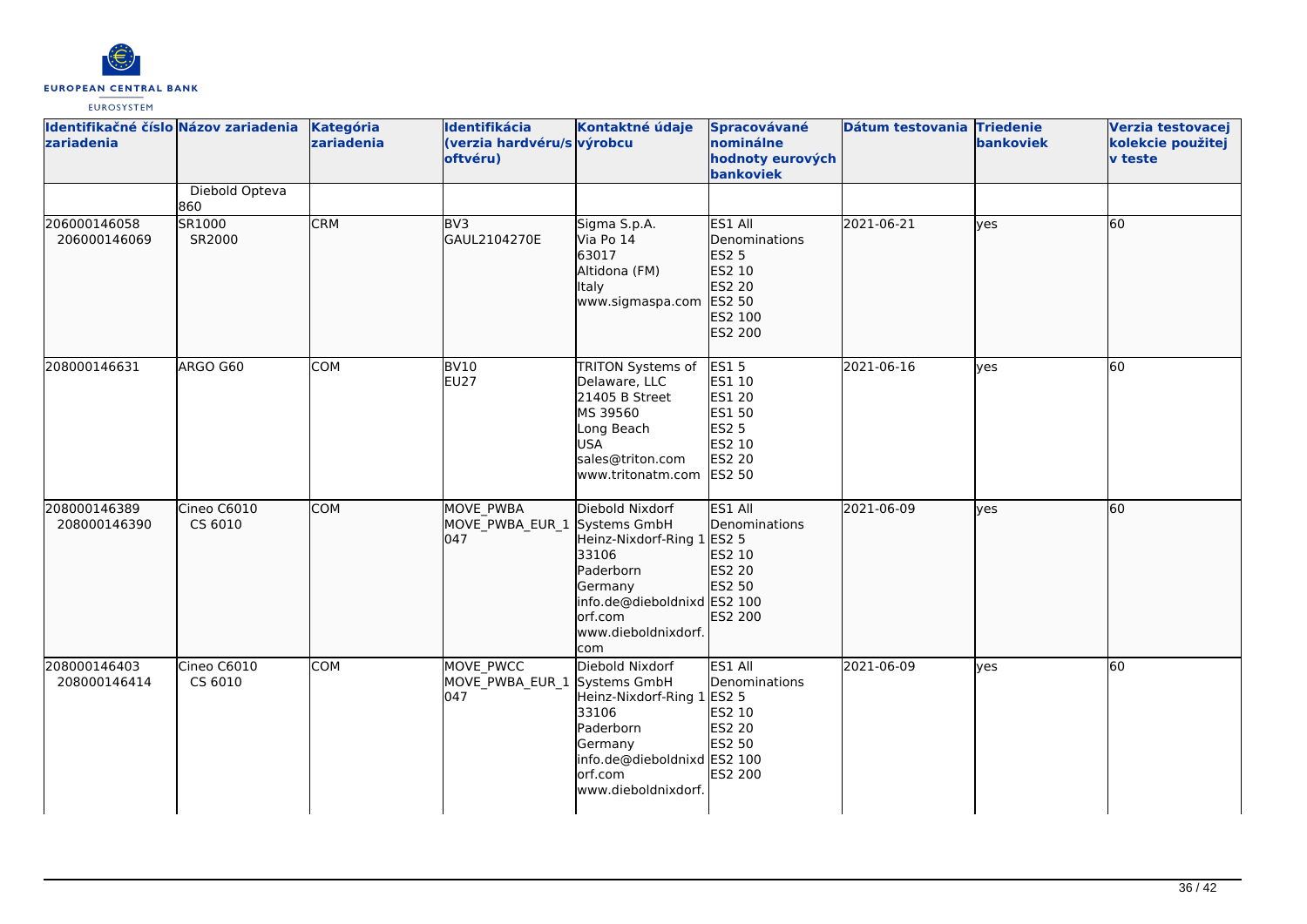| Identifikačné číslo zariadenia | Názov zariadenia | Kategória zariadenia | Identifikácia (verzia hardvéru/softvéru) | Kontaktné údaje výrobcu | Spracovávané nominálne hodnoty eurových bankoviek | Dátum testovania | Triedenie bankoviek | Verzia testovacej kolekcie použitej v teste |
|---|---|---|---|---|---|---|---|---|
| | Diebold Opteva 860 | | | | | | | |
| 206000146058<br>206000146069 | SR1000<br>SR2000 | CRM | BV3<br>GAUL2104270E | Sigma S.p.A.<br>Via Po 14<br>63017<br>Altidona (FM)<br>Italy<br>www.sigmaspa.com | ES1 All Denominations<br>ES2 5<br>ES2 10<br>ES2 20<br>ES2 50<br>ES2 100<br>ES2 200 | 2021-06-21 | yes | 60 |
| 208000146631 | ARGO G60 | COM | BV10<br>EU27 | TRITON Systems of Delaware, LLC<br>21405 B Street<br>MS 39560<br>Long Beach<br>USA<br>sales@triton.com<br>www.tritonatm.com | ES1 5<br>ES1 10<br>ES1 20<br>ES1 50<br>ES2 5<br>ES2 10<br>ES2 20<br>ES2 50 | 2021-06-16 | yes | 60 |
| 208000146389<br>208000146390 | Cineo C6010<br>CS 6010 | COM | MOVE_PWBA<br>MOVE_PWBA_EUR_1047 | Diebold Nixdorf Systems GmbH<br>Heinz-Nixdorf-Ring 1<br>33106<br>Paderborn<br>Germany<br>info.de@dieboldnixdorf.com<br>www.dieboldnixdorf.com | ES1 All Denominations<br>ES2 5<br>ES2 10<br>ES2 20<br>ES2 50<br>ES2 100<br>ES2 200 | 2021-06-09 | yes | 60 |
| 208000146403<br>208000146414 | Cineo C6010<br>CS 6010 | COM | MOVE_PWCC<br>MOVE_PWBA_EUR_1047 | Diebold Nixdorf Systems GmbH<br>Heinz-Nixdorf-Ring 1<br>33106<br>Paderborn<br>Germany<br>info.de@dieboldnixdorf.com<br>www.dieboldnixdorf. | ES1 All Denominations<br>ES2 5<br>ES2 10<br>ES2 20<br>ES2 50<br>ES2 100<br>ES2 200 | 2021-06-09 | yes | 60 |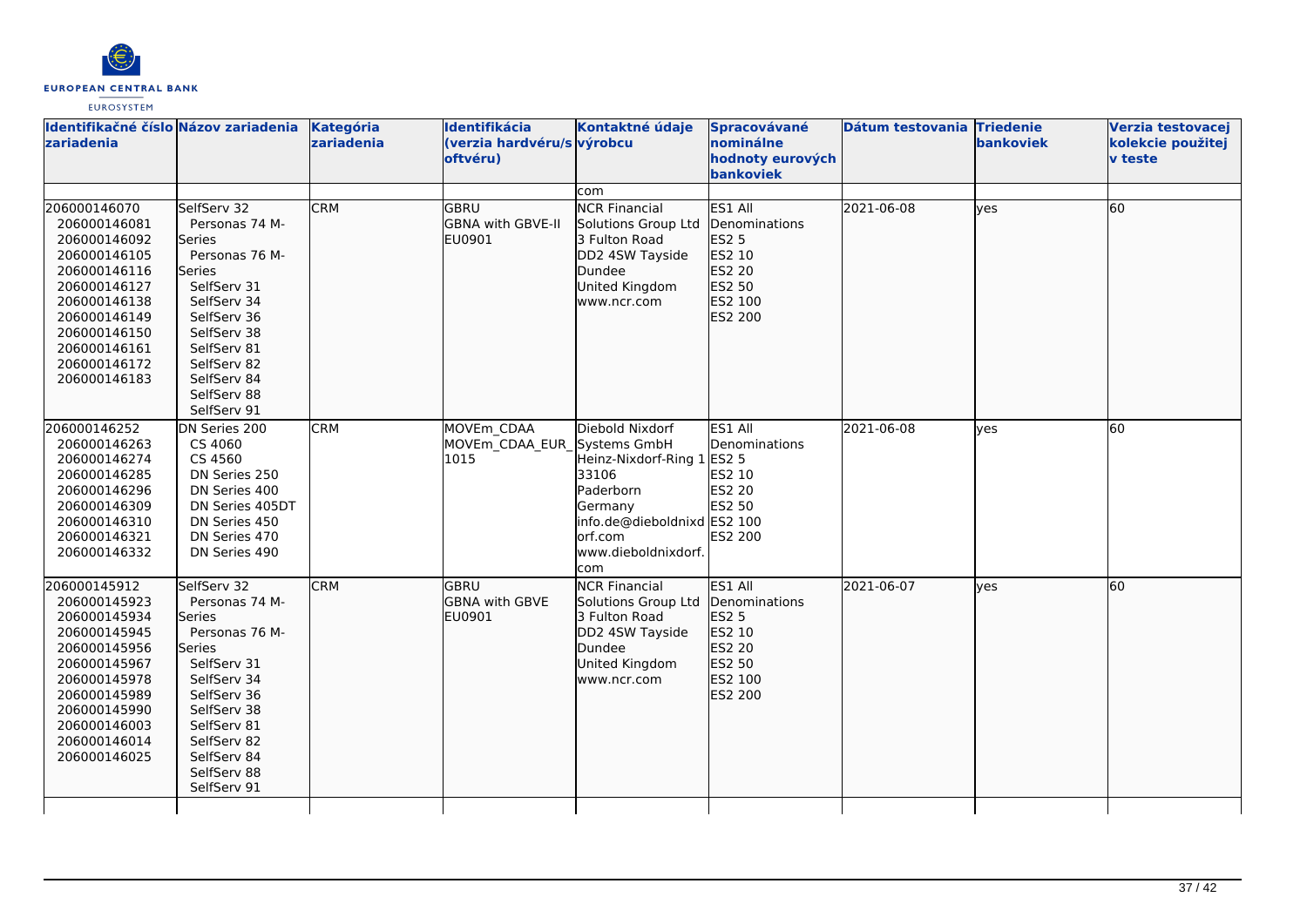| Identifikačné číslo zariadenia | Názov zariadenia | Kategória zariadenia | Identifikácia (verzia hardvéru/softvéru) | Kontaktné údaje výrobcu | Spracovávané nominálne hodnoty eurových bankoviek | Dátum testovania | Triedenie bankoviek | Verzia testovacej kolekcie použitej v teste |
|---|---|---|---|---|---|---|---|---|
| | | | | com | | | | |
| 206000146070<br>206000146081<br>206000146092<br>206000146105<br>206000146116<br>206000146127<br>206000146138<br>206000146149<br>206000146150<br>206000146161<br>206000146172<br>206000146183 | SelfServ 32<br>Personas 74 M-Series<br>Personas 76 M-Series<br>SelfServ 31<br>SelfServ 34<br>SelfServ 36<br>SelfServ 38<br>SelfServ 81<br>SelfServ 82<br>SelfServ 84<br>SelfServ 88<br>SelfServ 91 | CRM | GBRU<br>GBNA with GBVE-II<br>EU0901 | NCR Financial Solutions Group Ltd<br>3 Fulton Road<br>DD2 4SW Tayside<br>Dundee<br>United Kingdom<br>www.ncr.com | ES1 All Denominations<br>ES2 5<br>ES2 10<br>ES2 20<br>ES2 50<br>ES2 100<br>ES2 200 | 2021-06-08 | yes | 60 |
| 206000146252<br>206000146263<br>206000146274<br>206000146285<br>206000146296<br>206000146309<br>206000146310<br>206000146321<br>206000146332 | DN Series 200<br>CS 4060<br>CS 4560<br>DN Series 250<br>DN Series 400<br>DN Series 405DT<br>DN Series 450<br>DN Series 470<br>DN Series 490 | CRM | MOVEm_CDAA<br>MOVEm_CDAA_EUR_1015 | Diebold Nixdorf Systems GmbH<br>Heinz-Nixdorf-Ring 1<br>33106<br>Paderborn<br>Germany<br>info.de@dieboldnixdorf.com<br>www.dieboldnixdorf.com | ES1 All Denominations<br>ES2 5<br>ES2 10<br>ES2 20<br>ES2 50<br>ES2 100<br>ES2 200 | 2021-06-08 | yes | 60 |
| 206000145912<br>206000145923<br>206000145934<br>206000145945<br>206000145956<br>206000145967<br>206000145978<br>206000145989<br>206000145990<br>206000146003<br>206000146014<br>206000146025 | SelfServ 32<br>Personas 74 M-Series<br>Personas 76 M-Series<br>SelfServ 31<br>SelfServ 34<br>SelfServ 36<br>SelfServ 38<br>SelfServ 81<br>SelfServ 82<br>SelfServ 84<br>SelfServ 88<br>SelfServ 91 | CRM | GBRU<br>GBNA with GBVE<br>EU0901 | NCR Financial Solutions Group Ltd<br>3 Fulton Road<br>DD2 4SW Tayside<br>Dundee<br>United Kingdom<br>www.ncr.com | ES1 All Denominations<br>ES2 5<br>ES2 10<br>ES2 20<br>ES2 50<br>ES2 100<br>ES2 200 | 2021-06-07 | yes | 60 |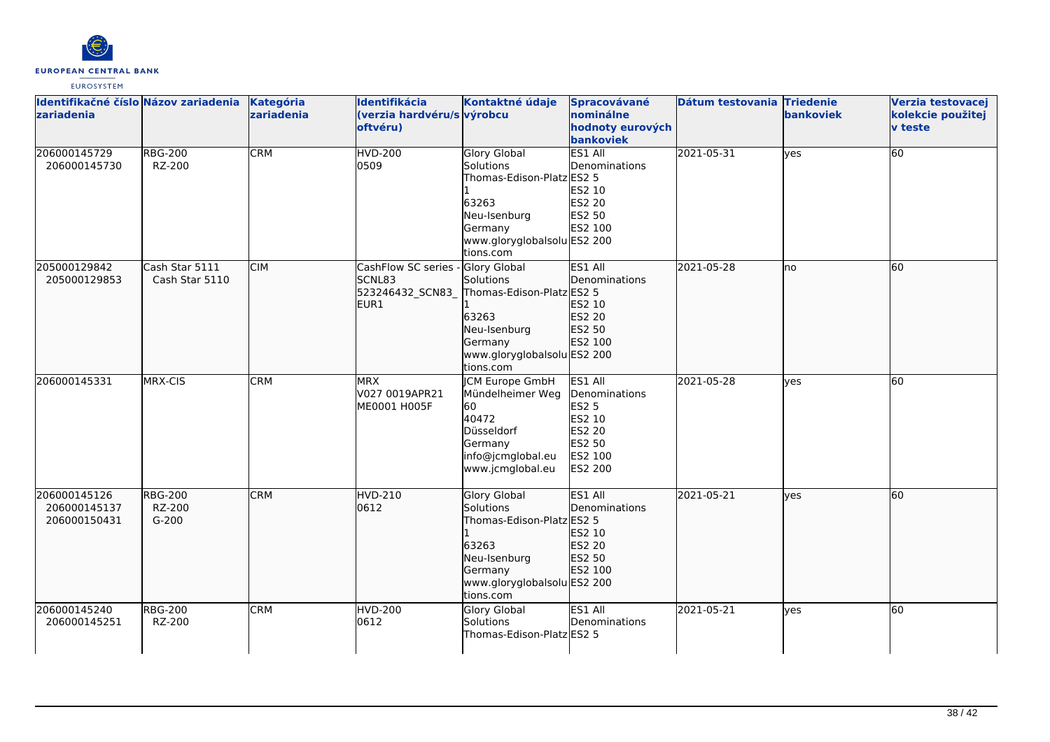| Identifikačné číslo zariadenia | Názov zariadenia | Kategória zariadenia | Identifikácia (verzia hardvéru/softvéru) | Kontaktné údaje výrobcu | Spracovávané nominálne hodnoty eurových bankoviek | Dátum testovania | Triedenie bankoviek | Verzia testovacej kolekcie použitej v teste |
|---|---|---|---|---|---|---|---|---|
| 206000145729<br>206000145730 | RBG-200<br>RZ-200 | CRM | HVD-200<br>0509 | Glory Global Solutions<br>Thomas-Edison-Platz 1<br>63263<br>Neu-Isenburg<br>Germany<br>www.gloryglobalsolutions.com | ES1 All Denominations<br>ES2 5<br>ES2 10<br>ES2 20<br>ES2 50<br>ES2 100<br>ES2 200 | 2021-05-31 | yes | 60 |
| 205000129842<br>205000129853 | Cash Star 5111<br>Cash Star 5110 | CIM | CashFlow SC series - SCNL83<br>523246432_SCN83_EUR1 | Glory Global Solutions<br>Thomas-Edison-Platz 1<br>63263<br>Neu-Isenburg<br>Germany<br>www.gloryglobalsolutions.com | ES1 All Denominations<br>ES2 5<br>ES2 10<br>ES2 20<br>ES2 50<br>ES2 100<br>ES2 200 | 2021-05-28 | no | 60 |
| 206000145331 | MRX-CIS | CRM | MRX<br>V027 0019APR21<br>ME0001 H005F | JCM Europe GmbH<br>Mündelheimer Weg 60<br>40472<br>Düsseldorf<br>Germany<br>info@jcmglobal.eu<br>www.jcmglobal.eu | ES1 All Denominations<br>ES2 5<br>ES2 10<br>ES2 20<br>ES2 50<br>ES2 100<br>ES2 200 | 2021-05-28 | yes | 60 |
| 206000145126<br>206000145137<br>206000150431 | RBG-200<br>RZ-200<br>G-200 | CRM | HVD-210<br>0612 | Glory Global Solutions<br>Thomas-Edison-Platz 1<br>63263<br>Neu-Isenburg<br>Germany<br>www.gloryglobalsolutions.com | ES1 All Denominations<br>ES2 5<br>ES2 10<br>ES2 20<br>ES2 50<br>ES2 100<br>ES2 200 | 2021-05-21 | yes | 60 |
| 206000145240<br>206000145251 | RBG-200<br>RZ-200 | CRM | HVD-200<br>0612 | Glory Global Solutions<br>Thomas-Edison-Platz | ES1 All Denominations<br>ES2 5 | 2021-05-21 | yes | 60 |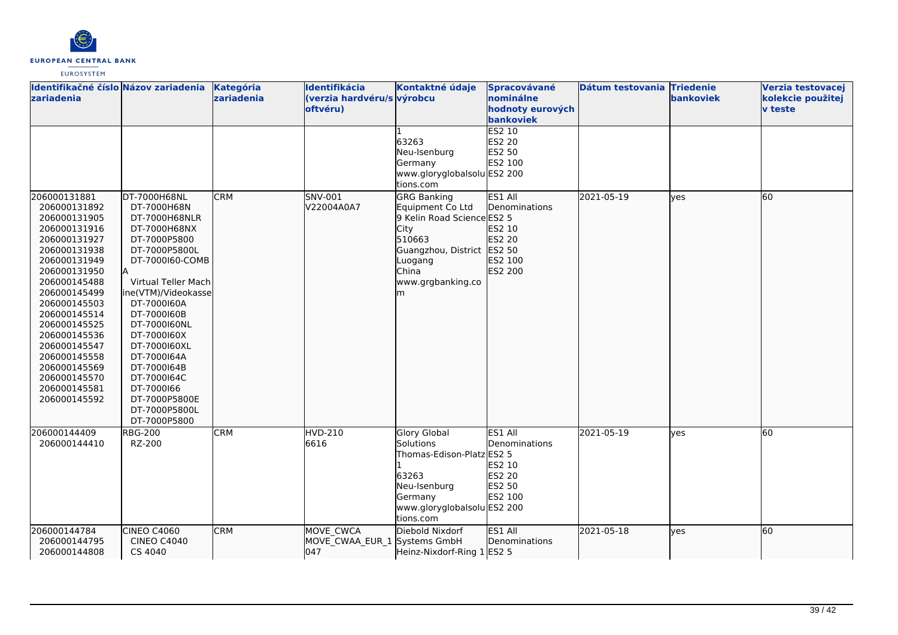| Identifikačné číslo zariadenia | Názov zariadenia | Kategória zariadenia | Identifikácia (verzia hardvéru/softvéru) | Kontaktné údaje výrobcu | Spracovávané nominálne hodnoty eurových bankoviek | Dátum testovania | Triedenie bankoviek | Verzia testovacej kolekcie použitej v teste |
|---|---|---|---|---|---|---|---|---|
| | | | | 1<br>63263<br>Neu-Isenburg<br>Germany<br>www.gloryglobalsolutions.com | ES2 10<br>ES2 20<br>ES2 50<br>ES2 100<br>ES2 200 | | | |
| 206000131881<br>206000131892<br>206000131905<br>206000131916<br>206000131927<br>206000131938<br>206000131949<br>206000131950<br>206000145488<br>206000145499<br>206000145503<br>206000145514<br>206000145525<br>206000145536<br>206000145547<br>206000145558<br>206000145569<br>206000145570<br>206000145581<br>206000145592 | DT-7000H68NL<br>DT-7000H68N<br>DT-7000H68NLR<br>DT-7000H68NX<br>DT-7000P5800<br>DT-7000P5800L<br>DT-7000I60-COMBA<br>Virtual Teller Machine(VTM)/Videokasse<br>DT-7000I60A<br>DT-7000I60B<br>DT-7000I60NL<br>DT-7000I60X<br>DT-7000I60XL<br>DT-7000I64A<br>DT-7000I64B<br>DT-7000I64C<br>DT-7000I66<br>DT-7000P5800E<br>DT-7000P5800L<br>DT-7000P5800 | CRM | SNV-001<br>V22004A0A7 | GRG Banking Equipment Co Ltd<br>9 Kelin Road Science City<br>510663<br>Guangzhou, District Luogang<br>China<br>www.grgbanking.com | ES1 All Denominations<br>ES2 5<br>ES2 10<br>ES2 20<br>ES2 50<br>ES2 100<br>ES2 200 | 2021-05-19 | yes | 60 |
| 206000144409<br>206000144410 | RBG-200<br>RZ-200 | CRM | HVD-210<br>6616 | Glory Global Solutions<br>Thomas-Edison-Platz 1<br>63263<br>Neu-Isenburg<br>Germany<br>www.gloryglobalsolutions.com | ES1 All Denominations<br>ES2 5<br>ES2 10<br>ES2 20<br>ES2 50<br>ES2 100<br>ES2 200 | 2021-05-19 | yes | 60 |
| 206000144784<br>206000144795<br>206000144808 | CINEO C4060<br>CINEO C4040<br>CS 4040 | CRM | MOVE_CWCA<br>MOVE_CWAA_EUR_1047 | Diebold Nixdorf Systems GmbH<br>Heinz-Nixdorf-Ring 1 | ES1 All Denominations<br>ES2 5 | 2021-05-18 | yes | 60 |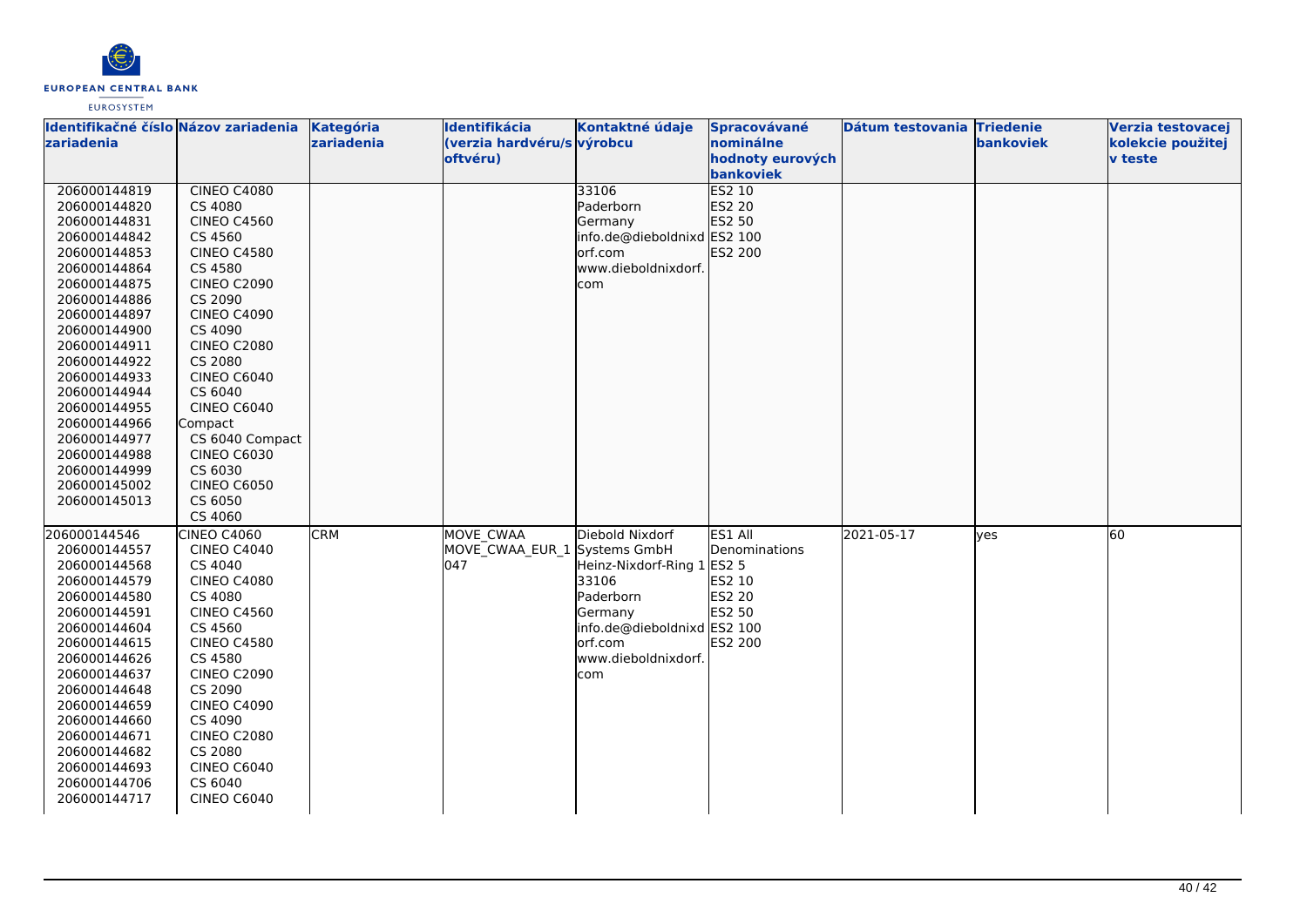| Identifikačné číslo zariadenia | Názov zariadenia | Kategória zariadenia | Identifikácia (verzia hardvéru/softvéru) | Kontaktné údaje výrobcu | Spracovávané nominálne hodnoty eurových bankoviek | Dátum testovania | Triedenie bankoviek | Verzia testovacej kolekcie použitej v teste |
|---|---|---|---|---|---|---|---|---|
| 206000144819<br>206000144820<br>206000144831<br>206000144842<br>206000144853<br>206000144864<br>206000144875<br>206000144886<br>206000144897<br>206000144900<br>206000144911<br>206000144922<br>206000144933<br>206000144944<br>206000144955<br>206000144966<br>206000144977<br>206000144988<br>206000144999<br>206000145002<br>206000145013 | CINEO C4080<br>CS 4080<br>CINEO C4560<br>CS 4560<br>CINEO C4580<br>CS 4580<br>CINEO C2090<br>CS 2090<br>CINEO C4090<br>CS 4090<br>CINEO C2080<br>CS 2080<br>CINEO C6040<br>CS 6040<br>CINEO C6040 Compact<br>CS 6040 Compact<br>CINEO C6030<br>CS 6030<br>CINEO C6050<br>CS 6050<br>CS 4060 | | | 33106<br>Paderborn<br>Germany<br>info.de@dieboldnixdorf.com<br>www.dieboldnixdorf.com | ES2 10<br>ES2 20<br>ES2 50<br>ES2 100<br>ES2 200 | | | |
| 206000144546<br>206000144557<br>206000144568<br>206000144579<br>206000144580<br>206000144591<br>206000144604<br>206000144615<br>206000144626<br>206000144637<br>206000144648<br>206000144659<br>206000144660<br>206000144671<br>206000144682<br>206000144693<br>206000144706<br>206000144717 | CINEO C4060<br>CINEO C4040<br>CS 4040<br>CINEO C4080<br>CS 4080<br>CINEO C4560<br>CS 4560<br>CINEO C4580<br>CS 4580<br>CINEO C2090<br>CS 2090<br>CINEO C4090<br>CS 4090<br>CINEO C2080<br>CS 2080<br>CINEO C6040<br>CS 6040<br>CINEO C6040 | CRM | MOVE_CWAA<br>MOVE_CWAA_EUR_1047 | Diebold Nixdorf Systems GmbH<br>Heinz-Nixdorf-Ring 1<br>33106<br>Paderborn<br>Germany<br>info.de@dieboldnixdorf.com<br>www.dieboldnixdorf.com | ES1 All Denominations<br>ES2 5<br>ES2 10<br>ES2 20<br>ES2 50<br>ES2 100<br>ES2 200 | 2021-05-17 | yes | 60 |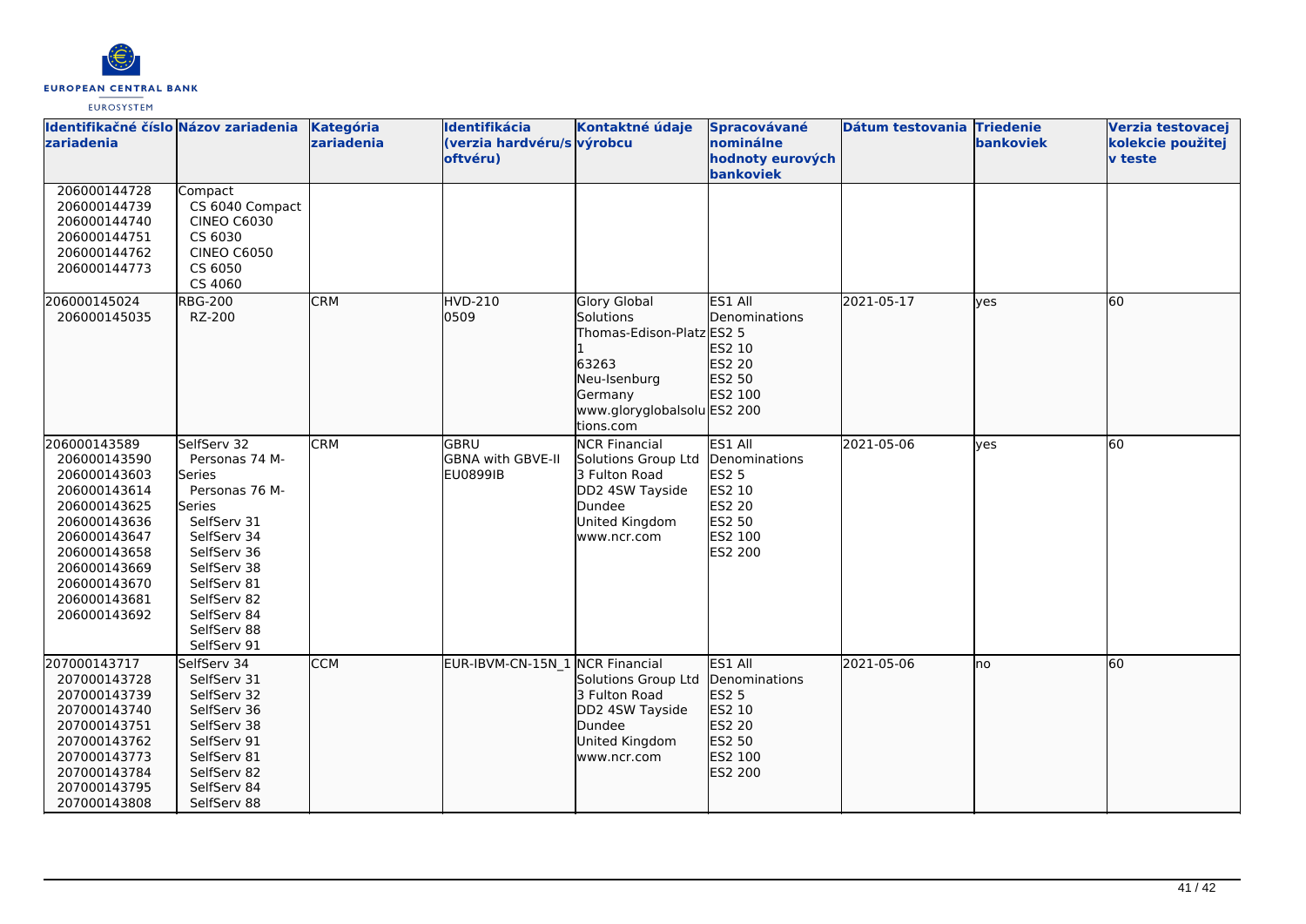| Identifikačné číslo zariadenia | Názov zariadenia | Kategória zariadenia | Identifikácia (verzia hardvéru/softvéru) | Kontaktné údaje výrobcu | Spracovávané nominálne hodnoty eurových bankoviek | Dátum testovania | Triedenie bankoviek | Verzia testovacej kolekcie použitej v teste |
|---|---|---|---|---|---|---|---|---|
| 206000144728<br>206000144739<br>206000144740<br>206000144751<br>206000144762<br>206000144773 | Compact<br>CS 6040 Compact<br>CINEO C6030<br>CS 6030<br>CINEO C6050<br>CS 6050<br>CS 4060 | | | | | | | |
| 206000145024<br>206000145035 | RBG-200<br>RZ-200 | CRM | HVD-210<br>0509 | Glory Global Solutions<br>Thomas-Edison-Platz 1<br>63263<br>Neu-Isenburg<br>Germany<br>www.gloryglobalsolutions.com | ES1 All Denominations<br>ES2 5<br>ES2 10<br>ES2 20<br>ES2 50<br>ES2 100<br>ES2 200 | 2021-05-17 | yes | 60 |
| 206000143589<br>206000143590<br>206000143603<br>206000143614<br>206000143625<br>206000143636<br>206000143647<br>206000143658<br>206000143669<br>206000143670<br>206000143681<br>206000143692 | SelfServ 32<br>Personas 74 M-Series<br>Personas 76 M-Series<br>SelfServ 31<br>SelfServ 34<br>SelfServ 36<br>SelfServ 38<br>SelfServ 81<br>SelfServ 82<br>SelfServ 84<br>SelfServ 88<br>SelfServ 91 | CRM | GBRU<br>GBNA with GBVE-II<br>EU0899IB | NCR Financial Solutions Group Ltd<br>3 Fulton Road<br>DD2 4SW Tayside<br>Dundee<br>United Kingdom<br>www.ncr.com | ES1 All Denominations<br>ES2 5<br>ES2 10<br>ES2 20<br>ES2 50<br>ES2 100<br>ES2 200 | 2021-05-06 | yes | 60 |
| 207000143717<br>207000143728<br>207000143739<br>207000143740<br>207000143751<br>207000143762<br>207000143773<br>207000143784<br>207000143795<br>207000143808 | SelfServ 34<br>SelfServ 31<br>SelfServ 32<br>SelfServ 36<br>SelfServ 38<br>SelfServ 91<br>SelfServ 81<br>SelfServ 82<br>SelfServ 84<br>SelfServ 88 | CCM | EUR-IBVM-CN-15N_1 | NCR Financial Solutions Group Ltd<br>3 Fulton Road<br>DD2 4SW Tayside<br>Dundee<br>United Kingdom<br>www.ncr.com | ES1 All Denominations<br>ES2 5<br>ES2 10<br>ES2 20<br>ES2 50<br>ES2 100<br>ES2 200 | 2021-05-06 | no | 60 |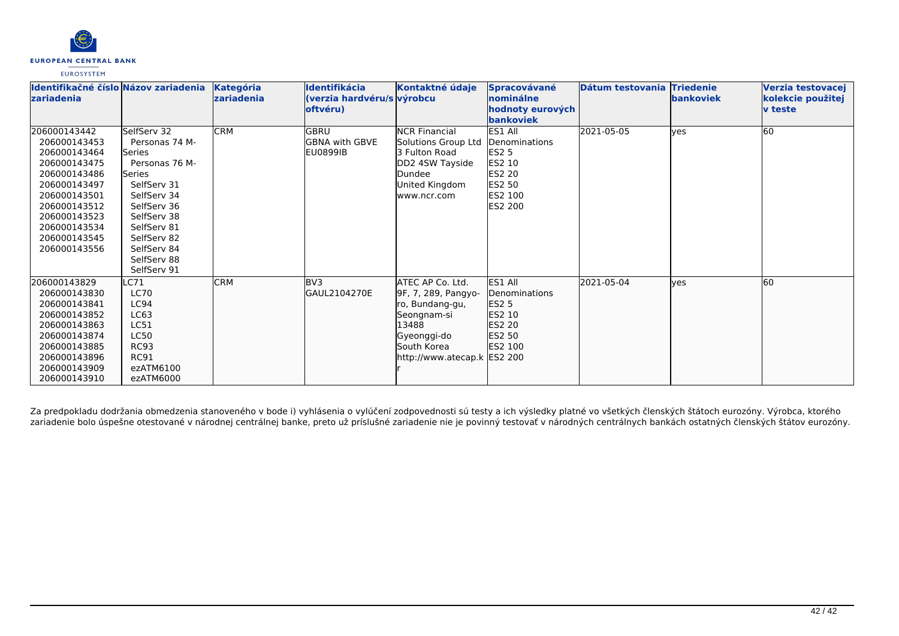| Identifikačné číslo zariadenia | Názov zariadenia | Kategória zariadenia | Identifikácia (verzia hardvéru/softvéru) | Kontaktné údaje výrobcu | Spracovávané nominálne hodnoty eurových bankoviek | Dátum testovania | Triedenie bankoviek | Verzia testovacej kolekcie použitej v teste |
|---|---|---|---|---|---|---|---|---|
| 206000143442<br>206000143453<br>206000143464<br>206000143475<br>206000143486<br>206000143497<br>206000143501<br>206000143512<br>206000143523<br>206000143534<br>206000143545<br>206000143556 | SelfServ 32<br>Personas 74 M-Series<br>Personas 76 M-Series<br>SelfServ 31<br>SelfServ 34<br>SelfServ 36<br>SelfServ 38<br>SelfServ 81<br>SelfServ 82<br>SelfServ 84<br>SelfServ 88<br>SelfServ 91 | CRM | GBRU<br>GBNA with GBVE<br>EU0899IB | NCR Financial Solutions Group Ltd<br>3 Fulton Road<br>DD2 4SW Tayside<br>Dundee<br>United Kingdom<br>www.ncr.com | ES1 All Denominations<br>ES2 5<br>ES2 10<br>ES2 20<br>ES2 50<br>ES2 100<br>ES2 200 | 2021-05-05 | yes | 60 |
| 206000143829<br>206000143830<br>206000143841<br>206000143852<br>206000143863<br>206000143874<br>206000143885<br>206000143896<br>206000143909<br>206000143910 | LC71<br>LC70<br>LC94<br>LC63<br>LC51<br>LC50<br>RC93<br>RC91<br>ezATM6100<br>ezATM6000 | CRM | BV3<br>GAUL2104270E | ATEC AP Co. Ltd.<br>9F, 7, 289, Pangyo-ro, Bundang-gu,<br>Seongnam-si<br>13488<br>Gyeonggi-do<br>South Korea<br>http://www.atecap.kr | ES1 All Denominations<br>ES2 5<br>ES2 10<br>ES2 20<br>ES2 50<br>ES2 100<br>ES2 200 | 2021-05-04 | yes | 60 |

Za predpokladu dodržania obmedzenia stanoveného v bode i) vyhlásenia o vylúčení zodpovednosti sú testy a ich výsledky platné vo všetkých členských štátoch eurozóny. Výrobca, ktorého zariadenie bolo úspešne otestované v národnej centrálnej banke, preto už príslušné zariadenie nie je povinný testovať v národných centrálnych bankách ostatných členských štátov eurozóny.